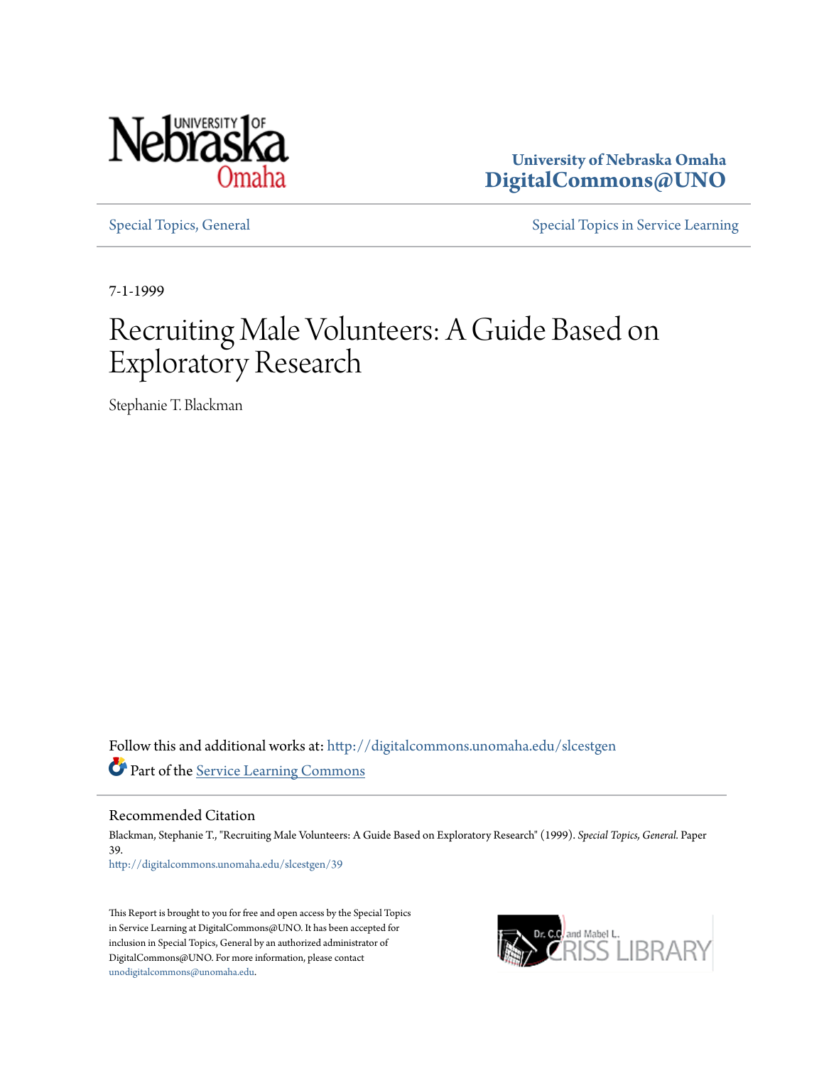University of Nebraska Omaha
**DigitalCommons@UNO**

Special Topics, General

Special Topics in Service Learning

7-1-1999

# Recruiting Male Volunteers: A Guide Based on Exploratory Research

Stephanie T. Blackman

Follow this and additional works at: http://digitalcommons.unomaha.edu/slcestgen

Part of the Service Learning Commons

## Recommended Citation

Blackman, Stephanie T., "Recruiting Male Volunteers: A Guide Based on Exploratory Research" (1999). *Special Topics, General.* Paper 39.
http://digitalcommons.unomaha.edu/slcestgen/39

This Report is brought to you for free and open access by the Special Topics in Service Learning at DigitalCommons@UNO. It has been accepted for inclusion in Special Topics, General by an authorized administrator of DigitalCommons@UNO. For more information, please contact unodigitalcommons@unomaha.edu.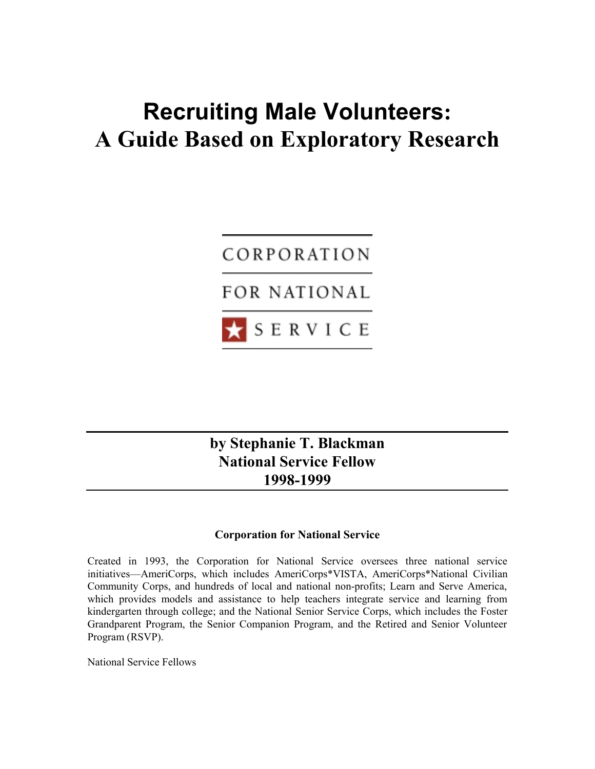# Recruiting Male Volunteers: A Guide Based on Exploratory Research

CORPORATION

FOR NATIONAL

SERVICE

**by Stephanie T. Blackman**
**National Service Fellow**
**1998-1999**

**Corporation for National Service**

Created in 1993, the Corporation for National Service oversees three national service initiatives—AmeriCorps, which includes AmeriCorps*VISTA, AmeriCorps*National Civilian Community Corps, and hundreds of local and national non-profits; Learn and Serve America, which provides models and assistance to help teachers integrate service and learning from kindergarten through college; and the National Senior Service Corps, which includes the Foster Grandparent Program, the Senior Companion Program, and the Retired and Senior Volunteer Program (RSVP).

National Service Fellows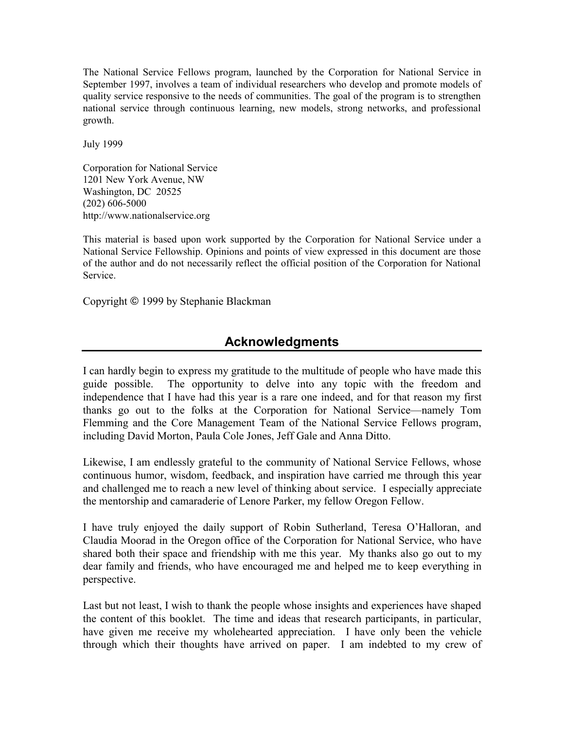The National Service Fellows program, launched by the Corporation for National Service in September 1997, involves a team of individual researchers who develop and promote models of quality service responsive to the needs of communities. The goal of the program is to strengthen national service through continuous learning, new models, strong networks, and professional growth.

July 1999

Corporation for National Service
1201 New York Avenue, NW
Washington, DC 20525
(202) 606-5000
http://www.nationalservice.org

This material is based upon work supported by the Corporation for National Service under a National Service Fellowship. Opinions and points of view expressed in this document are those of the author and do not necessarily reflect the official position of the Corporation for National Service.

Copyright © 1999 by Stephanie Blackman

## Acknowledgments

I can hardly begin to express my gratitude to the multitude of people who have made this guide possible. The opportunity to delve into any topic with the freedom and independence that I have had this year is a rare one indeed, and for that reason my first thanks go out to the folks at the Corporation for National Service—namely Tom Flemming and the Core Management Team of the National Service Fellows program, including David Morton, Paula Cole Jones, Jeff Gale and Anna Ditto.

Likewise, I am endlessly grateful to the community of National Service Fellows, whose continuous humor, wisdom, feedback, and inspiration have carried me through this year and challenged me to reach a new level of thinking about service. I especially appreciate the mentorship and camaraderie of Lenore Parker, my fellow Oregon Fellow.

I have truly enjoyed the daily support of Robin Sutherland, Teresa O'Halloran, and Claudia Moorad in the Oregon office of the Corporation for National Service, who have shared both their space and friendship with me this year. My thanks also go out to my dear family and friends, who have encouraged me and helped me to keep everything in perspective.

Last but not least, I wish to thank the people whose insights and experiences have shaped the content of this booklet. The time and ideas that research participants, in particular, have given me receive my wholehearted appreciation. I have only been the vehicle through which their thoughts have arrived on paper. I am indebted to my crew of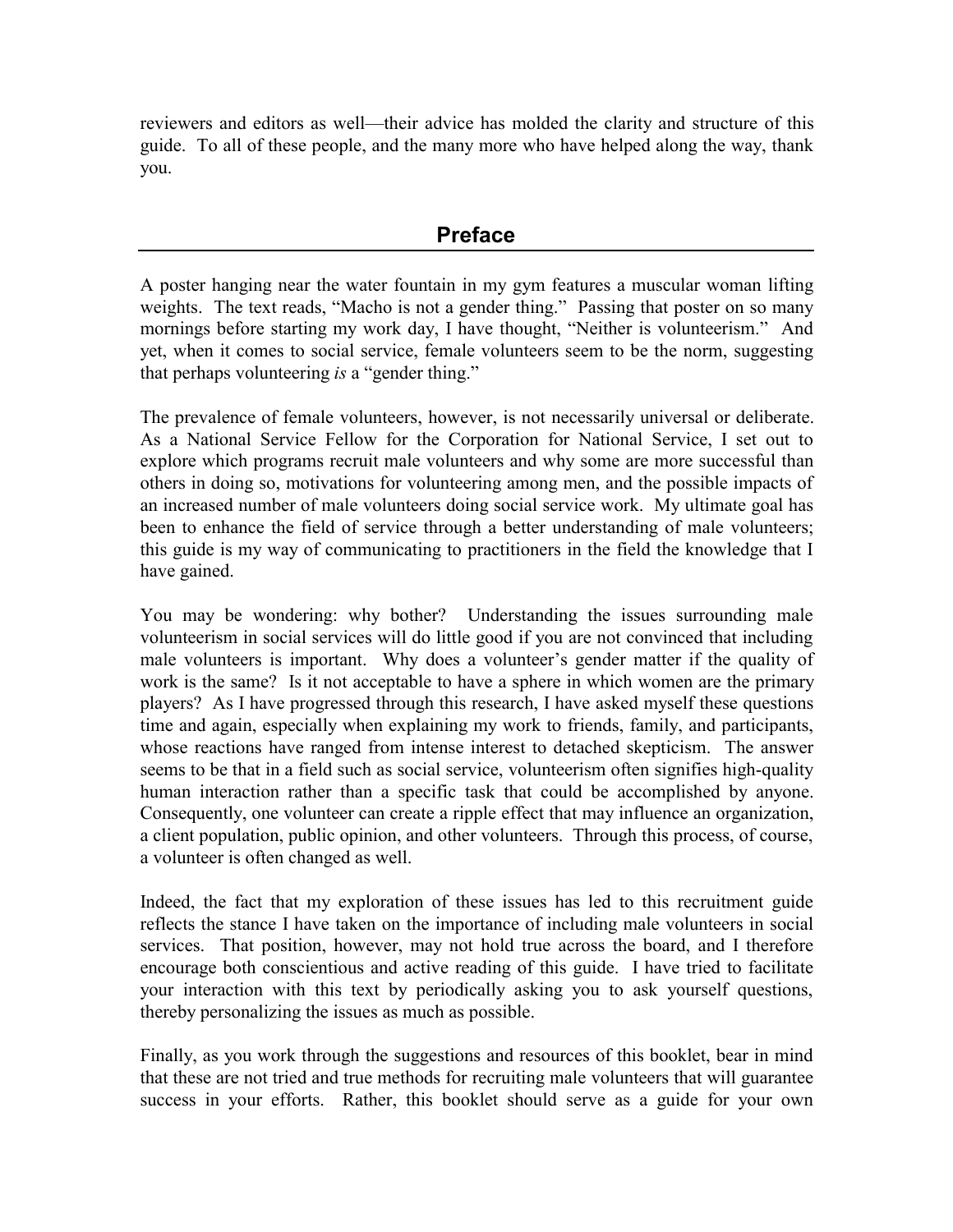reviewers and editors as well—their advice has molded the clarity and structure of this guide. To all of these people, and the many more who have helped along the way, thank you.

## Preface

A poster hanging near the water fountain in my gym features a muscular woman lifting weights. The text reads, "Macho is not a gender thing." Passing that poster on so many mornings before starting my work day, I have thought, "Neither is volunteerism." And yet, when it comes to social service, female volunteers seem to be the norm, suggesting that perhaps volunteering *is* a "gender thing."

The prevalence of female volunteers, however, is not necessarily universal or deliberate. As a National Service Fellow for the Corporation for National Service, I set out to explore which programs recruit male volunteers and why some are more successful than others in doing so, motivations for volunteering among men, and the possible impacts of an increased number of male volunteers doing social service work. My ultimate goal has been to enhance the field of service through a better understanding of male volunteers; this guide is my way of communicating to practitioners in the field the knowledge that I have gained.

You may be wondering: why bother? Understanding the issues surrounding male volunteerism in social services will do little good if you are not convinced that including male volunteers is important. Why does a volunteer's gender matter if the quality of work is the same? Is it not acceptable to have a sphere in which women are the primary players? As I have progressed through this research, I have asked myself these questions time and again, especially when explaining my work to friends, family, and participants, whose reactions have ranged from intense interest to detached skepticism. The answer seems to be that in a field such as social service, volunteerism often signifies high-quality human interaction rather than a specific task that could be accomplished by anyone. Consequently, one volunteer can create a ripple effect that may influence an organization, a client population, public opinion, and other volunteers. Through this process, of course, a volunteer is often changed as well.

Indeed, the fact that my exploration of these issues has led to this recruitment guide reflects the stance I have taken on the importance of including male volunteers in social services. That position, however, may not hold true across the board, and I therefore encourage both conscientious and active reading of this guide. I have tried to facilitate your interaction with this text by periodically asking you to ask yourself questions, thereby personalizing the issues as much as possible.

Finally, as you work through the suggestions and resources of this booklet, bear in mind that these are not tried and true methods for recruiting male volunteers that will guarantee success in your efforts. Rather, this booklet should serve as a guide for your own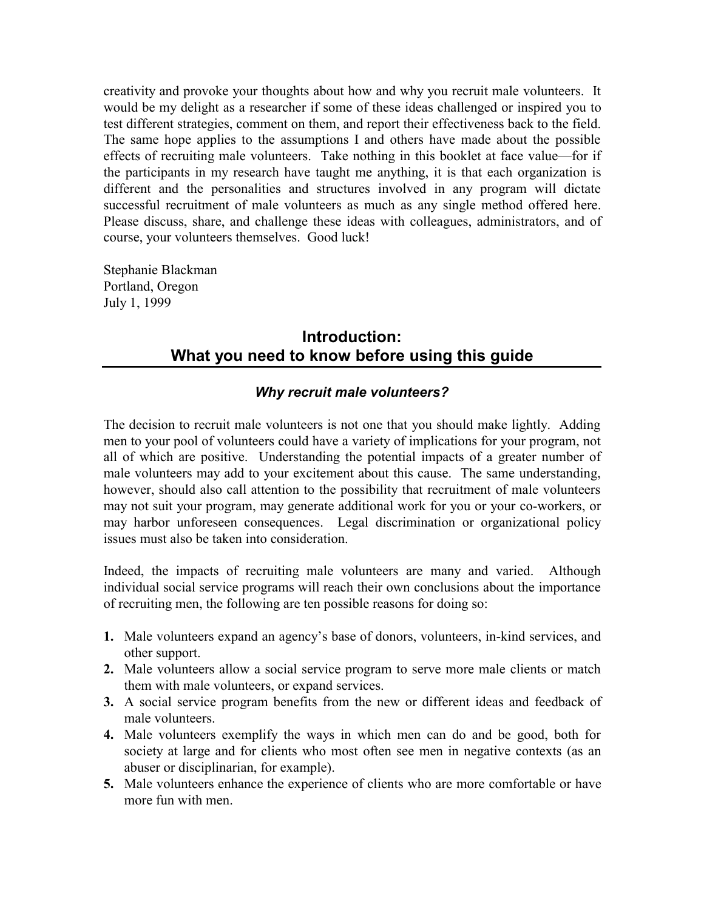creativity and provoke your thoughts about how and why you recruit male volunteers. It would be my delight as a researcher if some of these ideas challenged or inspired you to test different strategies, comment on them, and report their effectiveness back to the field. The same hope applies to the assumptions I and others have made about the possible effects of recruiting male volunteers. Take nothing in this booklet at face value—for if the participants in my research have taught me anything, it is that each organization is different and the personalities and structures involved in any program will dictate successful recruitment of male volunteers as much as any single method offered here. Please discuss, share, and challenge these ideas with colleagues, administrators, and of course, your volunteers themselves. Good luck!

Stephanie Blackman
Portland, Oregon
July 1, 1999

## Introduction: What you need to know before using this guide

### *Why recruit male volunteers?*

The decision to recruit male volunteers is not one that you should make lightly. Adding men to your pool of volunteers could have a variety of implications for your program, not all of which are positive. Understanding the potential impacts of a greater number of male volunteers may add to your excitement about this cause. The same understanding, however, should also call attention to the possibility that recruitment of male volunteers may not suit your program, may generate additional work for you or your co-workers, or may harbor unforeseen consequences. Legal discrimination or organizational policy issues must also be taken into consideration.

Indeed, the impacts of recruiting male volunteers are many and varied. Although individual social service programs will reach their own conclusions about the importance of recruiting men, the following are ten possible reasons for doing so:

1. Male volunteers expand an agency's base of donors, volunteers, in-kind services, and other support.
2. Male volunteers allow a social service program to serve more male clients or match them with male volunteers, or expand services.
3. A social service program benefits from the new or different ideas and feedback of male volunteers.
4. Male volunteers exemplify the ways in which men can do and be good, both for society at large and for clients who most often see men in negative contexts (as an abuser or disciplinarian, for example).
5. Male volunteers enhance the experience of clients who are more comfortable or have more fun with men.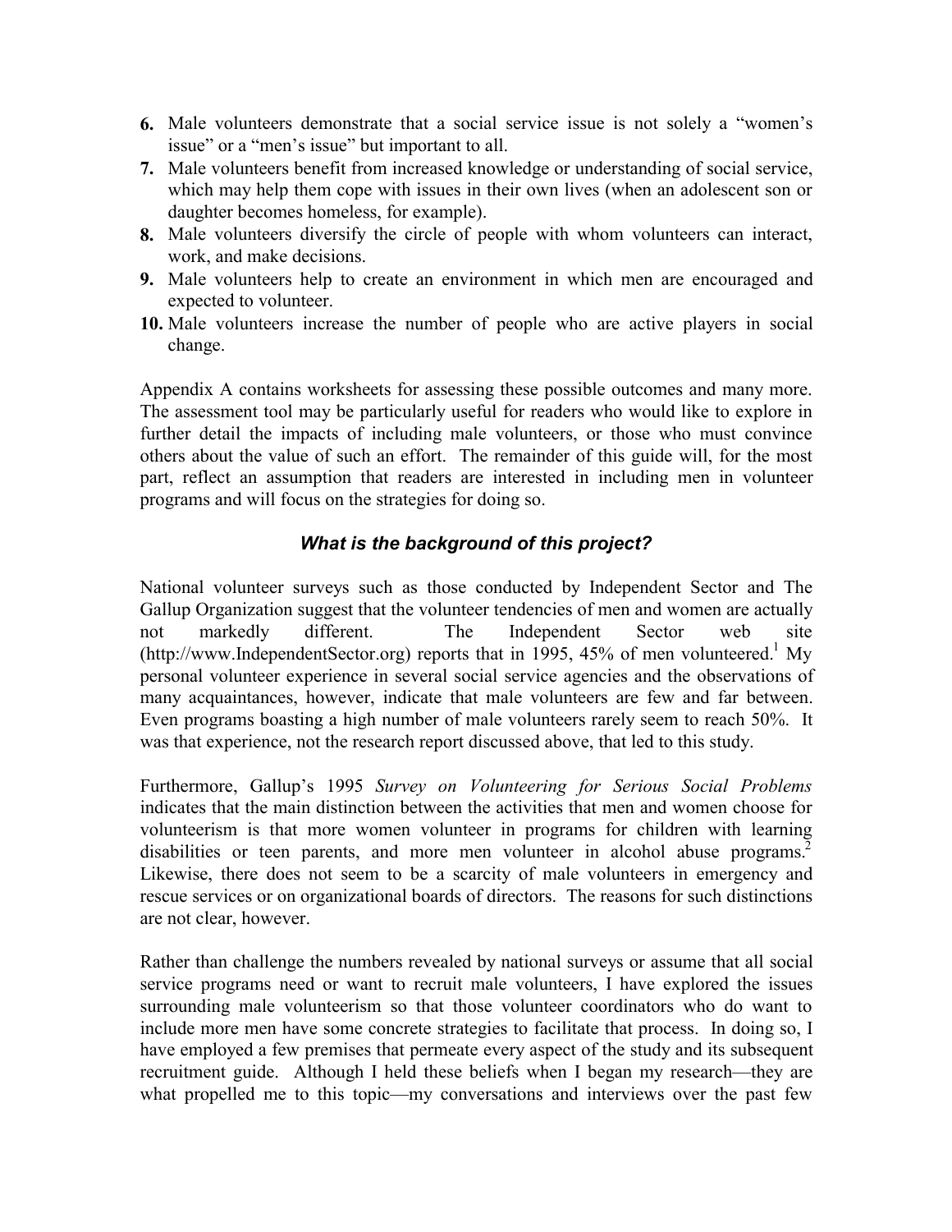6. Male volunteers demonstrate that a social service issue is not solely a "women's issue" or a "men's issue" but important to all.
7. Male volunteers benefit from increased knowledge or understanding of social service, which may help them cope with issues in their own lives (when an adolescent son or daughter becomes homeless, for example).
8. Male volunteers diversify the circle of people with whom volunteers can interact, work, and make decisions.
9. Male volunteers help to create an environment in which men are encouraged and expected to volunteer.
10. Male volunteers increase the number of people who are active players in social change.

Appendix A contains worksheets for assessing these possible outcomes and many more. The assessment tool may be particularly useful for readers who would like to explore in further detail the impacts of including male volunteers, or those who must convince others about the value of such an effort. The remainder of this guide will, for the most part, reflect an assumption that readers are interested in including men in volunteer programs and will focus on the strategies for doing so.

### *What is the background of this project?*

National volunteer surveys such as those conducted by Independent Sector and The Gallup Organization suggest that the volunteer tendencies of men and women are actually not markedly different. The Independent Sector web site (http://www.IndependentSector.org) reports that in 1995, 45% of men volunteered.[1] My personal volunteer experience in several social service agencies and the observations of many acquaintances, however, indicate that male volunteers are few and far between. Even programs boasting a high number of male volunteers rarely seem to reach 50%. It was that experience, not the research report discussed above, that led to this study.

Furthermore, Gallup's 1995 *Survey on Volunteering for Serious Social Problems* indicates that the main distinction between the activities that men and women choose for volunteerism is that more women volunteer in programs for children with learning disabilities or teen parents, and more men volunteer in alcohol abuse programs.[2] Likewise, there does not seem to be a scarcity of male volunteers in emergency and rescue services or on organizational boards of directors. The reasons for such distinctions are not clear, however.

Rather than challenge the numbers revealed by national surveys or assume that all social service programs need or want to recruit male volunteers, I have explored the issues surrounding male volunteerism so that those volunteer coordinators who do want to include more men have some concrete strategies to facilitate that process. In doing so, I have employed a few premises that permeate every aspect of the study and its subsequent recruitment guide. Although I held these beliefs when I began my research—they are what propelled me to this topic—my conversations and interviews over the past few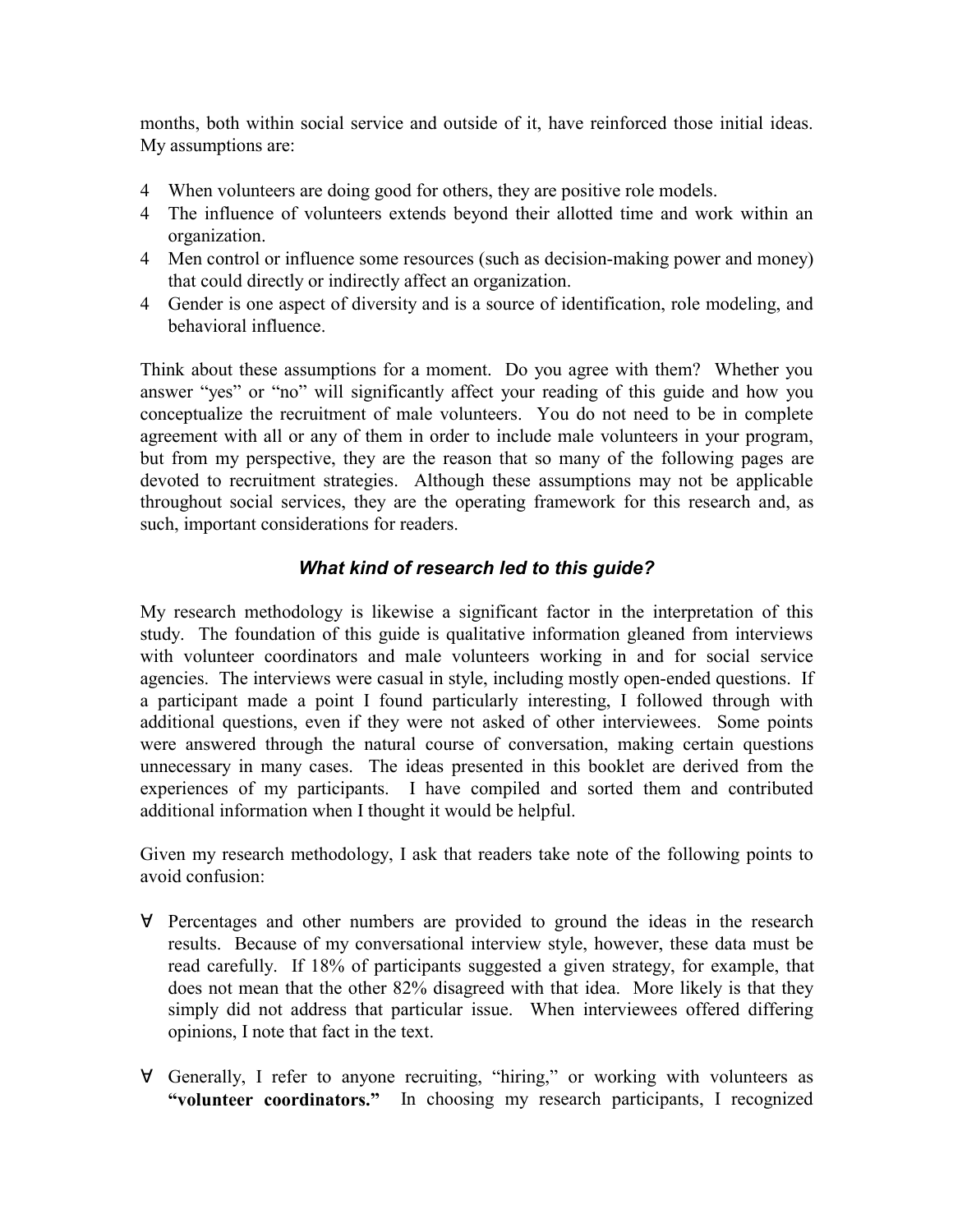months, both within social service and outside of it, have reinforced those initial ideas. My assumptions are:

- When volunteers are doing good for others, they are positive role models.
- The influence of volunteers extends beyond their allotted time and work within an organization.
- Men control or influence some resources (such as decision-making power and money) that could directly or indirectly affect an organization.
- Gender is one aspect of diversity and is a source of identification, role modeling, and behavioral influence.

Think about these assumptions for a moment. Do you agree with them? Whether you answer "yes" or "no" will significantly affect your reading of this guide and how you conceptualize the recruitment of male volunteers. You do not need to be in complete agreement with all or any of them in order to include male volunteers in your program, but from my perspective, they are the reason that so many of the following pages are devoted to recruitment strategies. Although these assumptions may not be applicable throughout social services, they are the operating framework for this research and, as such, important considerations for readers.

### *What kind of research led to this guide?*

My research methodology is likewise a significant factor in the interpretation of this study. The foundation of this guide is qualitative information gleaned from interviews with volunteer coordinators and male volunteers working in and for social service agencies. The interviews were casual in style, including mostly open-ended questions. If a participant made a point I found particularly interesting, I followed through with additional questions, even if they were not asked of other interviewees. Some points were answered through the natural course of conversation, making certain questions unnecessary in many cases. The ideas presented in this booklet are derived from the experiences of my participants. I have compiled and sorted them and contributed additional information when I thought it would be helpful.

Given my research methodology, I ask that readers take note of the following points to avoid confusion:

- Percentages and other numbers are provided to ground the ideas in the research results. Because of my conversational interview style, however, these data must be read carefully. If 18% of participants suggested a given strategy, for example, that does not mean that the other 82% disagreed with that idea. More likely is that they simply did not address that particular issue. When interviewees offered differing opinions, I note that fact in the text.

- Generally, I refer to anyone recruiting, "hiring," or working with volunteers as **"volunteer coordinators."** In choosing my research participants, I recognized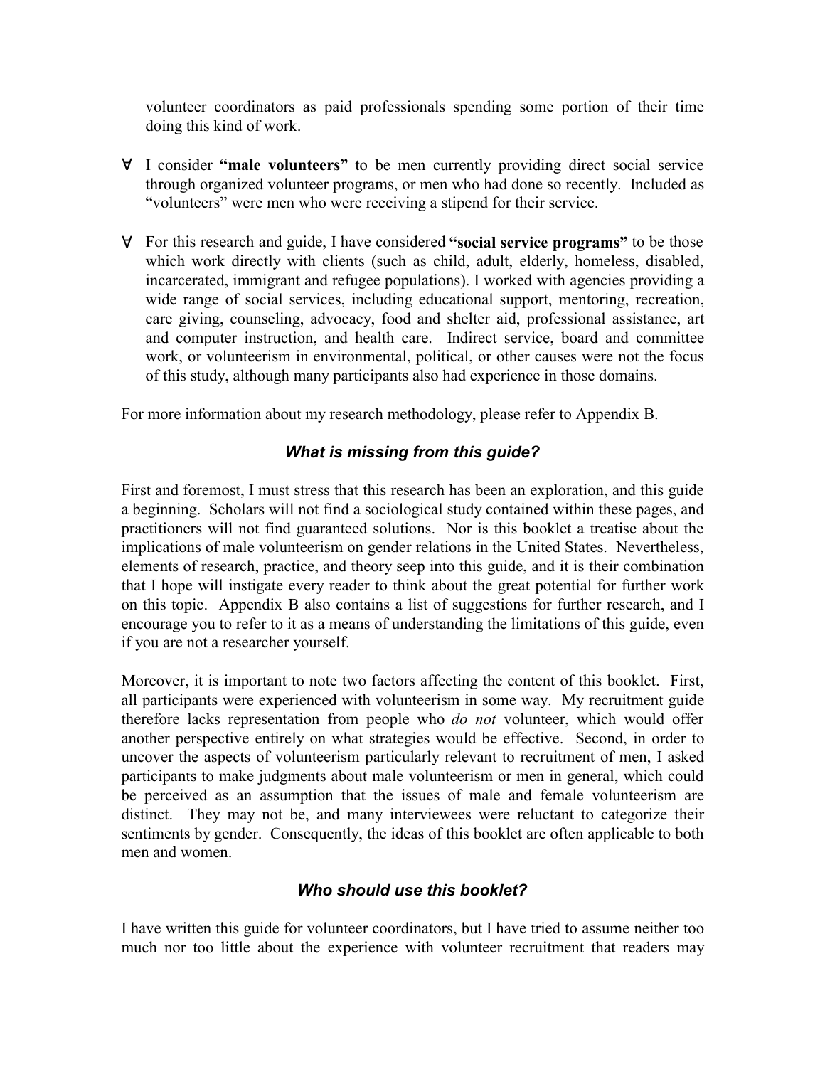volunteer coordinators as paid professionals spending some portion of their time doing this kind of work.

- I consider **"male volunteers"** to be men currently providing direct social service through organized volunteer programs, or men who had done so recently. Included as "volunteers" were men who were receiving a stipend for their service.

- For this research and guide, I have considered **"social service programs"** to be those which work directly with clients (such as child, adult, elderly, homeless, disabled, incarcerated, immigrant and refugee populations). I worked with agencies providing a wide range of social services, including educational support, mentoring, recreation, care giving, counseling, advocacy, food and shelter aid, professional assistance, art and computer instruction, and health care. Indirect service, board and committee work, or volunteerism in environmental, political, or other causes were not the focus of this study, although many participants also had experience in those domains.

For more information about my research methodology, please refer to Appendix B.

### *What is missing from this guide?*

First and foremost, I must stress that this research has been an exploration, and this guide a beginning. Scholars will not find a sociological study contained within these pages, and practitioners will not find guaranteed solutions. Nor is this booklet a treatise about the implications of male volunteerism on gender relations in the United States. Nevertheless, elements of research, practice, and theory seep into this guide, and it is their combination that I hope will instigate every reader to think about the great potential for further work on this topic. Appendix B also contains a list of suggestions for further research, and I encourage you to refer to it as a means of understanding the limitations of this guide, even if you are not a researcher yourself.

Moreover, it is important to note two factors affecting the content of this booklet. First, all participants were experienced with volunteerism in some way. My recruitment guide therefore lacks representation from people who *do not* volunteer, which would offer another perspective entirely on what strategies would be effective. Second, in order to uncover the aspects of volunteerism particularly relevant to recruitment of men, I asked participants to make judgments about male volunteerism or men in general, which could be perceived as an assumption that the issues of male and female volunteerism are distinct. They may not be, and many interviewees were reluctant to categorize their sentiments by gender. Consequently, the ideas of this booklet are often applicable to both men and women.

### *Who should use this booklet?*

I have written this guide for volunteer coordinators, but I have tried to assume neither too much nor too little about the experience with volunteer recruitment that readers may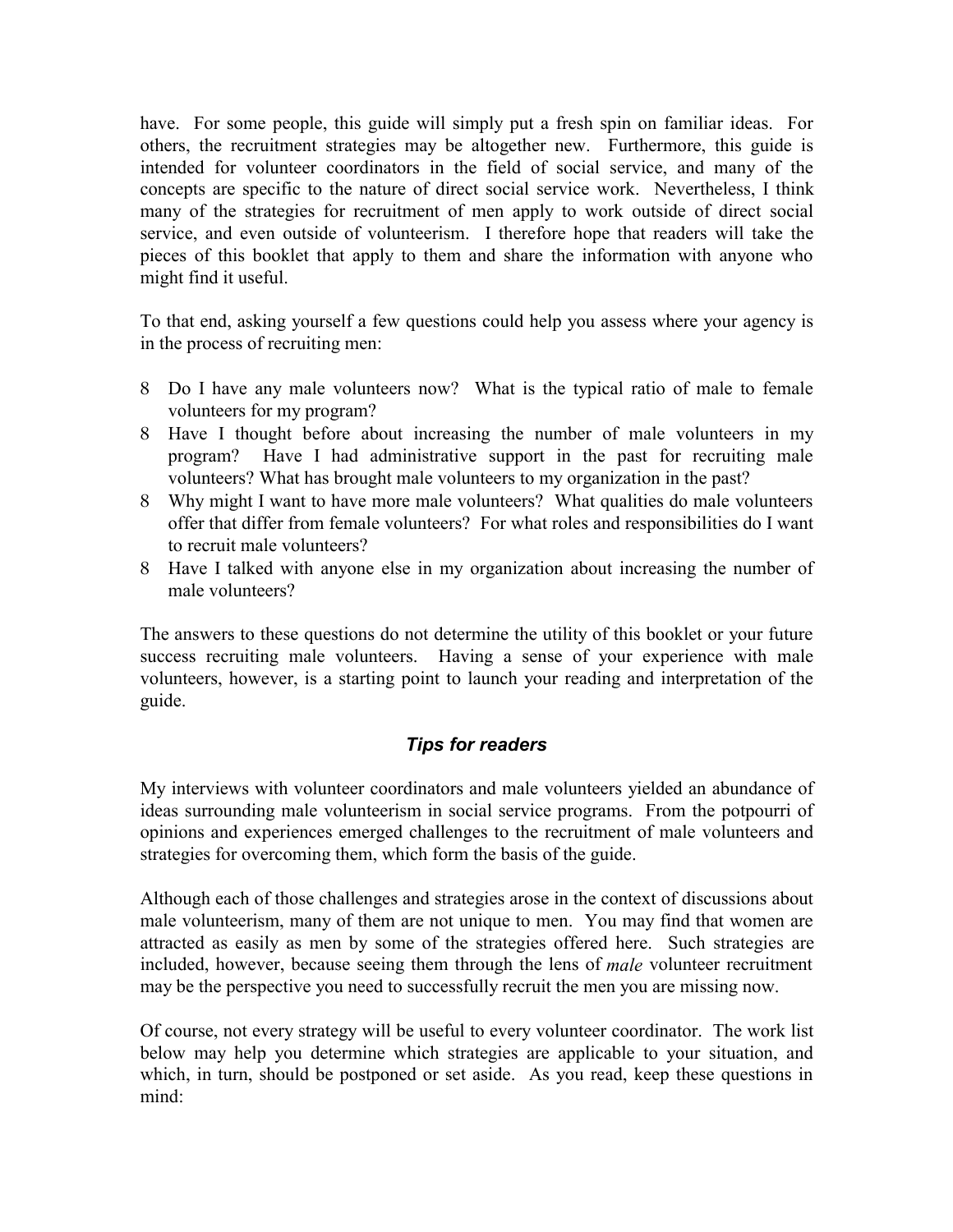have. For some people, this guide will simply put a fresh spin on familiar ideas. For others, the recruitment strategies may be altogether new. Furthermore, this guide is intended for volunteer coordinators in the field of social service, and many of the concepts are specific to the nature of direct social service work. Nevertheless, I think many of the strategies for recruitment of men apply to work outside of direct social service, and even outside of volunteerism. I therefore hope that readers will take the pieces of this booklet that apply to them and share the information with anyone who might find it useful.

To that end, asking yourself a few questions could help you assess where your agency is in the process of recruiting men:

- Do I have any male volunteers now? What is the typical ratio of male to female volunteers for my program?
- Have I thought before about increasing the number of male volunteers in my program? Have I had administrative support in the past for recruiting male volunteers? What has brought male volunteers to my organization in the past?
- Why might I want to have more male volunteers? What qualities do male volunteers offer that differ from female volunteers? For what roles and responsibilities do I want to recruit male volunteers?
- Have I talked with anyone else in my organization about increasing the number of male volunteers?

The answers to these questions do not determine the utility of this booklet or your future success recruiting male volunteers. Having a sense of your experience with male volunteers, however, is a starting point to launch your reading and interpretation of the guide.

### *Tips for readers*

My interviews with volunteer coordinators and male volunteers yielded an abundance of ideas surrounding male volunteerism in social service programs. From the potpourri of opinions and experiences emerged challenges to the recruitment of male volunteers and strategies for overcoming them, which form the basis of the guide.

Although each of those challenges and strategies arose in the context of discussions about male volunteerism, many of them are not unique to men. You may find that women are attracted as easily as men by some of the strategies offered here. Such strategies are included, however, because seeing them through the lens of *male* volunteer recruitment may be the perspective you need to successfully recruit the men you are missing now.

Of course, not every strategy will be useful to every volunteer coordinator. The work list below may help you determine which strategies are applicable to your situation, and which, in turn, should be postponed or set aside. As you read, keep these questions in mind: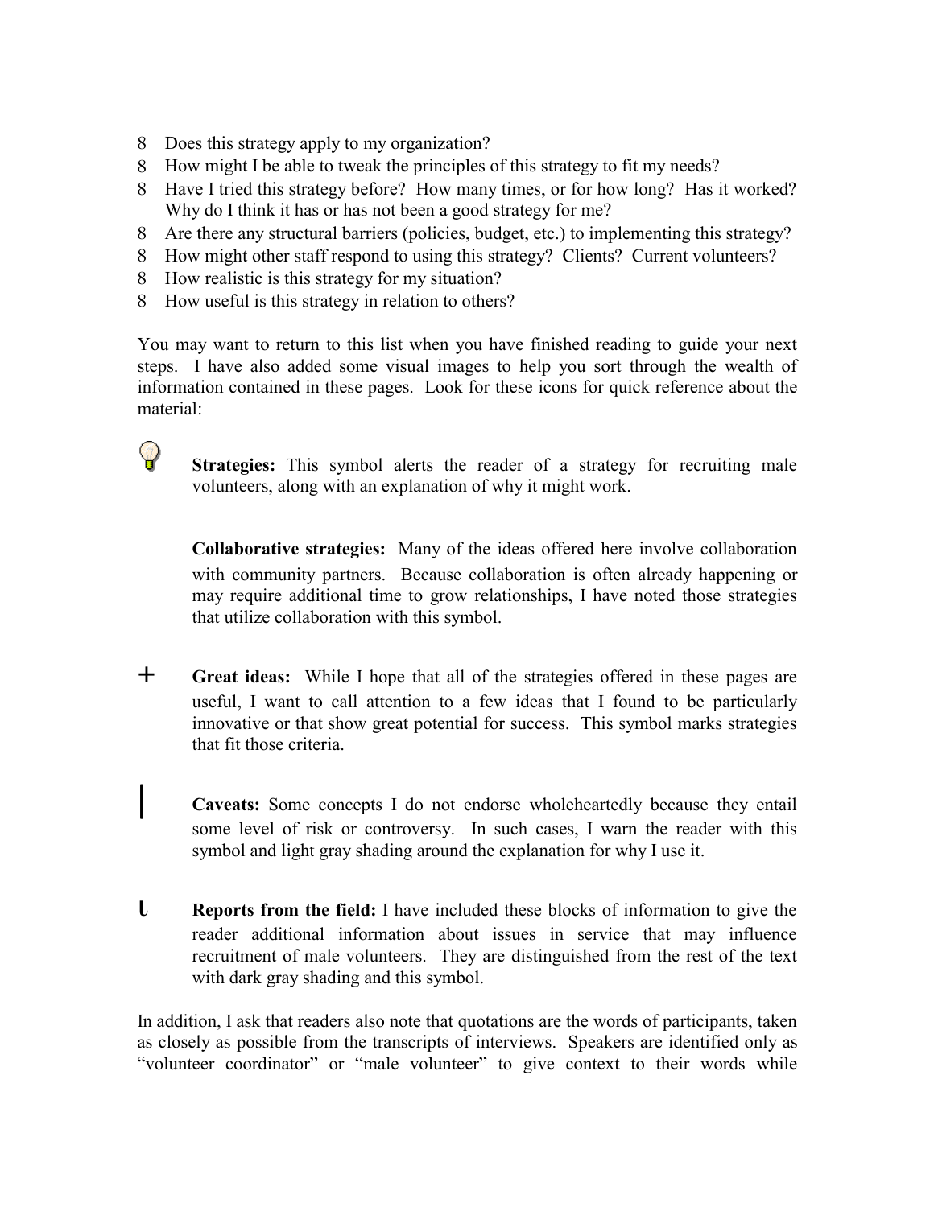8 Does this strategy apply to my organization?
8 How might I be able to tweak the principles of this strategy to fit my needs?
8 Have I tried this strategy before? How many times, or for how long? Has it worked? Why do I think it has or has not been a good strategy for me?
8 Are there any structural barriers (policies, budget, etc.) to implementing this strategy?
8 How might other staff respond to using this strategy? Clients? Current volunteers?
8 How realistic is this strategy for my situation?
8 How useful is this strategy in relation to others?

You may want to return to this list when you have finished reading to guide your next steps. I have also added some visual images to help you sort through the wealth of information contained in these pages. Look for these icons for quick reference about the material:

**Strategies:** This symbol alerts the reader of a strategy for recruiting male volunteers, along with an explanation of why it might work.

**Collaborative strategies:** Many of the ideas offered here involve collaboration with community partners. Because collaboration is often already happening or may require additional time to grow relationships, I have noted those strategies that utilize collaboration with this symbol.

\+ **Great ideas:** While I hope that all of the strategies offered in these pages are useful, I want to call attention to a few ideas that I found to be particularly innovative or that show great potential for success. This symbol marks strategies that fit those criteria.

| **Caveats:** Some concepts I do not endorse wholeheartedly because they entail some level of risk or controversy. In such cases, I warn the reader with this symbol and light gray shading around the explanation for why I use it.

ι **Reports from the field:** I have included these blocks of information to give the reader additional information about issues in service that may influence recruitment of male volunteers. They are distinguished from the rest of the text with dark gray shading and this symbol.

In addition, I ask that readers also note that quotations are the words of participants, taken as closely as possible from the transcripts of interviews. Speakers are identified only as "volunteer coordinator" or "male volunteer" to give context to their words while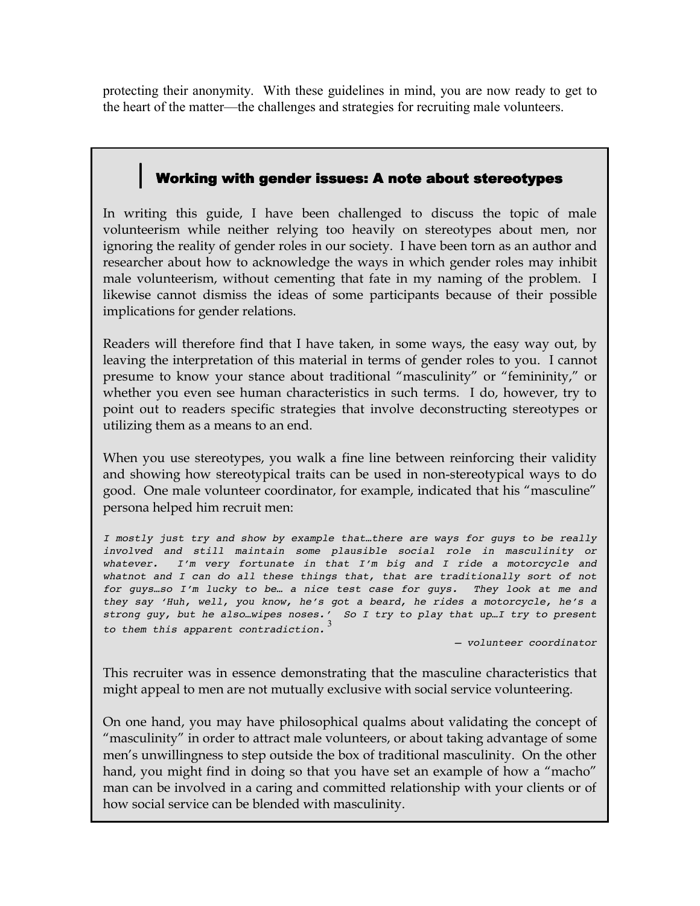protecting their anonymity. With these guidelines in mind, you are now ready to get to the heart of the matter—the challenges and strategies for recruiting male volunteers.

## Working with gender issues: A note about stereotypes

In writing this guide, I have been challenged to discuss the topic of male volunteerism while neither relying too heavily on stereotypes about men, nor ignoring the reality of gender roles in our society. I have been torn as an author and researcher about how to acknowledge the ways in which gender roles may inhibit male volunteerism, without cementing that fate in my naming of the problem. I likewise cannot dismiss the ideas of some participants because of their possible implications for gender relations.

Readers will therefore find that I have taken, in some ways, the easy way out, by leaving the interpretation of this material in terms of gender roles to you. I cannot presume to know your stance about traditional "masculinity" or "femininity," or whether you even see human characteristics in such terms. I do, however, try to point out to readers specific strategies that involve deconstructing stereotypes or utilizing them as a means to an end.

When you use stereotypes, you walk a fine line between reinforcing their validity and showing how stereotypical traits can be used in non-stereotypical ways to do good. One male volunteer coordinator, for example, indicated that his "masculine" persona helped him recruit men:

> *I mostly just try and show by example that…there are ways for guys to be really involved and still maintain some plausible social role in masculinity or whatever. I'm very fortunate in that I'm big and I ride a motorcycle and whatnot and I can do all these things that, that are traditionally sort of not for guys…so I'm lucky to be… a nice test case for guys. They look at me and they say 'Huh, well, you know, he's got a beard, he rides a motorcycle, he's a strong guy, but he also…wipes noses.' So I try to play that up…I try to present to them this apparent contradiction.*[3]
>
> *— volunteer coordinator*

This recruiter was in essence demonstrating that the masculine characteristics that might appeal to men are not mutually exclusive with social service volunteering.

On one hand, you may have philosophical qualms about validating the concept of "masculinity" in order to attract male volunteers, or about taking advantage of some men's unwillingness to step outside the box of traditional masculinity. On the other hand, you might find in doing so that you have set an example of how a "macho" man can be involved in a caring and committed relationship with your clients or of how social service can be blended with masculinity.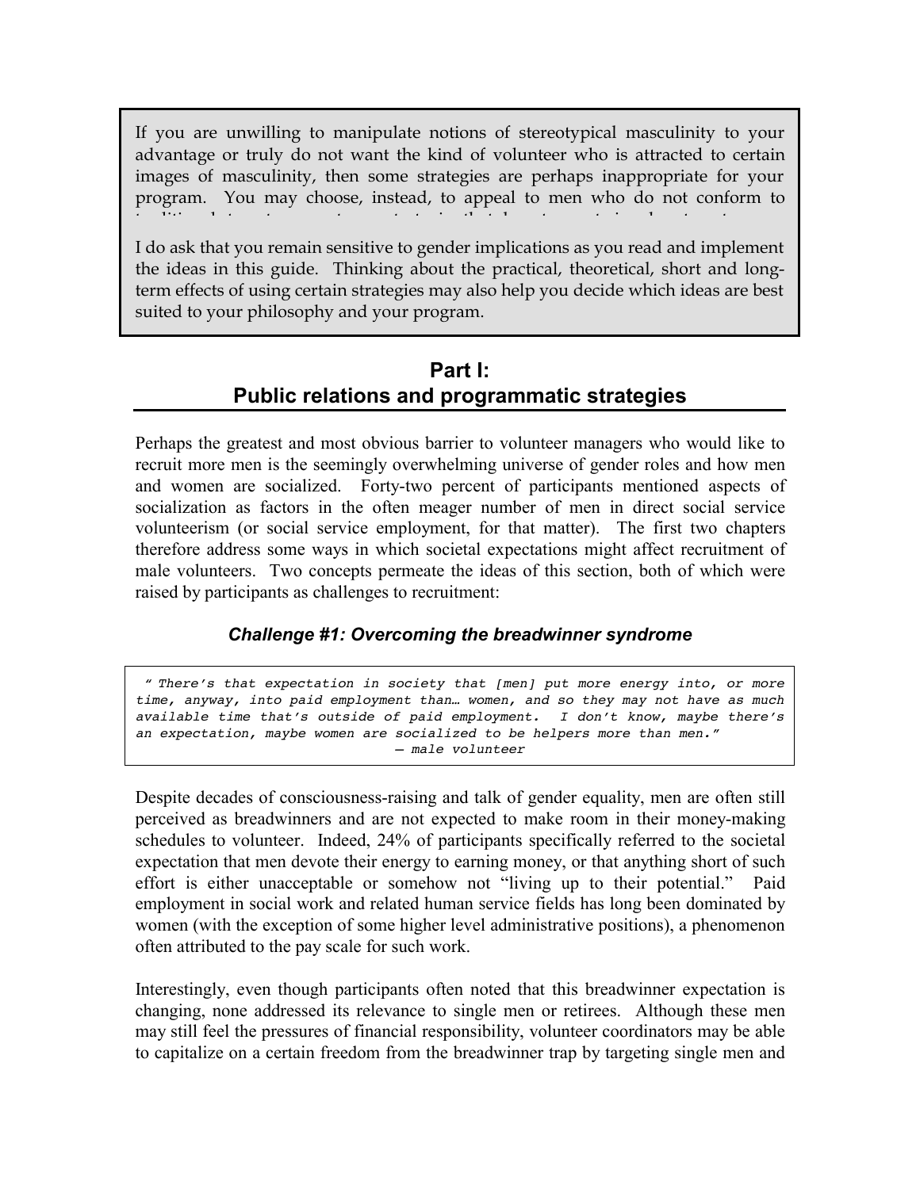If you are unwilling to manipulate notions of stereotypical masculinity to your advantage or truly do not want the kind of volunteer who is attracted to certain images of masculinity, then some strategies are perhaps inappropriate for your program. You may choose, instead, to appeal to men who do not conform to

I do ask that you remain sensitive to gender implications as you read and implement the ideas in this guide. Thinking about the practical, theoretical, short and long-term effects of using certain strategies may also help you decide which ideas are best suited to your philosophy and your program.

## Part I:
## Public relations and programmatic strategies

Perhaps the greatest and most obvious barrier to volunteer managers who would like to recruit more men is the seemingly overwhelming universe of gender roles and how men and women are socialized. Forty-two percent of participants mentioned aspects of socialization as factors in the often meager number of men in direct social service volunteerism (or social service employment, for that matter). The first two chapters therefore address some ways in which societal expectations might affect recruitment of male volunteers. Two concepts permeate the ideas of this section, both of which were raised by participants as challenges to recruitment:

### *Challenge #1: Overcoming the breadwinner syndrome*

> *" There's that expectation in society that [men] put more energy into, or more time, anyway, into paid employment than… women, and so they may not have as much available time that's outside of paid employment. I don't know, maybe there's an expectation, maybe women are socialized to be helpers more than men."*
>
> *— male volunteer*

Despite decades of consciousness-raising and talk of gender equality, men are often still perceived as breadwinners and are not expected to make room in their money-making schedules to volunteer. Indeed, 24% of participants specifically referred to the societal expectation that men devote their energy to earning money, or that anything short of such effort is either unacceptable or somehow not "living up to their potential." Paid employment in social work and related human service fields has long been dominated by women (with the exception of some higher level administrative positions), a phenomenon often attributed to the pay scale for such work.

Interestingly, even though participants often noted that this breadwinner expectation is changing, none addressed its relevance to single men or retirees. Although these men may still feel the pressures of financial responsibility, volunteer coordinators may be able to capitalize on a certain freedom from the breadwinner trap by targeting single men and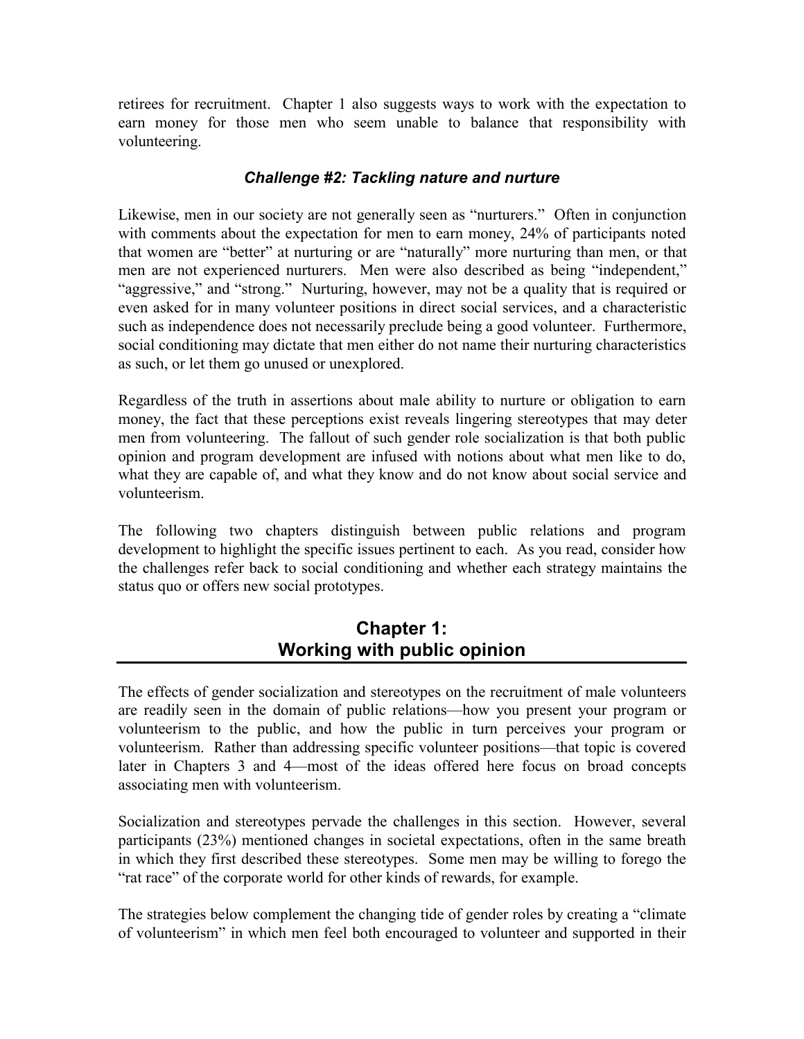retirees for recruitment. Chapter 1 also suggests ways to work with the expectation to earn money for those men who seem unable to balance that responsibility with volunteering.

### *Challenge #2: Tackling nature and nurture*

Likewise, men in our society are not generally seen as "nurturers." Often in conjunction with comments about the expectation for men to earn money, 24% of participants noted that women are "better" at nurturing or are "naturally" more nurturing than men, or that men are not experienced nurturers. Men were also described as being "independent," "aggressive," and "strong." Nurturing, however, may not be a quality that is required or even asked for in many volunteer positions in direct social services, and a characteristic such as independence does not necessarily preclude being a good volunteer. Furthermore, social conditioning may dictate that men either do not name their nurturing characteristics as such, or let them go unused or unexplored.

Regardless of the truth in assertions about male ability to nurture or obligation to earn money, the fact that these perceptions exist reveals lingering stereotypes that may deter men from volunteering. The fallout of such gender role socialization is that both public opinion and program development are infused with notions about what men like to do, what they are capable of, and what they know and do not know about social service and volunteerism.

The following two chapters distinguish between public relations and program development to highlight the specific issues pertinent to each. As you read, consider how the challenges refer back to social conditioning and whether each strategy maintains the status quo or offers new social prototypes.

## Chapter 1: Working with public opinion

The effects of gender socialization and stereotypes on the recruitment of male volunteers are readily seen in the domain of public relations—how you present your program or volunteerism to the public, and how the public in turn perceives your program or volunteerism. Rather than addressing specific volunteer positions—that topic is covered later in Chapters 3 and 4—most of the ideas offered here focus on broad concepts associating men with volunteerism.

Socialization and stereotypes pervade the challenges in this section. However, several participants (23%) mentioned changes in societal expectations, often in the same breath in which they first described these stereotypes. Some men may be willing to forego the "rat race" of the corporate world for other kinds of rewards, for example.

The strategies below complement the changing tide of gender roles by creating a "climate of volunteerism" in which men feel both encouraged to volunteer and supported in their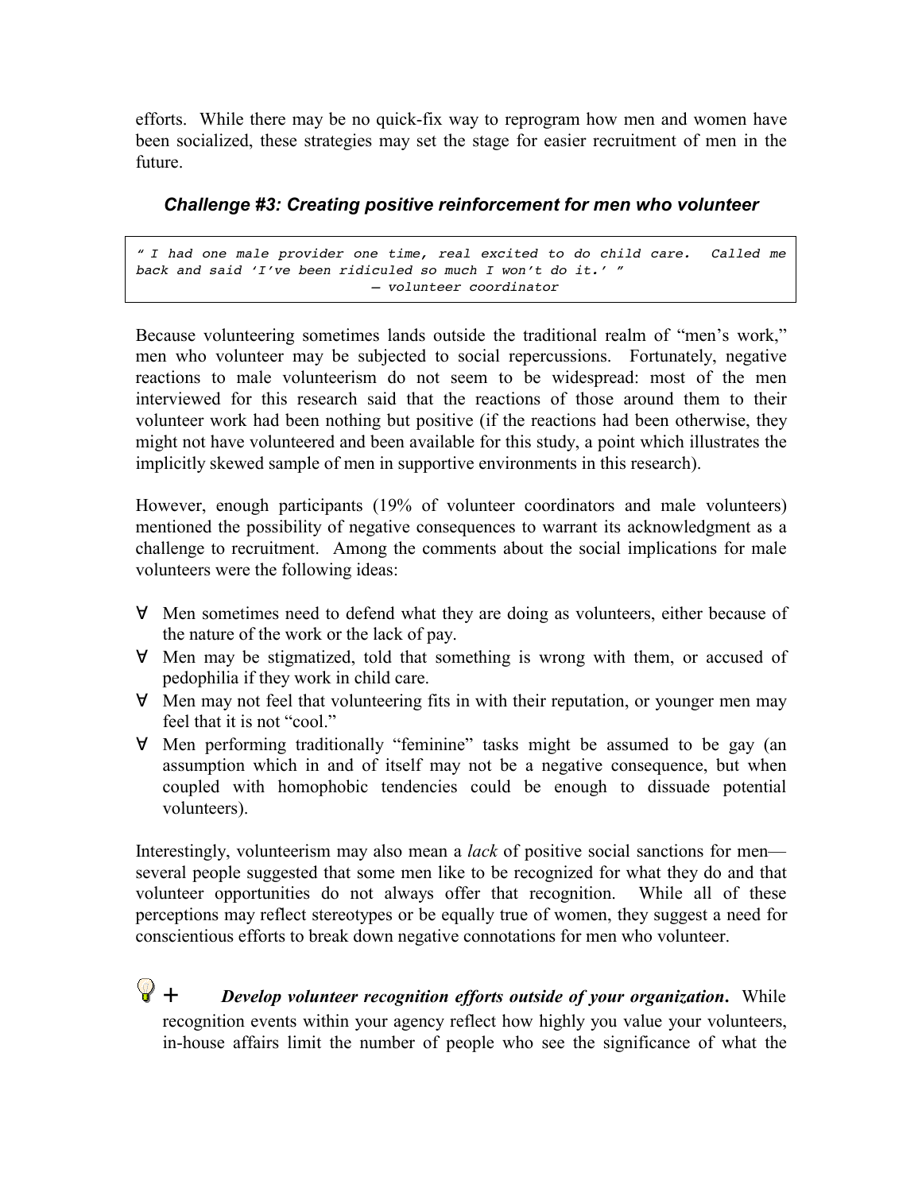efforts. While there may be no quick-fix way to reprogram how men and women have been socialized, these strategies may set the stage for easier recruitment of men in the future.

### *Challenge #3: Creating positive reinforcement for men who volunteer*

> *" I had one male provider one time, real excited to do child care. Called me back and said 'I've been ridiculed so much I won't do it.' "*
> *— volunteer coordinator*

Because volunteering sometimes lands outside the traditional realm of "men's work," men who volunteer may be subjected to social repercussions. Fortunately, negative reactions to male volunteerism do not seem to be widespread: most of the men interviewed for this research said that the reactions of those around them to their volunteer work had been nothing but positive (if the reactions had been otherwise, they might not have volunteered and been available for this study, a point which illustrates the implicitly skewed sample of men in supportive environments in this research).

However, enough participants (19% of volunteer coordinators and male volunteers) mentioned the possibility of negative consequences to warrant its acknowledgment as a challenge to recruitment. Among the comments about the social implications for male volunteers were the following ideas:

- Men sometimes need to defend what they are doing as volunteers, either because of the nature of the work or the lack of pay.
- Men may be stigmatized, told that something is wrong with them, or accused of pedophilia if they work in child care.
- Men may not feel that volunteering fits in with their reputation, or younger men may feel that it is not "cool."
- Men performing traditionally "feminine" tasks might be assumed to be gay (an assumption which in and of itself may not be a negative consequence, but when coupled with homophobic tendencies could be enough to dissuade potential volunteers).

Interestingly, volunteerism may also mean a *lack* of positive social sanctions for men—several people suggested that some men like to be recognized for what they do and that volunteer opportunities do not always offer that recognition. While all of these perceptions may reflect stereotypes or be equally true of women, they suggest a need for conscientious efforts to break down negative connotations for men who volunteer.

+ ***Develop volunteer recognition efforts outside of your organization*.** While recognition events within your agency reflect how highly you value your volunteers, in-house affairs limit the number of people who see the significance of what the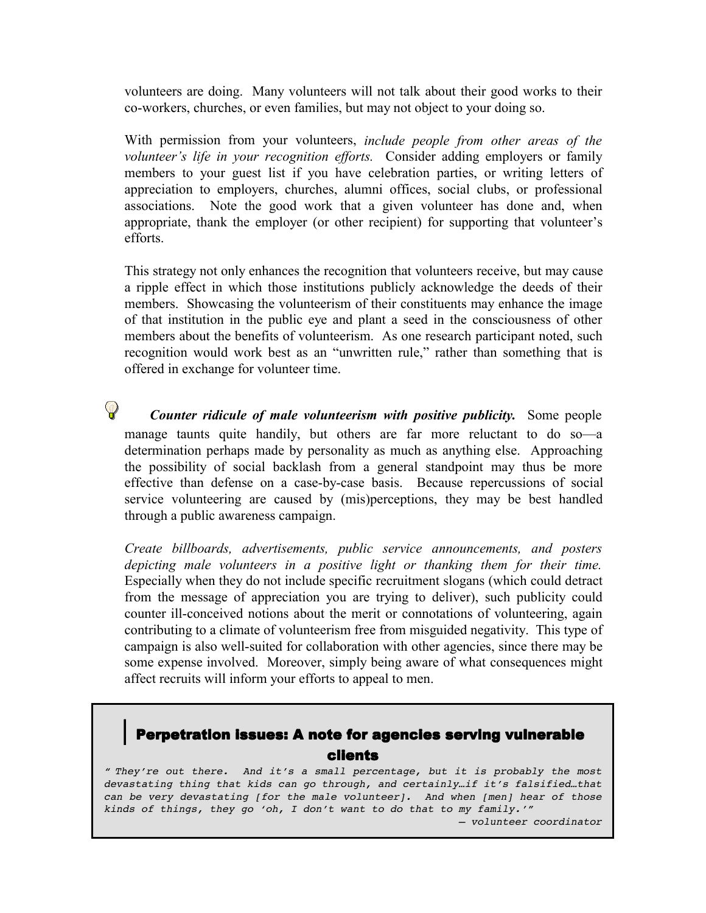volunteers are doing. Many volunteers will not talk about their good works to their co-workers, churches, or even families, but may not object to your doing so.

With permission from your volunteers, *include people from other areas of the volunteer's life in your recognition efforts.* Consider adding employers or family members to your guest list if you have celebration parties, or writing letters of appreciation to employers, churches, alumni offices, social clubs, or professional associations. Note the good work that a given volunteer has done and, when appropriate, thank the employer (or other recipient) for supporting that volunteer's efforts.

This strategy not only enhances the recognition that volunteers receive, but may cause a ripple effect in which those institutions publicly acknowledge the deeds of their members. Showcasing the volunteerism of their constituents may enhance the image of that institution in the public eye and plant a seed in the consciousness of other members about the benefits of volunteerism. As one research participant noted, such recognition would work best as an "unwritten rule," rather than something that is offered in exchange for volunteer time.

***Counter ridicule of male volunteerism with positive publicity.*** Some people manage taunts quite handily, but others are far more reluctant to do so—a determination perhaps made by personality as much as anything else. Approaching the possibility of social backlash from a general standpoint may thus be more effective than defense on a case-by-case basis. Because repercussions of social service volunteering are caused by (mis)perceptions, they may be best handled through a public awareness campaign.

*Create billboards, advertisements, public service announcements, and posters depicting male volunteers in a positive light or thanking them for their time.* Especially when they do not include specific recruitment slogans (which could detract from the message of appreciation you are trying to deliver), such publicity could counter ill-conceived notions about the merit or connotations of volunteering, again contributing to a climate of volunteerism free from misguided negativity. This type of campaign is also well-suited for collaboration with other agencies, since there may be some expense involved. Moreover, simply being aware of what consequences might affect recruits will inform your efforts to appeal to men.

## Perpetration issues: A note for agencies serving vulnerable clients

*" They're out there. And it's a small percentage, but it is probably the most devastating thing that kids can go through, and certainly…if it's falsified…that can be very devastating [for the male volunteer]. And when [men] hear of those kinds of things, they go 'oh, I don't want to do that to my family.'"*

*— volunteer coordinator*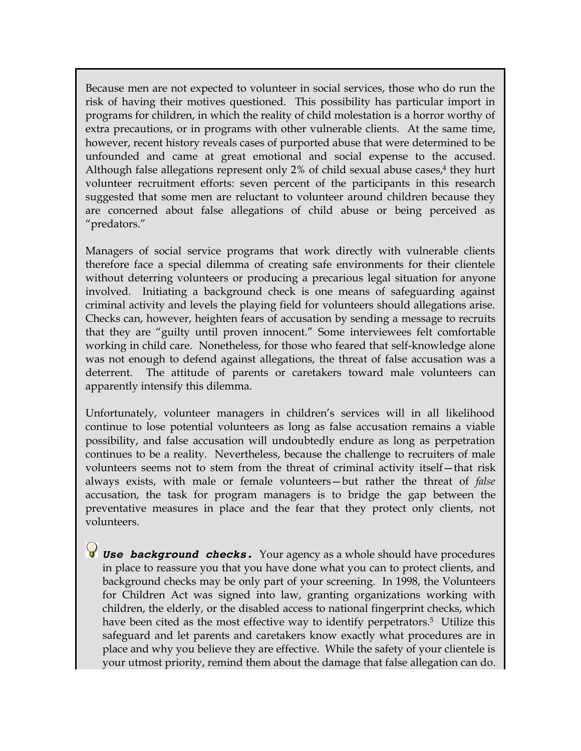Because men are not expected to volunteer in social services, those who do run the risk of having their motives questioned. This possibility has particular import in programs for children, in which the reality of child molestation is a horror worthy of extra precautions, or in programs with other vulnerable clients. At the same time, however, recent history reveals cases of purported abuse that were determined to be unfounded and came at great emotional and social expense to the accused. Although false allegations represent only 2% of child sexual abuse cases,[4] they hurt volunteer recruitment efforts: seven percent of the participants in this research suggested that some men are reluctant to volunteer around children because they are concerned about false allegations of child abuse or being perceived as "predators."

Managers of social service programs that work directly with vulnerable clients therefore face a special dilemma of creating safe environments for their clientele without deterring volunteers or producing a precarious legal situation for anyone involved. Initiating a background check is one means of safeguarding against criminal activity and levels the playing field for volunteers should allegations arise. Checks can, however, heighten fears of accusation by sending a message to recruits that they are "guilty until proven innocent." Some interviewees felt comfortable working in child care. Nonetheless, for those who feared that self-knowledge alone was not enough to defend against allegations, the threat of false accusation was a deterrent. The attitude of parents or caretakers toward male volunteers can apparently intensify this dilemma.

Unfortunately, volunteer managers in children's services will in all likelihood continue to lose potential volunteers as long as false accusation remains a viable possibility, and false accusation will undoubtedly endure as long as perpetration continues to be a reality. Nevertheless, because the challenge to recruiters of male volunteers seems not to stem from the threat of criminal activity itself—that risk always exists, with male or female volunteers—but rather the threat of *false* accusation, the task for program managers is to bridge the gap between the preventative measures in place and the fear that they protect only clients, not volunteers.

- ***Use background checks.*** Your agency as a whole should have procedures in place to reassure you that you have done what you can to protect clients, and background checks may be only part of your screening. In 1998, the Volunteers for Children Act was signed into law, granting organizations working with children, the elderly, or the disabled access to national fingerprint checks, which have been cited as the most effective way to identify perpetrators.[5] Utilize this safeguard and let parents and caretakers know exactly what procedures are in place and why you believe they are effective. While the safety of your clientele is your utmost priority, remind them about the damage that false allegation can do.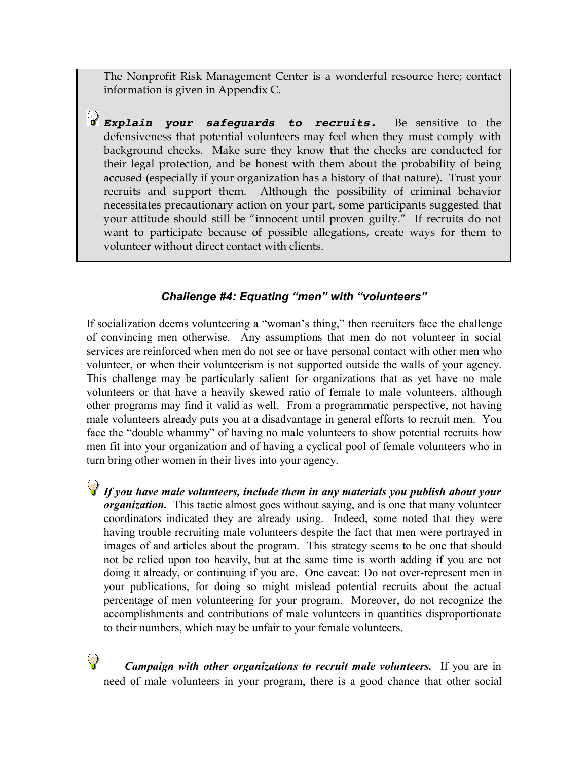The Nonprofit Risk Management Center is a wonderful resource here; contact information is given in Appendix C.

- ***Explain your safeguards to recruits.*** Be sensitive to the defensiveness that potential volunteers may feel when they must comply with background checks. Make sure they know that the checks are conducted for their legal protection, and be honest with them about the probability of being accused (especially if your organization has a history of that nature). Trust your recruits and support them. Although the possibility of criminal behavior necessitates precautionary action on your part, some participants suggested that your attitude should still be "innocent until proven guilty." If recruits do not want to participate because of possible allegations, create ways for them to volunteer without direct contact with clients.

### *Challenge #4: Equating "men" with "volunteers"*

If socialization deems volunteering a "woman's thing," then recruiters face the challenge of convincing men otherwise. Any assumptions that men do not volunteer in social services are reinforced when men do not see or have personal contact with other men who volunteer, or when their volunteerism is not supported outside the walls of your agency. This challenge may be particularly salient for organizations that as yet have no male volunteers or that have a heavily skewed ratio of female to male volunteers, although other programs may find it valid as well. From a programmatic perspective, not having male volunteers already puts you at a disadvantage in general efforts to recruit men. You face the "double whammy" of having no male volunteers to show potential recruits how men fit into your organization and of having a cyclical pool of female volunteers who in turn bring other women in their lives into your agency.

- ***If you have male volunteers, include them in any materials you publish about your organization.*** This tactic almost goes without saying, and is one that many volunteer coordinators indicated they are already using. Indeed, some noted that they were having trouble recruiting male volunteers despite the fact that men were portrayed in images of and articles about the program. This strategy seems to be one that should not be relied upon too heavily, but at the same time is worth adding if you are not doing it already, or continuing if you are. One caveat: Do not over-represent men in your publications, for doing so might mislead potential recruits about the actual percentage of men volunteering for your program. Moreover, do not recognize the accomplishments and contributions of male volunteers in quantities disproportionate to their numbers, which may be unfair to your female volunteers.

- ***Campaign with other organizations to recruit male volunteers.*** If you are in need of male volunteers in your program, there is a good chance that other social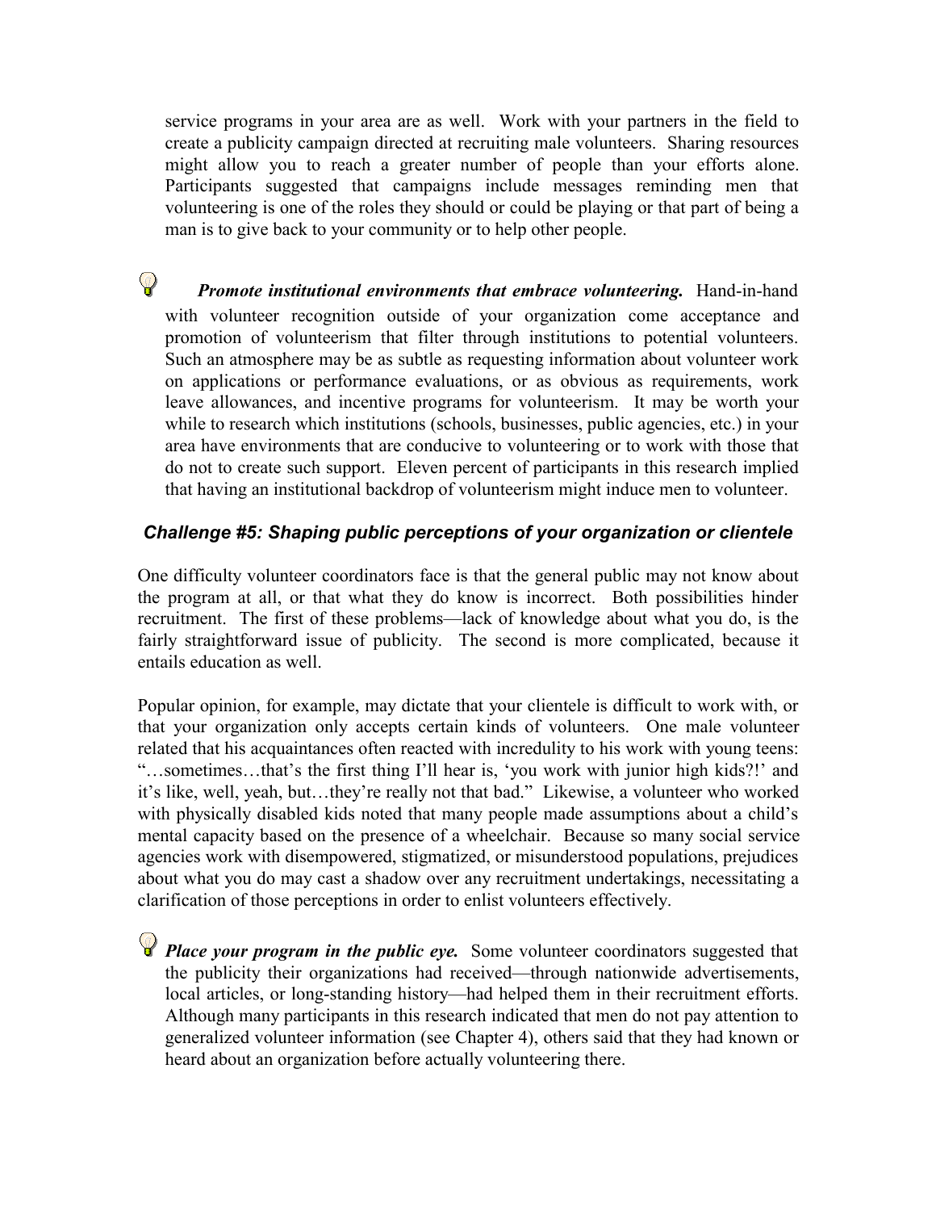service programs in your area are as well. Work with your partners in the field to create a publicity campaign directed at recruiting male volunteers. Sharing resources might allow you to reach a greater number of people than your efforts alone. Participants suggested that campaigns include messages reminding men that volunteering is one of the roles they should or could be playing or that part of being a man is to give back to your community or to help other people.

- ***Promote institutional environments that embrace volunteering.*** Hand-in-hand with volunteer recognition outside of your organization come acceptance and promotion of volunteerism that filter through institutions to potential volunteers. Such an atmosphere may be as subtle as requesting information about volunteer work on applications or performance evaluations, or as obvious as requirements, work leave allowances, and incentive programs for volunteerism. It may be worth your while to research which institutions (schools, businesses, public agencies, etc.) in your area have environments that are conducive to volunteering or to work with those that do not to create such support. Eleven percent of participants in this research implied that having an institutional backdrop of volunteerism might induce men to volunteer.

### *Challenge #5: Shaping public perceptions of your organization or clientele*

One difficulty volunteer coordinators face is that the general public may not know about the program at all, or that what they do know is incorrect. Both possibilities hinder recruitment. The first of these problems—lack of knowledge about what you do, is the fairly straightforward issue of publicity. The second is more complicated, because it entails education as well.

Popular opinion, for example, may dictate that your clientele is difficult to work with, or that your organization only accepts certain kinds of volunteers. One male volunteer related that his acquaintances often reacted with incredulity to his work with young teens: "…sometimes…that's the first thing I'll hear is, 'you work with junior high kids?!' and it's like, well, yeah, but…they're really not that bad." Likewise, a volunteer who worked with physically disabled kids noted that many people made assumptions about a child's mental capacity based on the presence of a wheelchair. Because so many social service agencies work with disempowered, stigmatized, or misunderstood populations, prejudices about what you do may cast a shadow over any recruitment undertakings, necessitating a clarification of those perceptions in order to enlist volunteers effectively.

- ***Place your program in the public eye.*** Some volunteer coordinators suggested that the publicity their organizations had received—through nationwide advertisements, local articles, or long-standing history—had helped them in their recruitment efforts. Although many participants in this research indicated that men do not pay attention to generalized volunteer information (see Chapter 4), others said that they had known or heard about an organization before actually volunteering there.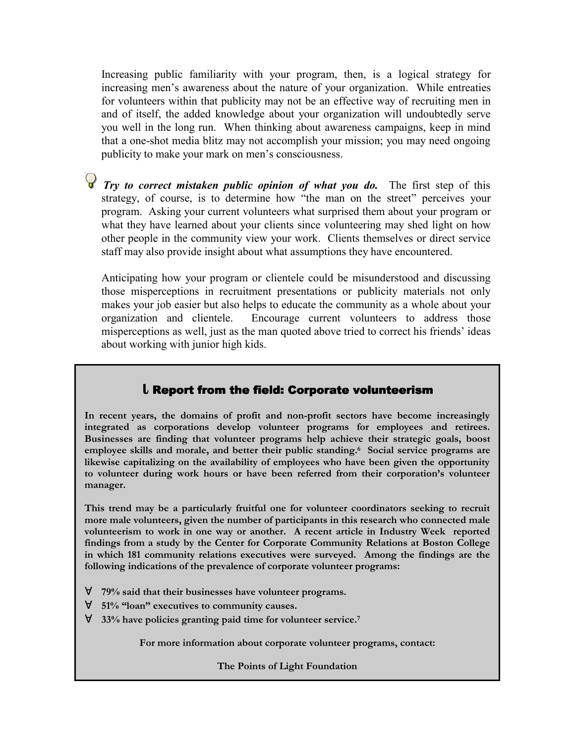Increasing public familiarity with your program, then, is a logical strategy for increasing men's awareness about the nature of your organization. While entreaties for volunteers within that publicity may not be an effective way of recruiting men in and of itself, the added knowledge about your organization will undoubtedly serve you well in the long run. When thinking about awareness campaigns, keep in mind that a one-shot media blitz may not accomplish your mission; you may need ongoing publicity to make your mark on men's consciousness.

***Try to correct mistaken public opinion of what you do.*** The first step of this strategy, of course, is to determine how "the man on the street" perceives your program. Asking your current volunteers what surprised them about your program or what they have learned about your clients since volunteering may shed light on how other people in the community view your work. Clients themselves or direct service staff may also provide insight about what assumptions they have encountered.

Anticipating how your program or clientele could be misunderstood and discussing those misperceptions in recruitment presentations or publicity materials not only makes your job easier but also helps to educate the community as a whole about your organization and clientele. Encourage current volunteers to address those misperceptions as well, just as the man quoted above tried to correct his friends' ideas about working with junior high kids.

### Report from the field: Corporate volunteerism

**In recent years, the domains of profit and non-profit sectors have become increasingly integrated as corporations develop volunteer programs for employees and retirees. Businesses are finding that volunteer programs help achieve their strategic goals, boost employee skills and morale, and better their public standing.[6] Social service programs are likewise capitalizing on the availability of employees who have been given the opportunity to volunteer during work hours or have been referred from their corporation's volunteer manager.**

**This trend may be a particularly fruitful one for volunteer coordinators seeking to recruit more male volunteers, given the number of participants in this research who connected male volunteerism to work in one way or another. A recent article in Industry Week reported findings from a study by the Center for Corporate Community Relations at Boston College in which 181 community relations executives were surveyed. Among the findings are the following indications of the prevalence of corporate volunteer programs:**

- **79% said that their businesses have volunteer programs.**
- **51% "loan" executives to community causes.**
- **33% have policies granting paid time for volunteer service.[7]**

**For more information about corporate volunteer programs, contact:**

**The Points of Light Foundation**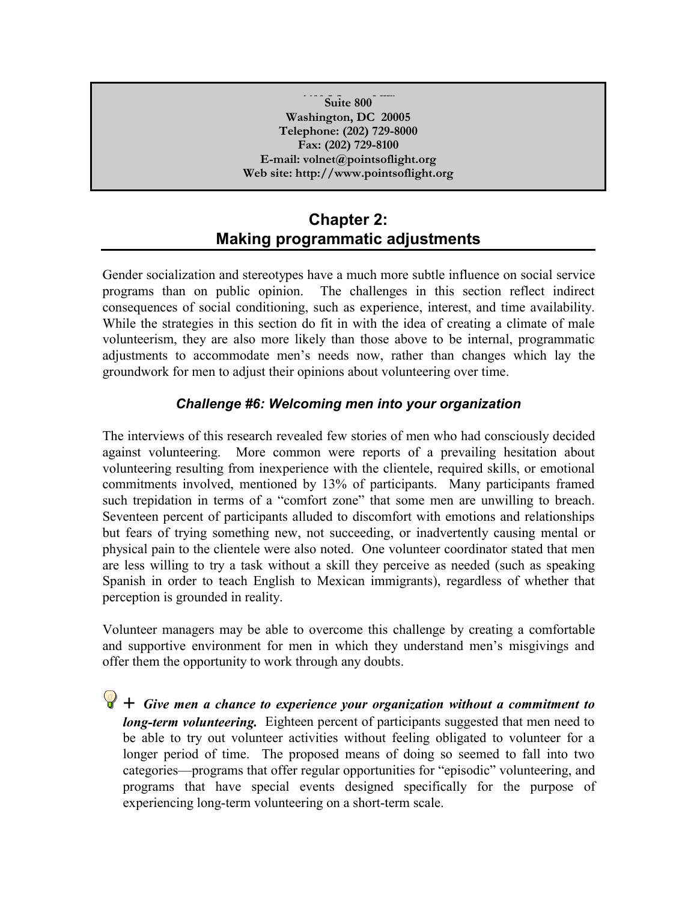Suite 800
Washington, DC 20005
Telephone: (202) 729-8000
Fax: (202) 729-8100
E-mail: volnet@pointsoflight.org
Web site: http://www.pointsoflight.org

## Chapter 2: Making programmatic adjustments

Gender socialization and stereotypes have a much more subtle influence on social service programs than on public opinion. The challenges in this section reflect indirect consequences of social conditioning, such as experience, interest, and time availability. While the strategies in this section do fit in with the idea of creating a climate of male volunteerism, they are also more likely than those above to be internal, programmatic adjustments to accommodate men's needs now, rather than changes which lay the groundwork for men to adjust their opinions about volunteering over time.

### *Challenge #6: Welcoming men into your organization*

The interviews of this research revealed few stories of men who had consciously decided against volunteering. More common were reports of a prevailing hesitation about volunteering resulting from inexperience with the clientele, required skills, or emotional commitments involved, mentioned by 13% of participants. Many participants framed such trepidation in terms of a "comfort zone" that some men are unwilling to breach. Seventeen percent of participants alluded to discomfort with emotions and relationships but fears of trying something new, not succeeding, or inadvertently causing mental or physical pain to the clientele were also noted. One volunteer coordinator stated that men are less willing to try a task without a skill they perceive as needed (such as speaking Spanish in order to teach English to Mexican immigrants), regardless of whether that perception is grounded in reality.

Volunteer managers may be able to overcome this challenge by creating a comfortable and supportive environment for men in which they understand men's misgivings and offer them the opportunity to work through any doubts.

+ ***Give men a chance to experience your organization without a commitment to long-term volunteering.*** Eighteen percent of participants suggested that men need to be able to try out volunteer activities without feeling obligated to volunteer for a longer period of time. The proposed means of doing so seemed to fall into two categories—programs that offer regular opportunities for "episodic" volunteering, and programs that have special events designed specifically for the purpose of experiencing long-term volunteering on a short-term scale.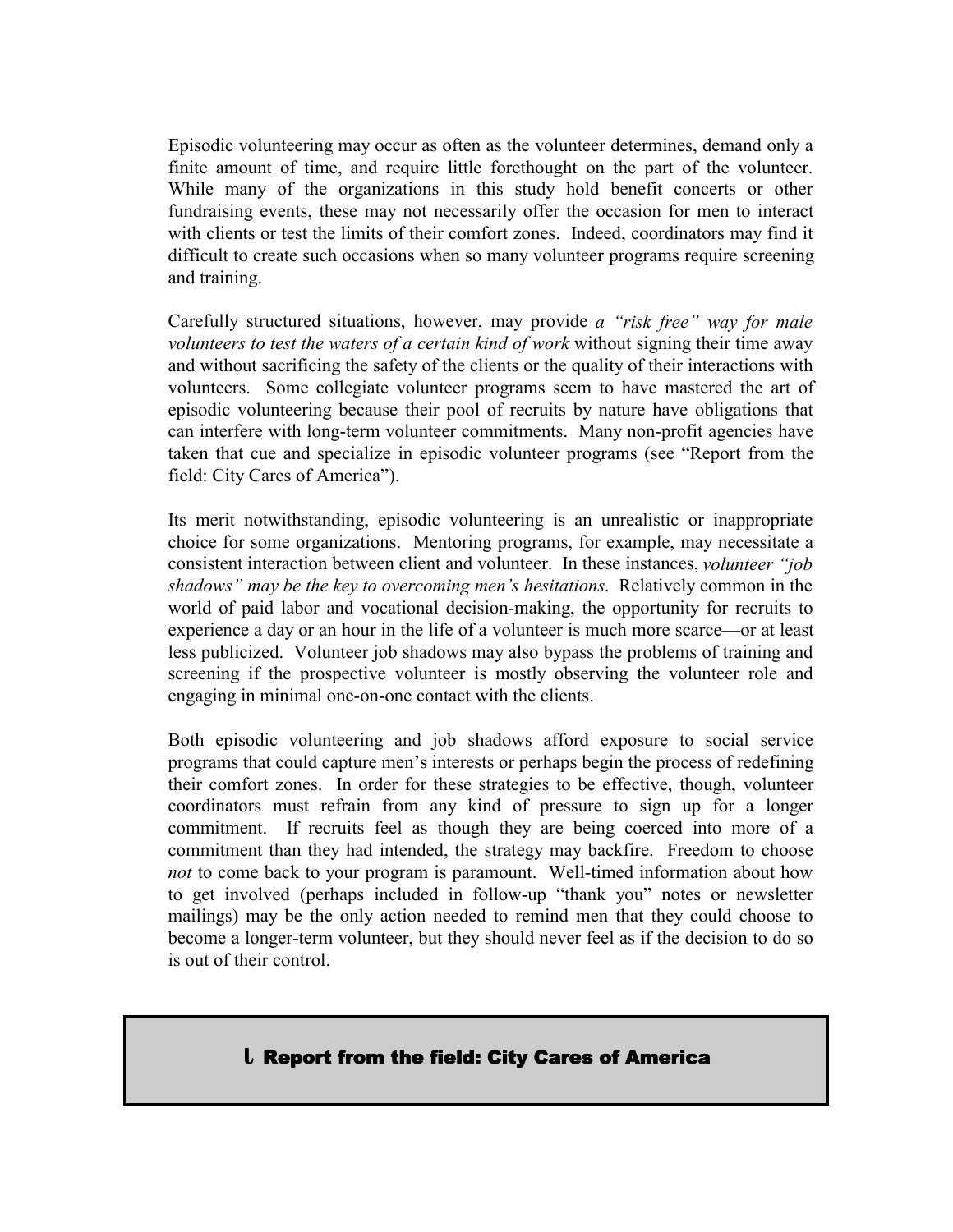Episodic volunteering may occur as often as the volunteer determines, demand only a finite amount of time, and require little forethought on the part of the volunteer. While many of the organizations in this study hold benefit concerts or other fundraising events, these may not necessarily offer the occasion for men to interact with clients or test the limits of their comfort zones. Indeed, coordinators may find it difficult to create such occasions when so many volunteer programs require screening and training.

Carefully structured situations, however, may provide *a "risk free" way for male volunteers to test the waters of a certain kind of work* without signing their time away and without sacrificing the safety of the clients or the quality of their interactions with volunteers. Some collegiate volunteer programs seem to have mastered the art of episodic volunteering because their pool of recruits by nature have obligations that can interfere with long-term volunteer commitments. Many non-profit agencies have taken that cue and specialize in episodic volunteer programs (see "Report from the field: City Cares of America").

Its merit notwithstanding, episodic volunteering is an unrealistic or inappropriate choice for some organizations. Mentoring programs, for example, may necessitate a consistent interaction between client and volunteer. In these instances, *volunteer "job shadows" may be the key to overcoming men's hesitations*. Relatively common in the world of paid labor and vocational decision-making, the opportunity for recruits to experience a day or an hour in the life of a volunteer is much more scarce—or at least less publicized. Volunteer job shadows may also bypass the problems of training and screening if the prospective volunteer is mostly observing the volunteer role and engaging in minimal one-on-one contact with the clients.

Both episodic volunteering and job shadows afford exposure to social service programs that could capture men's interests or perhaps begin the process of redefining their comfort zones. In order for these strategies to be effective, though, volunteer coordinators must refrain from any kind of pressure to sign up for a longer commitment. If recruits feel as though they are being coerced into more of a commitment than they had intended, the strategy may backfire. Freedom to choose *not* to come back to your program is paramount. Well-timed information about how to get involved (perhaps included in follow-up "thank you" notes or newsletter mailings) may be the only action needed to remind men that they could choose to become a longer-term volunteer, but they should never feel as if the decision to do so is out of their control.

**Report from the field: City Cares of America**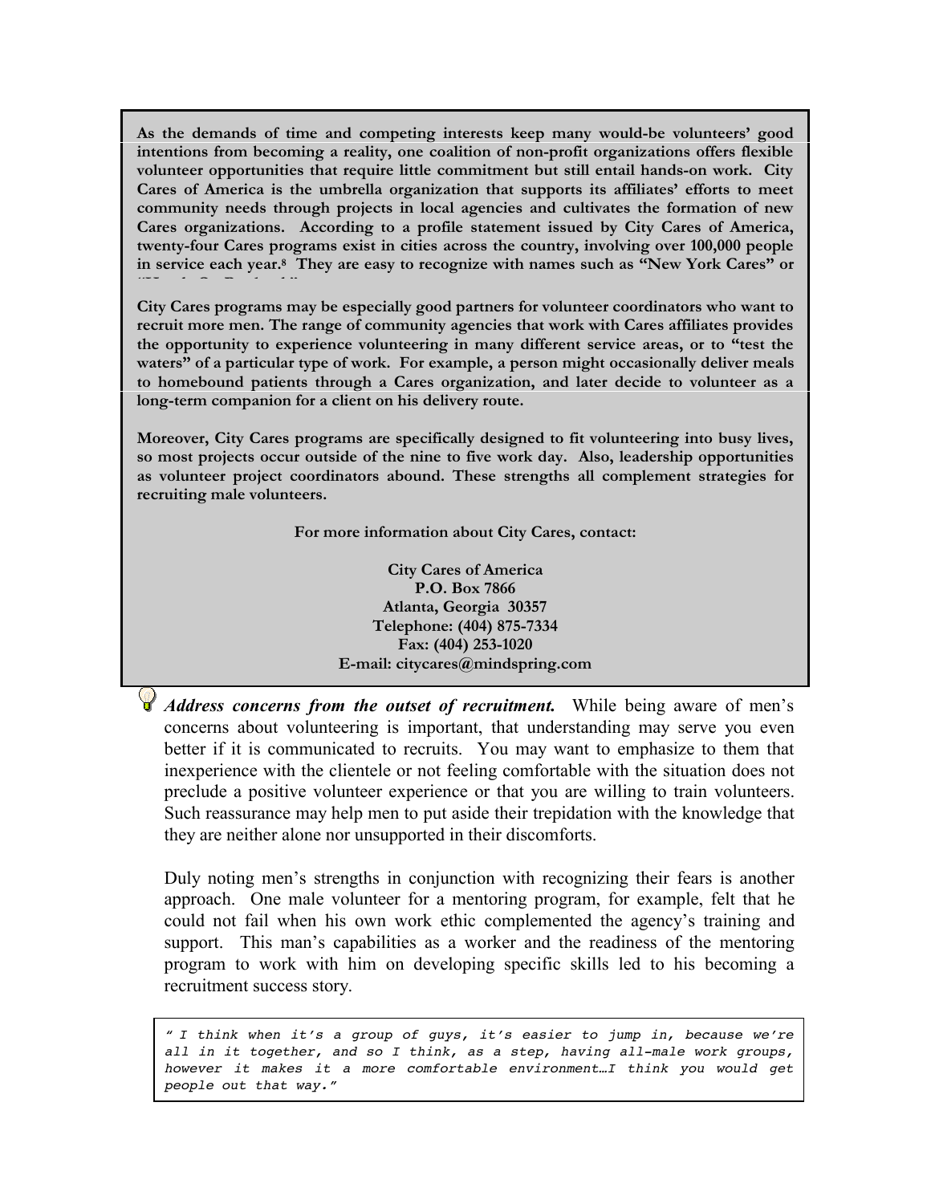**As the demands of time and competing interests keep many would-be volunteers' good intentions from becoming a reality, one coalition of non-profit organizations offers flexible volunteer opportunities that require little commitment but still entail hands-on work. City Cares of America is the umbrella organization that supports its affiliates' efforts to meet community needs through projects in local agencies and cultivates the formation of new Cares organizations. According to a profile statement issued by City Cares of America, twenty-four Cares programs exist in cities across the country, involving over 100,000 people in service each year.[8] They are easy to recognize with names such as "New York Cares" or "Hands On Portland."**

**City Cares programs may be especially good partners for volunteer coordinators who want to recruit more men. The range of community agencies that work with Cares affiliates provides the opportunity to experience volunteering in many different service areas, or to "test the waters" of a particular type of work. For example, a person might occasionally deliver meals to homebound patients through a Cares organization, and later decide to volunteer as a long-term companion for a client on his delivery route.**

**Moreover, City Cares programs are specifically designed to fit volunteering into busy lives, so most projects occur outside of the nine to five work day. Also, leadership opportunities as volunteer project coordinators abound. These strengths all complement strategies for recruiting male volunteers.**

**For more information about City Cares, contact:**

**City Cares of America**
**P.O. Box 7866**
**Atlanta, Georgia 30357**
**Telephone: (404) 875-7334**
**Fax: (404) 253-1020**
**E-mail: citycares@mindspring.com**

***Address concerns from the outset of recruitment.*** While being aware of men's concerns about volunteering is important, that understanding may serve you even better if it is communicated to recruits. You may want to emphasize to them that inexperience with the clientele or not feeling comfortable with the situation does not preclude a positive volunteer experience or that you are willing to train volunteers. Such reassurance may help men to put aside their trepidation with the knowledge that they are neither alone nor unsupported in their discomforts.

Duly noting men's strengths in conjunction with recognizing their fears is another approach. One male volunteer for a mentoring program, for example, felt that he could not fail when his own work ethic complemented the agency's training and support. This man's capabilities as a worker and the readiness of the mentoring program to work with him on developing specific skills led to his becoming a recruitment success story.

*" I think when it's a group of guys, it's easier to jump in, because we're all in it together, and so I think, as a step, having all-male work groups, however it makes it a more comfortable environment…I think you would get people out that way."*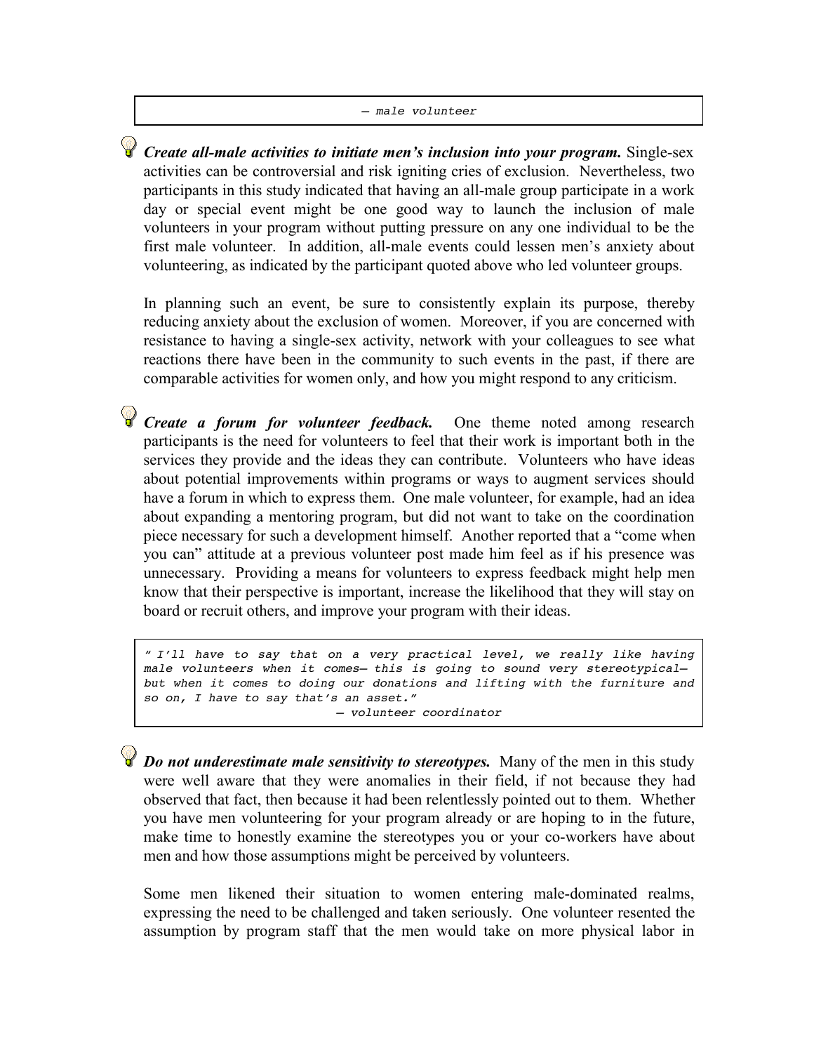> — *male volunteer*

**_Create all-male activities to initiate men's inclusion into your program._** Single-sex activities can be controversial and risk igniting cries of exclusion. Nevertheless, two participants in this study indicated that having an all-male group participate in a work day or special event might be one good way to launch the inclusion of male volunteers in your program without putting pressure on any one individual to be the first male volunteer. In addition, all-male events could lessen men's anxiety about volunteering, as indicated by the participant quoted above who led volunteer groups.

In planning such an event, be sure to consistently explain its purpose, thereby reducing anxiety about the exclusion of women. Moreover, if you are concerned with resistance to having a single-sex activity, network with your colleagues to see what reactions there have been in the community to such events in the past, if there are comparable activities for women only, and how you might respond to any criticism.

**_Create a forum for volunteer feedback._** One theme noted among research participants is the need for volunteers to feel that their work is important both in the services they provide and the ideas they can contribute. Volunteers who have ideas about potential improvements within programs or ways to augment services should have a forum in which to express them. One male volunteer, for example, had an idea about expanding a mentoring program, but did not want to take on the coordination piece necessary for such a development himself. Another reported that a "come when you can" attitude at a previous volunteer post made him feel as if his presence was unnecessary. Providing a means for volunteers to express feedback might help men know that their perspective is important, increase the likelihood that they will stay on board or recruit others, and improve your program with their ideas.

> *" I'll have to say that on a very practical level, we really like having male volunteers when it comes— this is going to sound very stereotypical— but when it comes to doing our donations and lifting with the furniture and so on, I have to say that's an asset."*
>
> — *volunteer coordinator*

**_Do not underestimate male sensitivity to stereotypes._** Many of the men in this study were well aware that they were anomalies in their field, if not because they had observed that fact, then because it had been relentlessly pointed out to them. Whether you have men volunteering for your program already or are hoping to in the future, make time to honestly examine the stereotypes you or your co-workers have about men and how those assumptions might be perceived by volunteers.

Some men likened their situation to women entering male-dominated realms, expressing the need to be challenged and taken seriously. One volunteer resented the assumption by program staff that the men would take on more physical labor in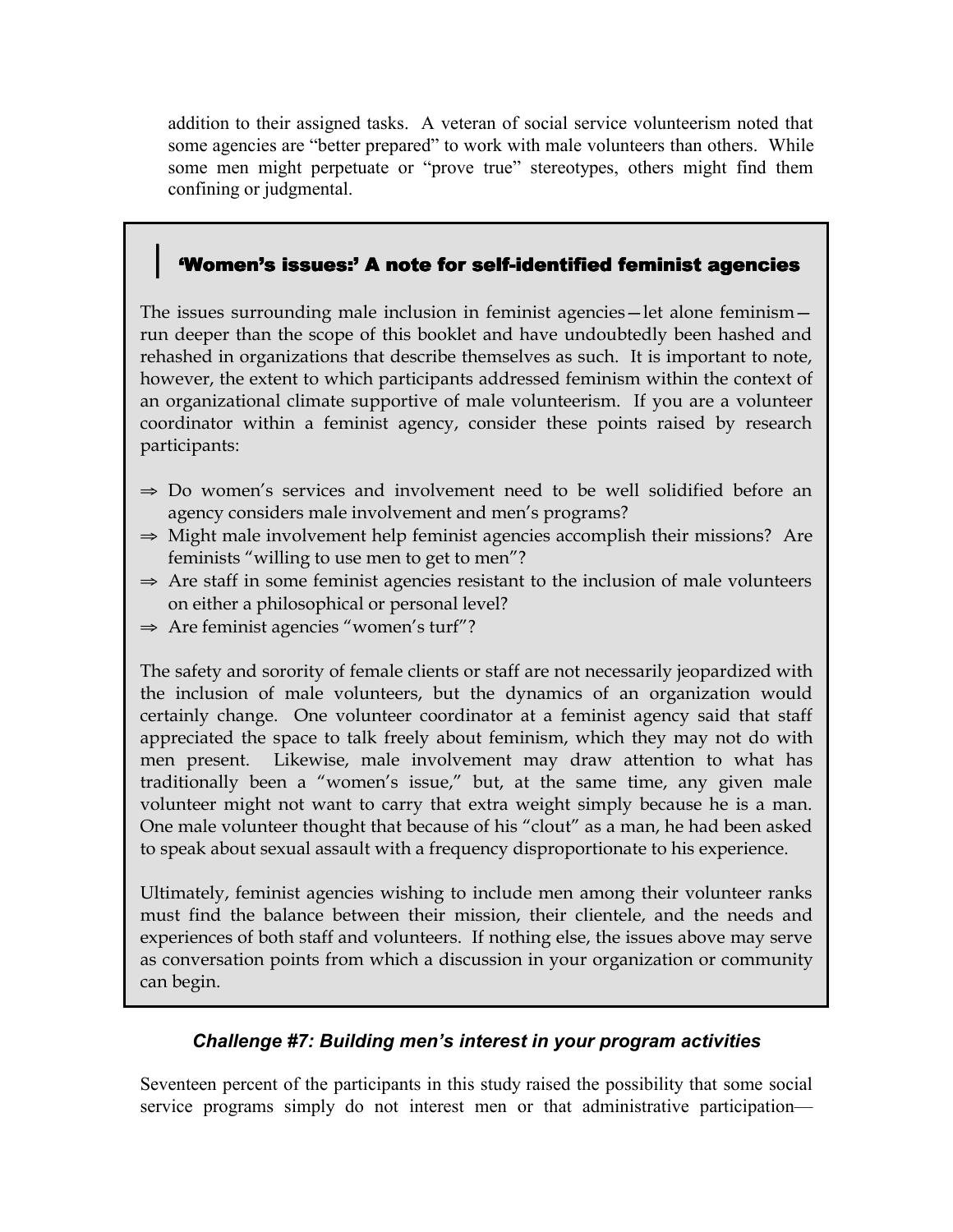addition to their assigned tasks. A veteran of social service volunteerism noted that some agencies are "better prepared" to work with male volunteers than others. While some men might perpetuate or "prove true" stereotypes, others might find them confining or judgmental.

### 'Women's issues:' A note for self-identified feminist agencies

The issues surrounding male inclusion in feminist agencies—let alone feminism—run deeper than the scope of this booklet and have undoubtedly been hashed and rehashed in organizations that describe themselves as such. It is important to note, however, the extent to which participants addressed feminism within the context of an organizational climate supportive of male volunteerism. If you are a volunteer coordinator within a feminist agency, consider these points raised by research participants:

- ⇒ Do women's services and involvement need to be well solidified before an agency considers male involvement and men's programs?
- ⇒ Might male involvement help feminist agencies accomplish their missions? Are feminists "willing to use men to get to men"?
- ⇒ Are staff in some feminist agencies resistant to the inclusion of male volunteers on either a philosophical or personal level?
- ⇒ Are feminist agencies "women's turf"?

The safety and sorority of female clients or staff are not necessarily jeopardized with the inclusion of male volunteers, but the dynamics of an organization would certainly change. One volunteer coordinator at a feminist agency said that staff appreciated the space to talk freely about feminism, which they may not do with men present. Likewise, male involvement may draw attention to what has traditionally been a "women's issue," but, at the same time, any given male volunteer might not want to carry that extra weight simply because he is a man. One male volunteer thought that because of his "clout" as a man, he had been asked to speak about sexual assault with a frequency disproportionate to his experience.

Ultimately, feminist agencies wishing to include men among their volunteer ranks must find the balance between their mission, their clientele, and the needs and experiences of both staff and volunteers. If nothing else, the issues above may serve as conversation points from which a discussion in your organization or community can begin.

### *Challenge #7: Building men's interest in your program activities*

Seventeen percent of the participants in this study raised the possibility that some social service programs simply do not interest men or that administrative participation—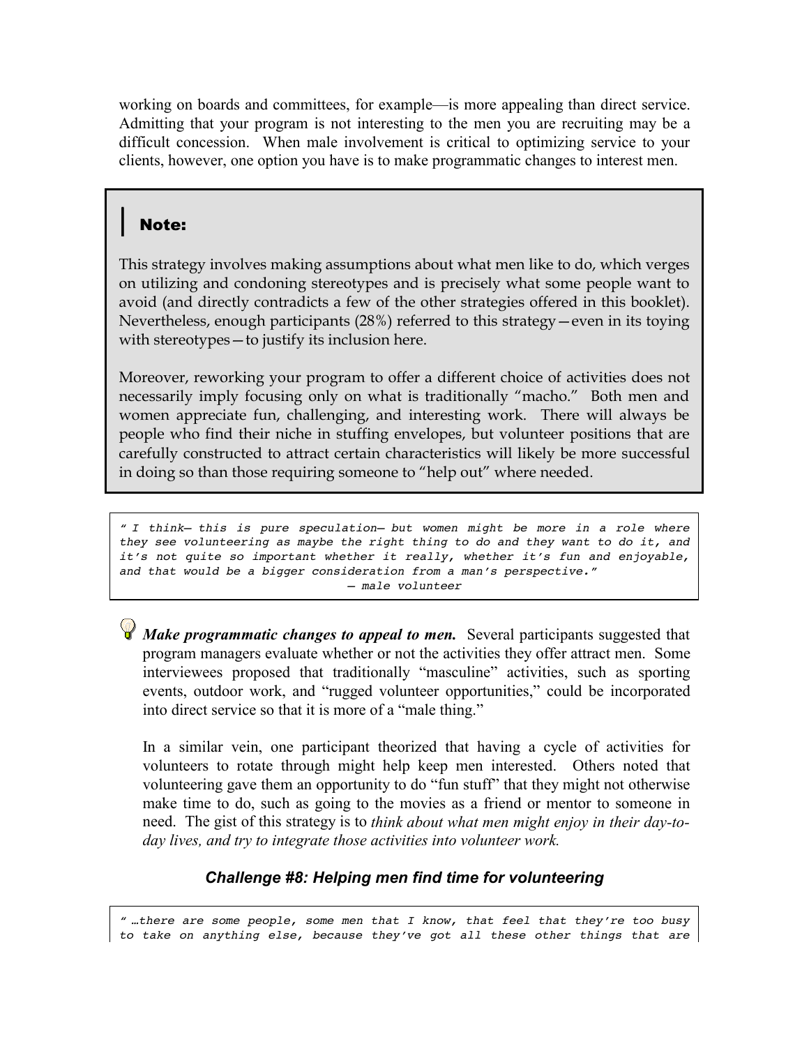working on boards and committees, for example—is more appealing than direct service. Admitting that your program is not interesting to the men you are recruiting may be a difficult concession. When male involvement is critical to optimizing service to your clients, however, one option you have is to make programmatic changes to interest men.

> **Note:**
>
> This strategy involves making assumptions about what men like to do, which verges on utilizing and condoning stereotypes and is precisely what some people want to avoid (and directly contradicts a few of the other strategies offered in this booklet). Nevertheless, enough participants (28%) referred to this strategy—even in its toying with stereotypes—to justify its inclusion here.
>
> Moreover, reworking your program to offer a different choice of activities does not necessarily imply focusing only on what is traditionally "macho." Both men and women appreciate fun, challenging, and interesting work. There will always be people who find their niche in stuffing envelopes, but volunteer positions that are carefully constructed to attract certain characteristics will likely be more successful in doing so than those requiring someone to "help out" where needed.

> *" I think— this is pure speculation— but women might be more in a role where they see volunteering as maybe the right thing to do and they want to do it, and it's not quite so important whether it really, whether it's fun and enjoyable, and that would be a bigger consideration from a man's perspective."*
>
> *— male volunteer*

***Make programmatic changes to appeal to men.*** Several participants suggested that program managers evaluate whether or not the activities they offer attract men. Some interviewees proposed that traditionally "masculine" activities, such as sporting events, outdoor work, and "rugged volunteer opportunities," could be incorporated into direct service so that it is more of a "male thing."

In a similar vein, one participant theorized that having a cycle of activities for volunteers to rotate through might help keep men interested. Others noted that volunteering gave them an opportunity to do "fun stuff" that they might not otherwise make time to do, such as going to the movies as a friend or mentor to someone in need. The gist of this strategy is to *think about what men might enjoy in their day-to-day lives, and try to integrate those activities into volunteer work.*

### *Challenge #8: Helping men find time for volunteering*

> *" …there are some people, some men that I know, that feel that they're too busy to take on anything else, because they've got all these other things that are*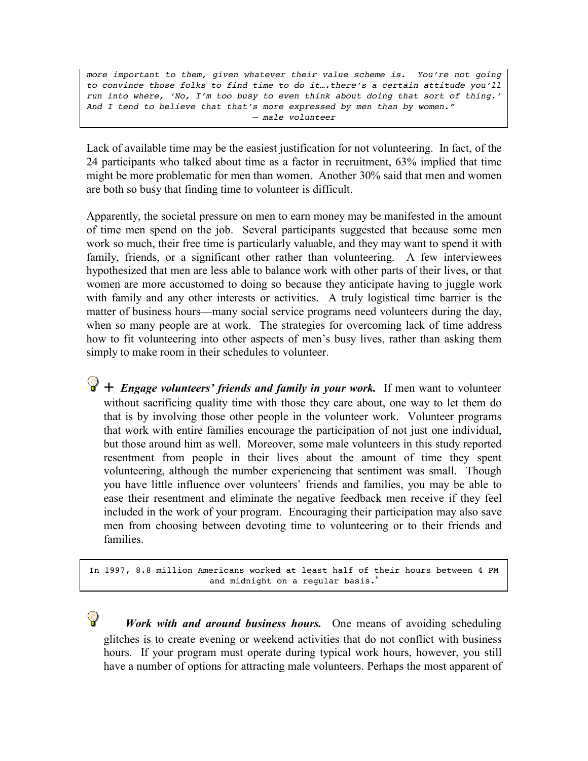*more important to them, given whatever their value scheme is. You're not going to convince those folks to find time to do it….there's a certain attitude you'll run into where, 'No, I'm too busy to even think about doing that sort of thing.' And I tend to believe that that's more expressed by men than by women."*
*— male volunteer*

Lack of available time may be the easiest justification for not volunteering. In fact, of the 24 participants who talked about time as a factor in recruitment, 63% implied that time might be more problematic for men than women. Another 30% said that men and women are both so busy that finding time to volunteer is difficult.

Apparently, the societal pressure on men to earn money may be manifested in the amount of time men spend on the job. Several participants suggested that because some men work so much, their free time is particularly valuable, and they may want to spend it with family, friends, or a significant other rather than volunteering. A few interviewees hypothesized that men are less able to balance work with other parts of their lives, or that women are more accustomed to doing so because they anticipate having to juggle work with family and any other interests or activities. A truly logistical time barrier is the matter of business hours—many social service programs need volunteers during the day, when so many people are at work. The strategies for overcoming lack of time address how to fit volunteering into other aspects of men's busy lives, rather than asking them simply to make room in their schedules to volunteer.

+ ***Engage volunteers' friends and family in your work.*** If men want to volunteer without sacrificing quality time with those they care about, one way to let them do that is by involving those other people in the volunteer work. Volunteer programs that work with entire families encourage the participation of not just one individual, but those around him as well. Moreover, some male volunteers in this study reported resentment from people in their lives about the amount of time they spent volunteering, although the number experiencing that sentiment was small. Though you have little influence over volunteers' friends and families, you may be able to ease their resentment and eliminate the negative feedback men receive if they feel included in the work of your program. Encouraging their participation may also save men from choosing between devoting time to volunteering or to their friends and families.

In 1997, 8.8 million Americans worked at least half of their hours between 4 PM and midnight on a regular basis.[9]

***Work with and around business hours.*** One means of avoiding scheduling glitches is to create evening or weekend activities that do not conflict with business hours. If your program must operate during typical work hours, however, you still have a number of options for attracting male volunteers. Perhaps the most apparent of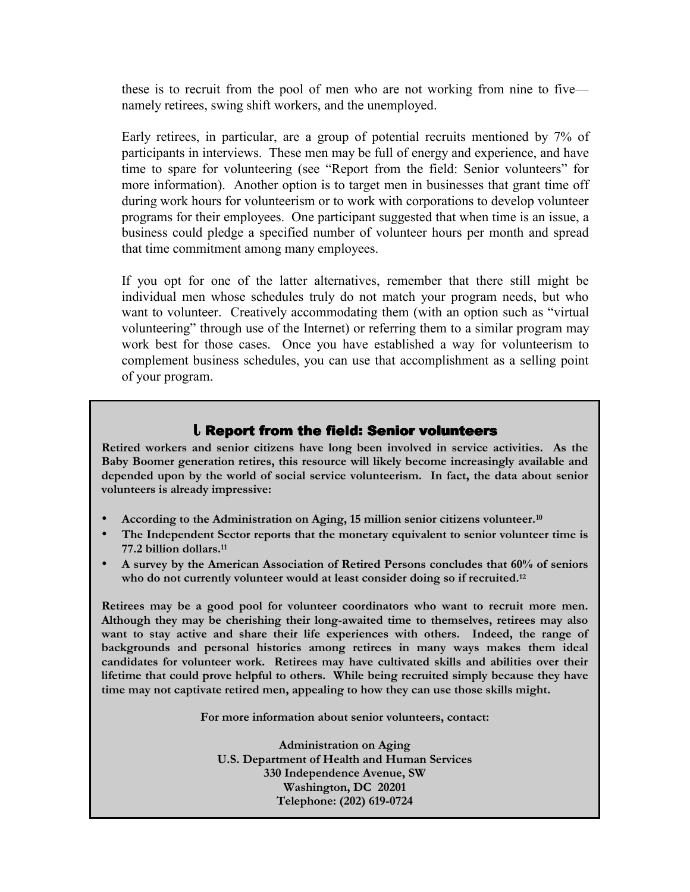these is to recruit from the pool of men who are not working from nine to five—namely retirees, swing shift workers, and the unemployed.

Early retirees, in particular, are a group of potential recruits mentioned by 7% of participants in interviews. These men may be full of energy and experience, and have time to spare for volunteering (see "Report from the field: Senior volunteers" for more information). Another option is to target men in businesses that grant time off during work hours for volunteerism or to work with corporations to develop volunteer programs for their employees. One participant suggested that when time is an issue, a business could pledge a specified number of volunteer hours per month and spread that time commitment among many employees.

If you opt for one of the latter alternatives, remember that there still might be individual men whose schedules truly do not match your program needs, but who want to volunteer. Creatively accommodating them (with an option such as "virtual volunteering" through use of the Internet) or referring them to a similar program may work best for those cases. Once you have established a way for volunteerism to complement business schedules, you can use that accomplishment as a selling point of your program.

### Report from the field: Senior volunteers

**Retired workers and senior citizens have long been involved in service activities. As the Baby Boomer generation retires, this resource will likely become increasingly available and depended upon by the world of social service volunteerism. In fact, the data about senior volunteers is already impressive:**

- **According to the Administration on Aging, 15 million senior citizens volunteer.[10]**
- **The Independent Sector reports that the monetary equivalent to senior volunteer time is 77.2 billion dollars.[11]**
- **A survey by the American Association of Retired Persons concludes that 60% of seniors who do not currently volunteer would at least consider doing so if recruited.[12]**

**Retirees may be a good pool for volunteer coordinators who want to recruit more men. Although they may be cherishing their long-awaited time to themselves, retirees may also want to stay active and share their life experiences with others. Indeed, the range of backgrounds and personal histories among retirees in many ways makes them ideal candidates for volunteer work. Retirees may have cultivated skills and abilities over their lifetime that could prove helpful to others. While being recruited simply because they have time may not captivate retired men, appealing to how they can use those skills might.**

**For more information about senior volunteers, contact:**

**Administration on Aging**
**U.S. Department of Health and Human Services**
**330 Independence Avenue, SW**
**Washington, DC 20201**
**Telephone: (202) 619-0724**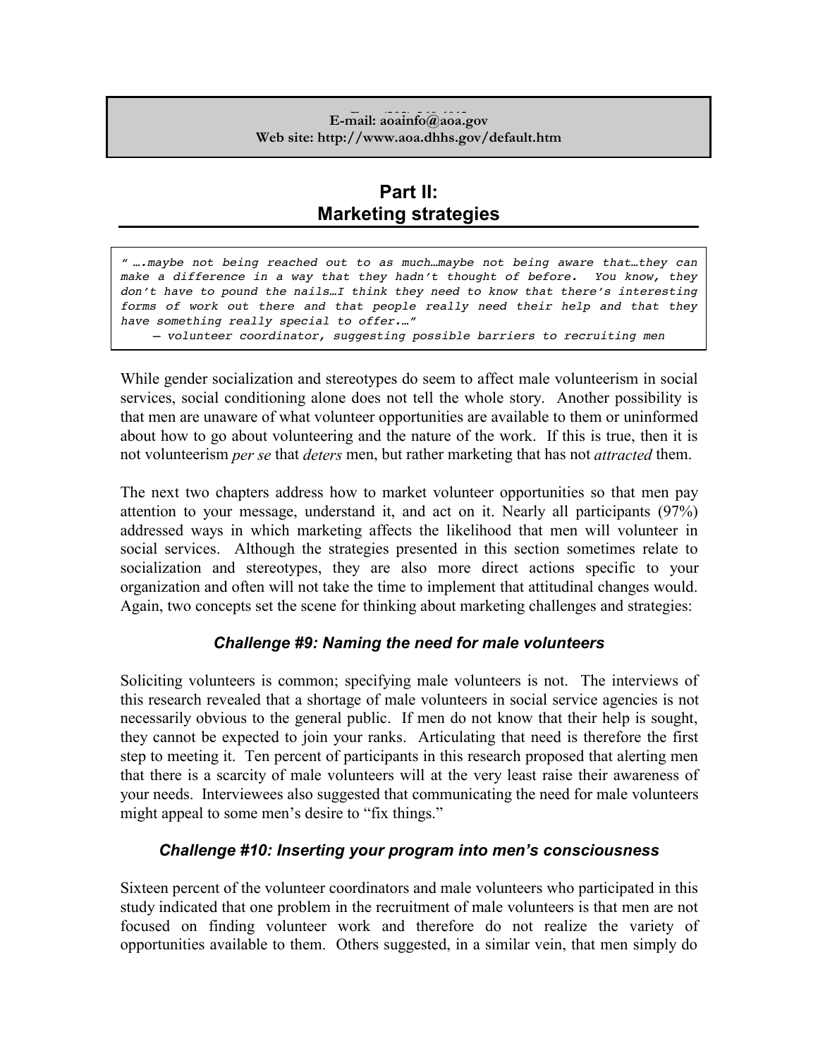**E-mail: aoainfo@aoa.gov**
**Web site: http://www.aoa.dhhs.gov/default.htm**

# Part II: Marketing strategies

> *" ….maybe not being reached out to as much…maybe not being aware that…they can make a difference in a way that they hadn't thought of before. You know, they don't have to pound the nails…I think they need to know that there's interesting forms of work out there and that people really need their help and that they have something really special to offer.…"*
> *— volunteer coordinator, suggesting possible barriers to recruiting men*

While gender socialization and stereotypes do seem to affect male volunteerism in social services, social conditioning alone does not tell the whole story. Another possibility is that men are unaware of what volunteer opportunities are available to them or uninformed about how to go about volunteering and the nature of the work. If this is true, then it is not volunteerism *per se* that *deters* men, but rather marketing that has not *attracted* them.

The next two chapters address how to market volunteer opportunities so that men pay attention to your message, understand it, and act on it. Nearly all participants (97%) addressed ways in which marketing affects the likelihood that men will volunteer in social services. Although the strategies presented in this section sometimes relate to socialization and stereotypes, they are also more direct actions specific to your organization and often will not take the time to implement that attitudinal changes would. Again, two concepts set the scene for thinking about marketing challenges and strategies:

### *Challenge #9: Naming the need for male volunteers*

Soliciting volunteers is common; specifying male volunteers is not. The interviews of this research revealed that a shortage of male volunteers in social service agencies is not necessarily obvious to the general public. If men do not know that their help is sought, they cannot be expected to join your ranks. Articulating that need is therefore the first step to meeting it. Ten percent of participants in this research proposed that alerting men that there is a scarcity of male volunteers will at the very least raise their awareness of your needs. Interviewees also suggested that communicating the need for male volunteers might appeal to some men's desire to "fix things."

### *Challenge #10: Inserting your program into men's consciousness*

Sixteen percent of the volunteer coordinators and male volunteers who participated in this study indicated that one problem in the recruitment of male volunteers is that men are not focused on finding volunteer work and therefore do not realize the variety of opportunities available to them. Others suggested, in a similar vein, that men simply do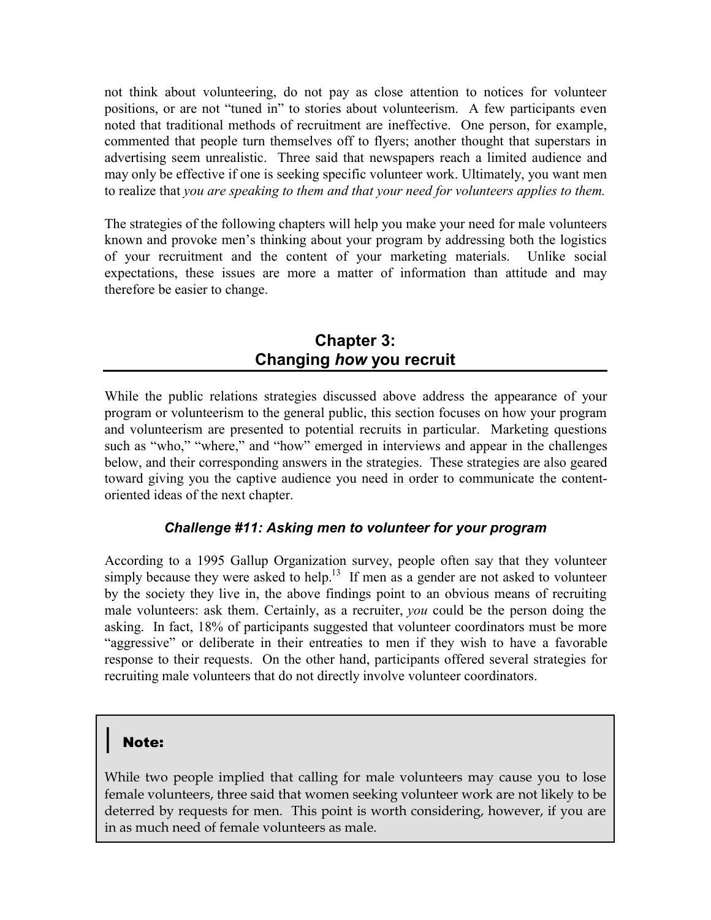not think about volunteering, do not pay as close attention to notices for volunteer positions, or are not "tuned in" to stories about volunteerism. A few participants even noted that traditional methods of recruitment are ineffective. One person, for example, commented that people turn themselves off to flyers; another thought that superstars in advertising seem unrealistic. Three said that newspapers reach a limited audience and may only be effective if one is seeking specific volunteer work. Ultimately, you want men to realize that *you are speaking to them and that your need for volunteers applies to them.*

The strategies of the following chapters will help you make your need for male volunteers known and provoke men's thinking about your program by addressing both the logistics of your recruitment and the content of your marketing materials. Unlike social expectations, these issues are more a matter of information than attitude and may therefore be easier to change.

## Chapter 3: Changing *how* you recruit

While the public relations strategies discussed above address the appearance of your program or volunteerism to the general public, this section focuses on how your program and volunteerism are presented to potential recruits in particular. Marketing questions such as "who," "where," and "how" emerged in interviews and appear in the challenges below, and their corresponding answers in the strategies. These strategies are also geared toward giving you the captive audience you need in order to communicate the content-oriented ideas of the next chapter.

### *Challenge #11: Asking men to volunteer for your program*

According to a 1995 Gallup Organization survey, people often say that they volunteer simply because they were asked to help.[13] If men as a gender are not asked to volunteer by the society they live in, the above findings point to an obvious means of recruiting male volunteers: ask them. Certainly, as a recruiter, *you* could be the person doing the asking. In fact, 18% of participants suggested that volunteer coordinators must be more "aggressive" or deliberate in their entreaties to men if they wish to have a favorable response to their requests. On the other hand, participants offered several strategies for recruiting male volunteers that do not directly involve volunteer coordinators.

> **Note:**
>
> While two people implied that calling for male volunteers may cause you to lose female volunteers, three said that women seeking volunteer work are not likely to be deterred by requests for men. This point is worth considering, however, if you are in as much need of female volunteers as male.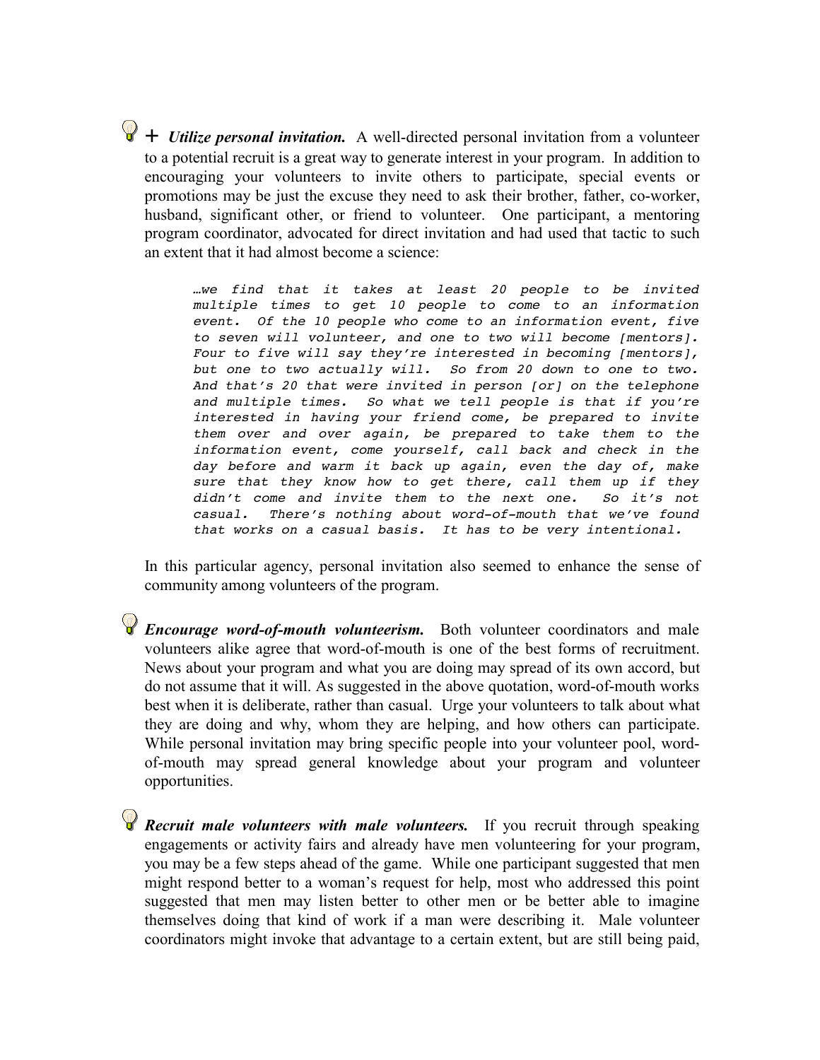+ ***Utilize personal invitation.*** A well-directed personal invitation from a volunteer to a potential recruit is a great way to generate interest in your program. In addition to encouraging your volunteers to invite others to participate, special events or promotions may be just the excuse they need to ask their brother, father, co-worker, husband, significant other, or friend to volunteer. One participant, a mentoring program coordinator, advocated for direct invitation and had used that tactic to such an extent that it had almost become a science:

> *…we find that it takes at least 20 people to be invited multiple times to get 10 people to come to an information event. Of the 10 people who come to an information event, five to seven will volunteer, and one to two will become [mentors]. Four to five will say they're interested in becoming [mentors], but one to two actually will. So from 20 down to one to two. And that's 20 that were invited in person [or] on the telephone and multiple times. So what we tell people is that if you're interested in having your friend come, be prepared to invite them over and over again, be prepared to take them to the information event, come yourself, call back and check in the day before and warm it back up again, even the day of, make sure that they know how to get there, call them up if they didn't come and invite them to the next one. So it's not casual. There's nothing about word-of-mouth that we've found that works on a casual basis. It has to be very intentional.*

In this particular agency, personal invitation also seemed to enhance the sense of community among volunteers of the program.

***Encourage word-of-mouth volunteerism.*** Both volunteer coordinators and male volunteers alike agree that word-of-mouth is one of the best forms of recruitment. News about your program and what you are doing may spread of its own accord, but do not assume that it will. As suggested in the above quotation, word-of-mouth works best when it is deliberate, rather than casual. Urge your volunteers to talk about what they are doing and why, whom they are helping, and how others can participate. While personal invitation may bring specific people into your volunteer pool, word-of-mouth may spread general knowledge about your program and volunteer opportunities.

***Recruit male volunteers with male volunteers.*** If you recruit through speaking engagements or activity fairs and already have men volunteering for your program, you may be a few steps ahead of the game. While one participant suggested that men might respond better to a woman's request for help, most who addressed this point suggested that men may listen better to other men or be better able to imagine themselves doing that kind of work if a man were describing it. Male volunteer coordinators might invoke that advantage to a certain extent, but are still being paid,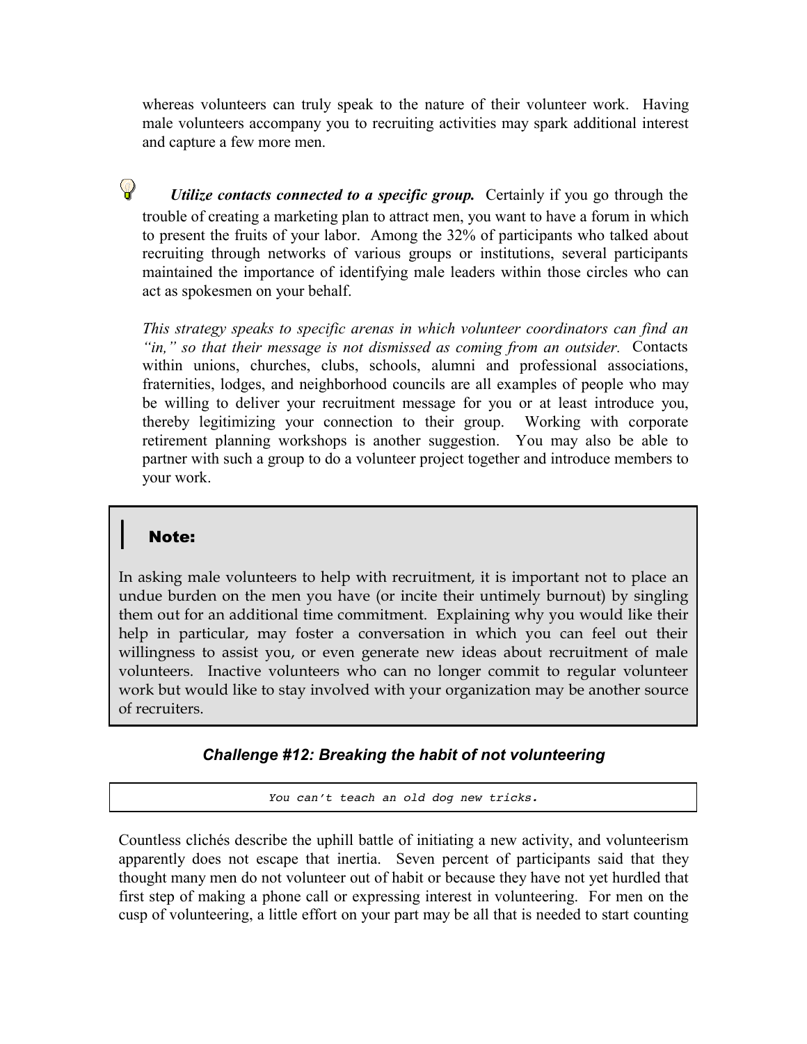whereas volunteers can truly speak to the nature of their volunteer work. Having male volunteers accompany you to recruiting activities may spark additional interest and capture a few more men.

***Utilize contacts connected to a specific group.*** Certainly if you go through the trouble of creating a marketing plan to attract men, you want to have a forum in which to present the fruits of your labor. Among the 32% of participants who talked about recruiting through networks of various groups or institutions, several participants maintained the importance of identifying male leaders within those circles who can act as spokesmen on your behalf.

*This strategy speaks to specific arenas in which volunteer coordinators can find an "in," so that their message is not dismissed as coming from an outsider.* Contacts within unions, churches, clubs, schools, alumni and professional associations, fraternities, lodges, and neighborhood councils are all examples of people who may be willing to deliver your recruitment message for you or at least introduce you, thereby legitimizing your connection to their group. Working with corporate retirement planning workshops is another suggestion. You may also be able to partner with such a group to do a volunteer project together and introduce members to your work.

> **Note:**
>
> In asking male volunteers to help with recruitment, it is important not to place an undue burden on the men you have (or incite their untimely burnout) by singling them out for an additional time commitment. Explaining why you would like their help in particular, may foster a conversation in which you can feel out their willingness to assist you, or even generate new ideas about recruitment of male volunteers. Inactive volunteers who can no longer commit to regular volunteer work but would like to stay involved with your organization may be another source of recruiters.

### *Challenge #12: Breaking the habit of not volunteering*

*You can't teach an old dog new tricks.*

Countless clichés describe the uphill battle of initiating a new activity, and volunteerism apparently does not escape that inertia. Seven percent of participants said that they thought many men do not volunteer out of habit or because they have not yet hurdled that first step of making a phone call or expressing interest in volunteering. For men on the cusp of volunteering, a little effort on your part may be all that is needed to start counting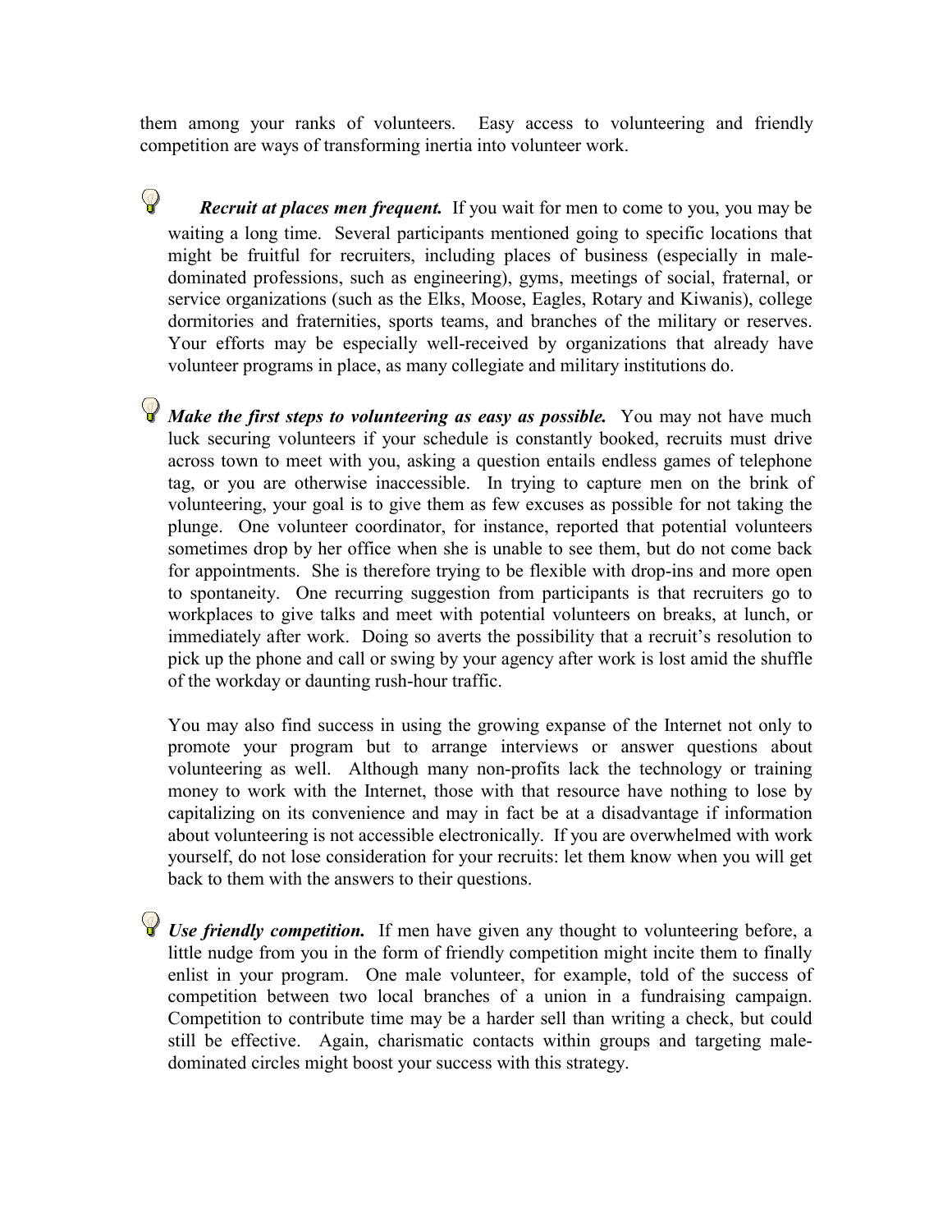them among your ranks of volunteers. Easy access to volunteering and friendly competition are ways of transforming inertia into volunteer work.

- ***Recruit at places men frequent.*** If you wait for men to come to you, you may be waiting a long time. Several participants mentioned going to specific locations that might be fruitful for recruiters, including places of business (especially in male-dominated professions, such as engineering), gyms, meetings of social, fraternal, or service organizations (such as the Elks, Moose, Eagles, Rotary and Kiwanis), college dormitories and fraternities, sports teams, and branches of the military or reserves. Your efforts may be especially well-received by organizations that already have volunteer programs in place, as many collegiate and military institutions do.

- ***Make the first steps to volunteering as easy as possible.*** You may not have much luck securing volunteers if your schedule is constantly booked, recruits must drive across town to meet with you, asking a question entails endless games of telephone tag, or you are otherwise inaccessible. In trying to capture men on the brink of volunteering, your goal is to give them as few excuses as possible for not taking the plunge. One volunteer coordinator, for instance, reported that potential volunteers sometimes drop by her office when she is unable to see them, but do not come back for appointments. She is therefore trying to be flexible with drop-ins and more open to spontaneity. One recurring suggestion from participants is that recruiters go to workplaces to give talks and meet with potential volunteers on breaks, at lunch, or immediately after work. Doing so averts the possibility that a recruit's resolution to pick up the phone and call or swing by your agency after work is lost amid the shuffle of the workday or daunting rush-hour traffic.

  You may also find success in using the growing expanse of the Internet not only to promote your program but to arrange interviews or answer questions about volunteering as well. Although many non-profits lack the technology or training money to work with the Internet, those with that resource have nothing to lose by capitalizing on its convenience and may in fact be at a disadvantage if information about volunteering is not accessible electronically. If you are overwhelmed with work yourself, do not lose consideration for your recruits: let them know when you will get back to them with the answers to their questions.

- ***Use friendly competition.*** If men have given any thought to volunteering before, a little nudge from you in the form of friendly competition might incite them to finally enlist in your program. One male volunteer, for example, told of the success of competition between two local branches of a union in a fundraising campaign. Competition to contribute time may be a harder sell than writing a check, but could still be effective. Again, charismatic contacts within groups and targeting male-dominated circles might boost your success with this strategy.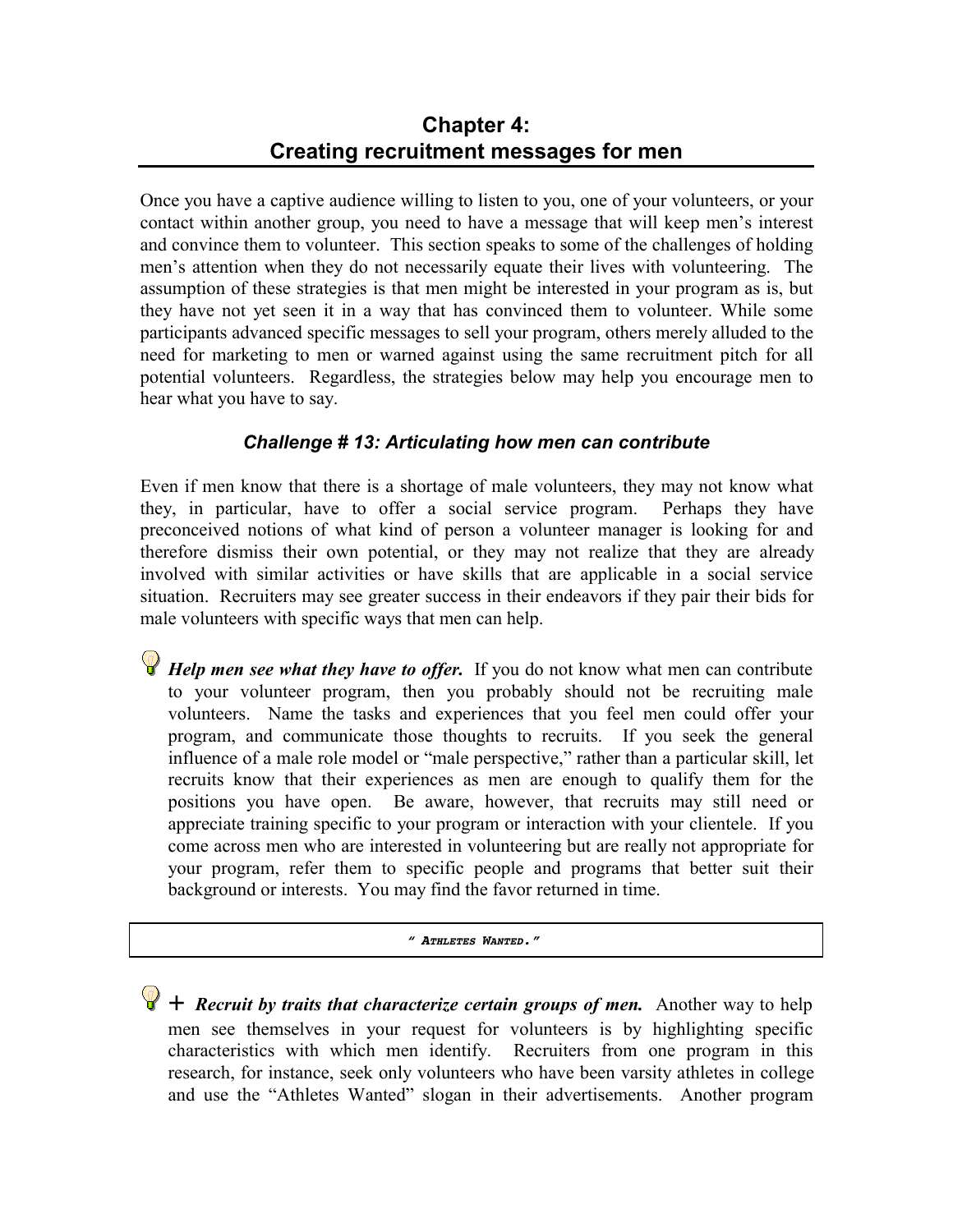## Chapter 4: Creating recruitment messages for men

Once you have a captive audience willing to listen to you, one of your volunteers, or your contact within another group, you need to have a message that will keep men's interest and convince them to volunteer. This section speaks to some of the challenges of holding men's attention when they do not necessarily equate their lives with volunteering. The assumption of these strategies is that men might be interested in your program as is, but they have not yet seen it in a way that has convinced them to volunteer. While some participants advanced specific messages to sell your program, others merely alluded to the need for marketing to men or warned against using the same recruitment pitch for all potential volunteers. Regardless, the strategies below may help you encourage men to hear what you have to say.

### *Challenge # 13: Articulating how men can contribute*

Even if men know that there is a shortage of male volunteers, they may not know what they, in particular, have to offer a social service program. Perhaps they have preconceived notions of what kind of person a volunteer manager is looking for and therefore dismiss their own potential, or they may not realize that they are already involved with similar activities or have skills that are applicable in a social service situation. Recruiters may see greater success in their endeavors if they pair their bids for male volunteers with specific ways that men can help.

***Help men see what they have to offer.*** If you do not know what men can contribute to your volunteer program, then you probably should not be recruiting male volunteers. Name the tasks and experiences that you feel men could offer your program, and communicate those thoughts to recruits. If you seek the general influence of a male role model or "male perspective," rather than a particular skill, let recruits know that their experiences as men are enough to qualify them for the positions you have open. Be aware, however, that recruits may still need or appreciate training specific to your program or interaction with your clientele. If you come across men who are interested in volunteering but are really not appropriate for your program, refer them to specific people and programs that better suit their background or interests. You may find the favor returned in time.

> *" ATHLETES WANTED."*

\+ ***Recruit by traits that characterize certain groups of men.*** Another way to help men see themselves in your request for volunteers is by highlighting specific characteristics with which men identify. Recruiters from one program in this research, for instance, seek only volunteers who have been varsity athletes in college and use the "Athletes Wanted" slogan in their advertisements. Another program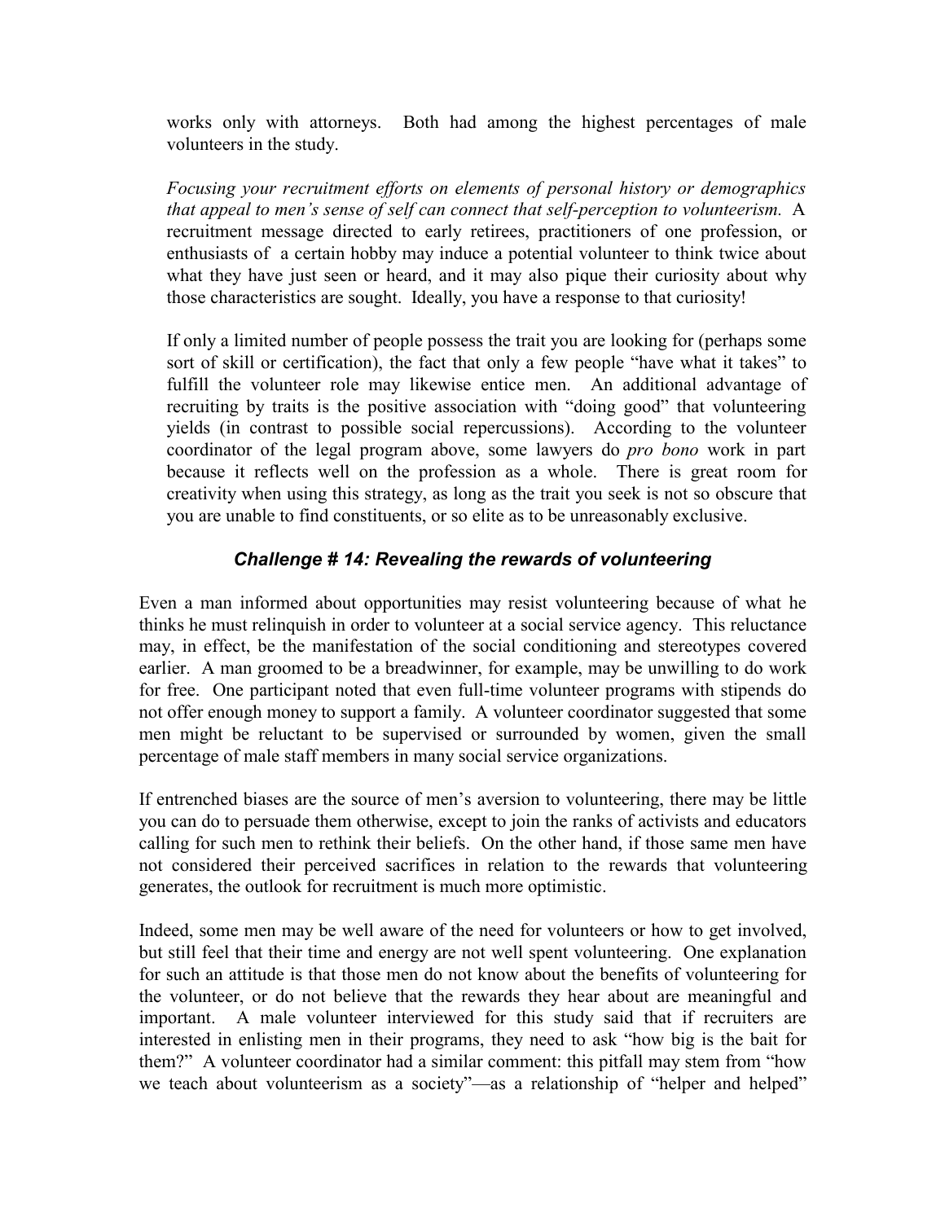works only with attorneys. Both had among the highest percentages of male volunteers in the study.

*Focusing your recruitment efforts on elements of personal history or demographics that appeal to men's sense of self can connect that self-perception to volunteerism.* A recruitment message directed to early retirees, practitioners of one profession, or enthusiasts of a certain hobby may induce a potential volunteer to think twice about what they have just seen or heard, and it may also pique their curiosity about why those characteristics are sought. Ideally, you have a response to that curiosity!

If only a limited number of people possess the trait you are looking for (perhaps some sort of skill or certification), the fact that only a few people "have what it takes" to fulfill the volunteer role may likewise entice men. An additional advantage of recruiting by traits is the positive association with "doing good" that volunteering yields (in contrast to possible social repercussions). According to the volunteer coordinator of the legal program above, some lawyers do *pro bono* work in part because it reflects well on the profession as a whole. There is great room for creativity when using this strategy, as long as the trait you seek is not so obscure that you are unable to find constituents, or so elite as to be unreasonably exclusive.

### *Challenge # 14: Revealing the rewards of volunteering*

Even a man informed about opportunities may resist volunteering because of what he thinks he must relinquish in order to volunteer at a social service agency. This reluctance may, in effect, be the manifestation of the social conditioning and stereotypes covered earlier. A man groomed to be a breadwinner, for example, may be unwilling to do work for free. One participant noted that even full-time volunteer programs with stipends do not offer enough money to support a family. A volunteer coordinator suggested that some men might be reluctant to be supervised or surrounded by women, given the small percentage of male staff members in many social service organizations.

If entrenched biases are the source of men's aversion to volunteering, there may be little you can do to persuade them otherwise, except to join the ranks of activists and educators calling for such men to rethink their beliefs. On the other hand, if those same men have not considered their perceived sacrifices in relation to the rewards that volunteering generates, the outlook for recruitment is much more optimistic.

Indeed, some men may be well aware of the need for volunteers or how to get involved, but still feel that their time and energy are not well spent volunteering. One explanation for such an attitude is that those men do not know about the benefits of volunteering for the volunteer, or do not believe that the rewards they hear about are meaningful and important. A male volunteer interviewed for this study said that if recruiters are interested in enlisting men in their programs, they need to ask "how big is the bait for them?" A volunteer coordinator had a similar comment: this pitfall may stem from "how we teach about volunteerism as a society"—as a relationship of "helper and helped"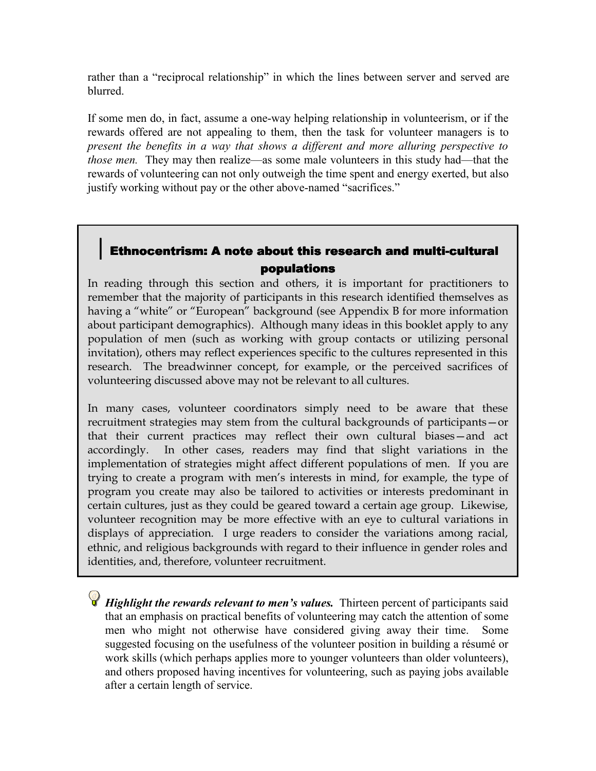rather than a "reciprocal relationship" in which the lines between server and served are blurred.

If some men do, in fact, assume a one-way helping relationship in volunteerism, or if the rewards offered are not appealing to them, then the task for volunteer managers is to *present the benefits in a way that shows a different and more alluring perspective to those men.* They may then realize—as some male volunteers in this study had—that the rewards of volunteering can not only outweigh the time spent and energy exerted, but also justify working without pay or the other above-named "sacrifices."

### Ethnocentrism: A note about this research and multi-cultural populations

In reading through this section and others, it is important for practitioners to remember that the majority of participants in this research identified themselves as having a "white" or "European" background (see Appendix B for more information about participant demographics). Although many ideas in this booklet apply to any population of men (such as working with group contacts or utilizing personal invitation), others may reflect experiences specific to the cultures represented in this research. The breadwinner concept, for example, or the perceived sacrifices of volunteering discussed above may not be relevant to all cultures.

In many cases, volunteer coordinators simply need to be aware that these recruitment strategies may stem from the cultural backgrounds of participants—or that their current practices may reflect their own cultural biases—and act accordingly. In other cases, readers may find that slight variations in the implementation of strategies might affect different populations of men. If you are trying to create a program with men's interests in mind, for example, the type of program you create may also be tailored to activities or interests predominant in certain cultures, just as they could be geared toward a certain age group. Likewise, volunteer recognition may be more effective with an eye to cultural variations in displays of appreciation. I urge readers to consider the variations among racial, ethnic, and religious backgrounds with regard to their influence in gender roles and identities, and, therefore, volunteer recruitment.

***Highlight the rewards relevant to men's values.*** Thirteen percent of participants said that an emphasis on practical benefits of volunteering may catch the attention of some men who might not otherwise have considered giving away their time. Some suggested focusing on the usefulness of the volunteer position in building a résumé or work skills (which perhaps applies more to younger volunteers than older volunteers), and others proposed having incentives for volunteering, such as paying jobs available after a certain length of service.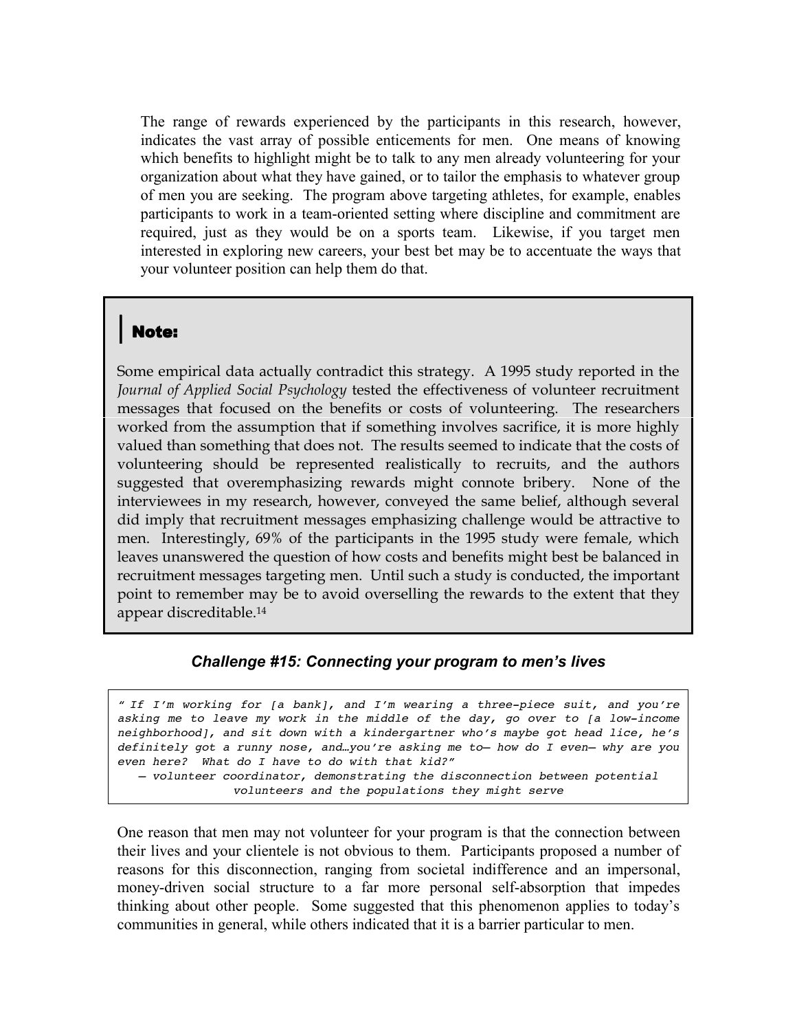The range of rewards experienced by the participants in this research, however, indicates the vast array of possible enticements for men. One means of knowing which benefits to highlight might be to talk to any men already volunteering for your organization about what they have gained, or to tailor the emphasis to whatever group of men you are seeking. The program above targeting athletes, for example, enables participants to work in a team-oriented setting where discipline and commitment are required, just as they would be on a sports team. Likewise, if you target men interested in exploring new careers, your best bet may be to accentuate the ways that your volunteer position can help them do that.

> **Note:**
>
> Some empirical data actually contradict this strategy. A 1995 study reported in the *Journal of Applied Social Psychology* tested the effectiveness of volunteer recruitment messages that focused on the benefits or costs of volunteering. The researchers worked from the assumption that if something involves sacrifice, it is more highly valued than something that does not. The results seemed to indicate that the costs of volunteering should be represented realistically to recruits, and the authors suggested that overemphasizing rewards might connote bribery. None of the interviewees in my research, however, conveyed the same belief, although several did imply that recruitment messages emphasizing challenge would be attractive to men. Interestingly, 69% of the participants in the 1995 study were female, which leaves unanswered the question of how costs and benefits might best be balanced in recruitment messages targeting men. Until such a study is conducted, the important point to remember may be to avoid overselling the rewards to the extent that they appear discreditable.[14]

### *Challenge #15: Connecting your program to men's lives*

> *" If I'm working for [a bank], and I'm wearing a three-piece suit, and you're asking me to leave my work in the middle of the day, go over to [a low-income neighborhood], and sit down with a kindergartner who's maybe got head lice, he's definitely got a runny nose, and…you're asking me to— how do I even— why are you even here? What do I have to do with that kid?"*
>
> *— volunteer coordinator, demonstrating the disconnection between potential volunteers and the populations they might serve*

One reason that men may not volunteer for your program is that the connection between their lives and your clientele is not obvious to them. Participants proposed a number of reasons for this disconnection, ranging from societal indifference and an impersonal, money-driven social structure to a far more personal self-absorption that impedes thinking about other people. Some suggested that this phenomenon applies to today's communities in general, while others indicated that it is a barrier particular to men.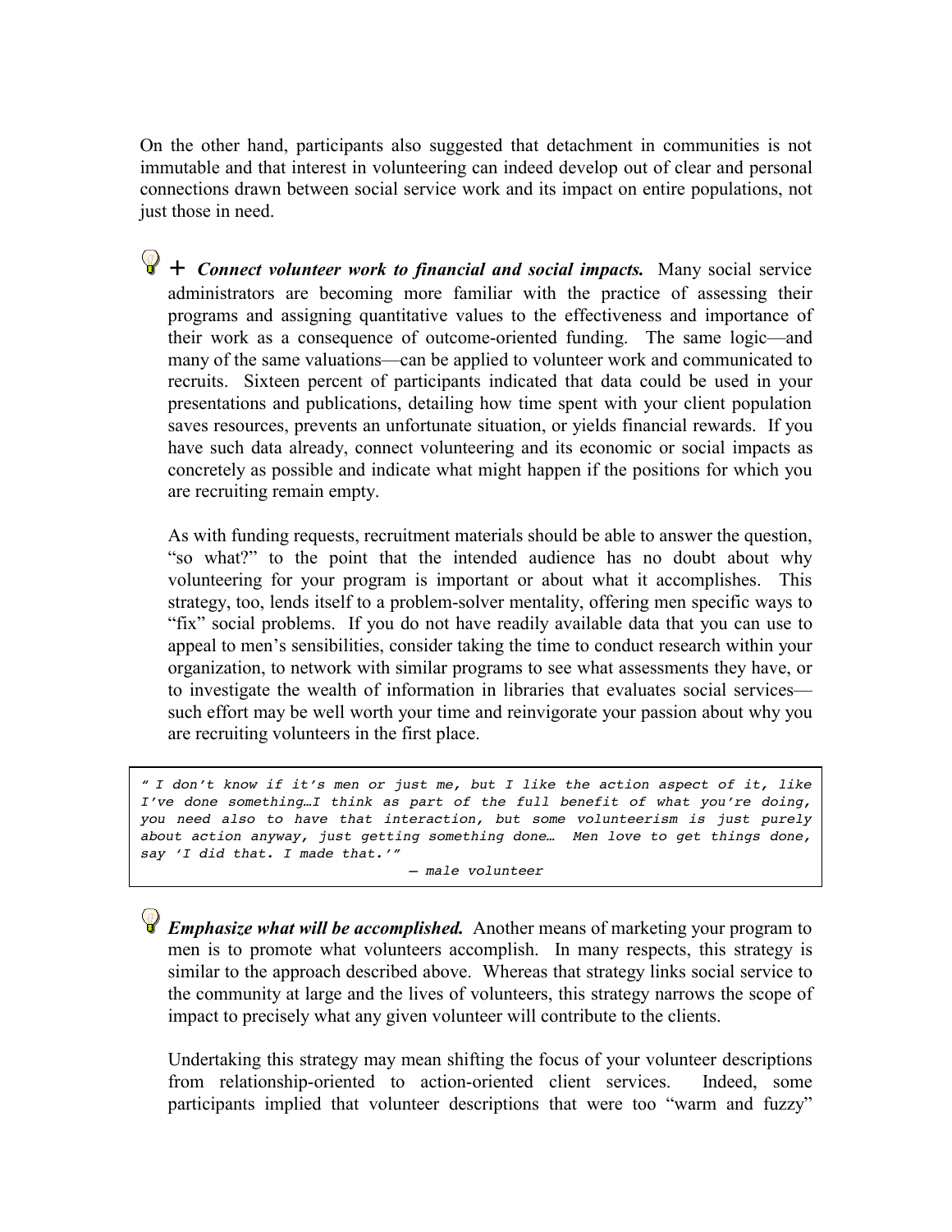On the other hand, participants also suggested that detachment in communities is not immutable and that interest in volunteering can indeed develop out of clear and personal connections drawn between social service work and its impact on entire populations, not just those in need.

+ ***Connect volunteer work to financial and social impacts.*** Many social service administrators are becoming more familiar with the practice of assessing their programs and assigning quantitative values to the effectiveness and importance of their work as a consequence of outcome-oriented funding. The same logic—and many of the same valuations—can be applied to volunteer work and communicated to recruits. Sixteen percent of participants indicated that data could be used in your presentations and publications, detailing how time spent with your client population saves resources, prevents an unfortunate situation, or yields financial rewards. If you have such data already, connect volunteering and its economic or social impacts as concretely as possible and indicate what might happen if the positions for which you are recruiting remain empty.

As with funding requests, recruitment materials should be able to answer the question, "so what?" to the point that the intended audience has no doubt about why volunteering for your program is important or about what it accomplishes. This strategy, too, lends itself to a problem-solver mentality, offering men specific ways to "fix" social problems. If you do not have readily available data that you can use to appeal to men's sensibilities, consider taking the time to conduct research within your organization, to network with similar programs to see what assessments they have, or to investigate the wealth of information in libraries that evaluates social services—such effort may be well worth your time and reinvigorate your passion about why you are recruiting volunteers in the first place.

> *" I don't know if it's men or just me, but I like the action aspect of it, like I've done something…I think as part of the full benefit of what you're doing, you need also to have that interaction, but some volunteerism is just purely about action anyway, just getting something done… Men love to get things done, say 'I did that. I made that.'"*
>
> *— male volunteer*

***Emphasize what will be accomplished.*** Another means of marketing your program to men is to promote what volunteers accomplish. In many respects, this strategy is similar to the approach described above. Whereas that strategy links social service to the community at large and the lives of volunteers, this strategy narrows the scope of impact to precisely what any given volunteer will contribute to the clients.

Undertaking this strategy may mean shifting the focus of your volunteer descriptions from relationship-oriented to action-oriented client services. Indeed, some participants implied that volunteer descriptions that were too "warm and fuzzy"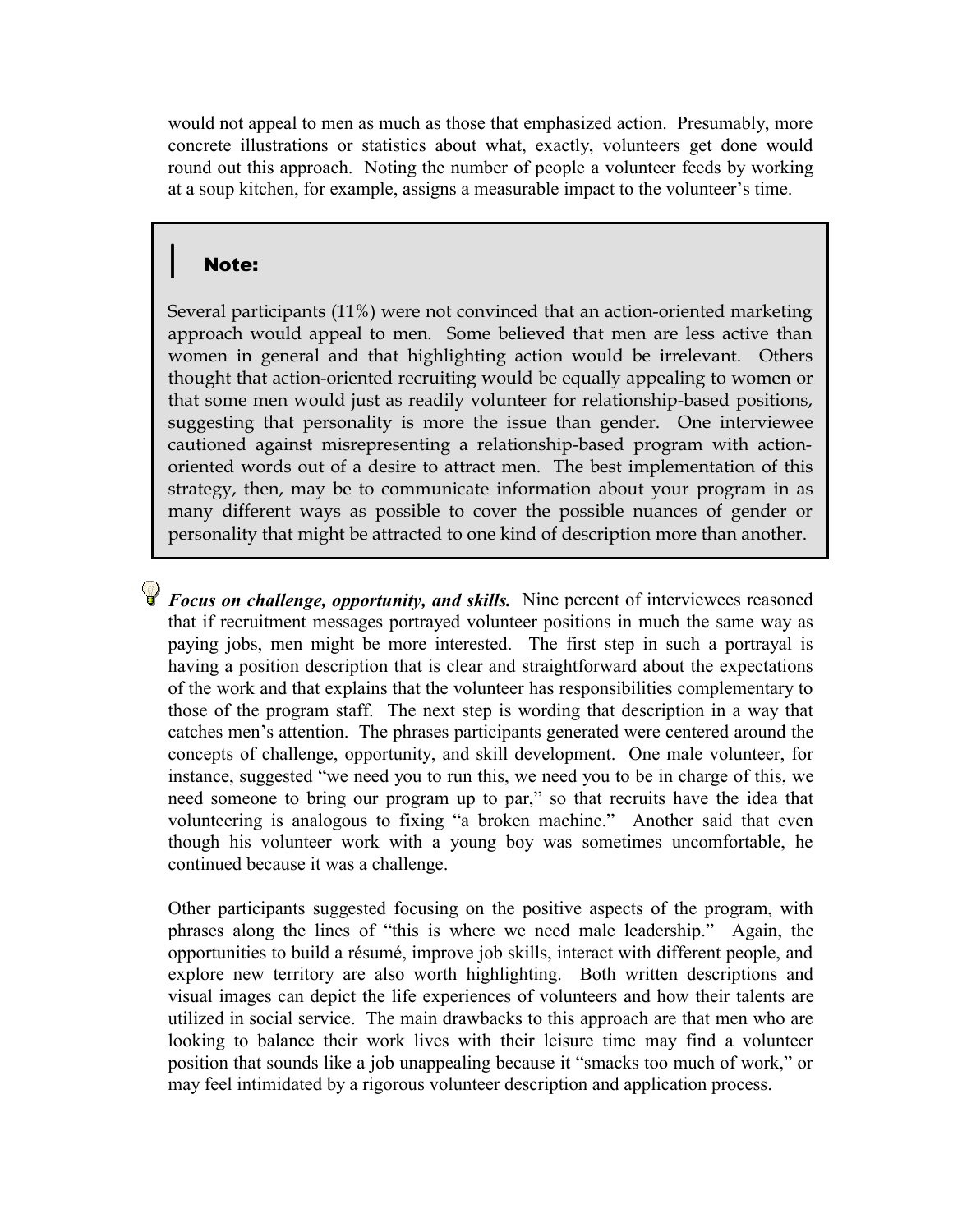would not appeal to men as much as those that emphasized action. Presumably, more concrete illustrations or statistics about what, exactly, volunteers get done would round out this approach. Noting the number of people a volunteer feeds by working at a soup kitchen, for example, assigns a measurable impact to the volunteer's time.

> **Note:**
>
> Several participants (11%) were not convinced that an action-oriented marketing approach would appeal to men. Some believed that men are less active than women in general and that highlighting action would be irrelevant. Others thought that action-oriented recruiting would be equally appealing to women or that some men would just as readily volunteer for relationship-based positions, suggesting that personality is more the issue than gender. One interviewee cautioned against misrepresenting a relationship-based program with action-oriented words out of a desire to attract men. The best implementation of this strategy, then, may be to communicate information about your program in as many different ways as possible to cover the possible nuances of gender or personality that might be attracted to one kind of description more than another.

***Focus on challenge, opportunity, and skills.*** Nine percent of interviewees reasoned that if recruitment messages portrayed volunteer positions in much the same way as paying jobs, men might be more interested. The first step in such a portrayal is having a position description that is clear and straightforward about the expectations of the work and that explains that the volunteer has responsibilities complementary to those of the program staff. The next step is wording that description in a way that catches men's attention. The phrases participants generated were centered around the concepts of challenge, opportunity, and skill development. One male volunteer, for instance, suggested "we need you to run this, we need you to be in charge of this, we need someone to bring our program up to par," so that recruits have the idea that volunteering is analogous to fixing "a broken machine." Another said that even though his volunteer work with a young boy was sometimes uncomfortable, he continued because it was a challenge.

Other participants suggested focusing on the positive aspects of the program, with phrases along the lines of "this is where we need male leadership." Again, the opportunities to build a résumé, improve job skills, interact with different people, and explore new territory are also worth highlighting. Both written descriptions and visual images can depict the life experiences of volunteers and how their talents are utilized in social service. The main drawbacks to this approach are that men who are looking to balance their work lives with their leisure time may find a volunteer position that sounds like a job unappealing because it "smacks too much of work," or may feel intimidated by a rigorous volunteer description and application process.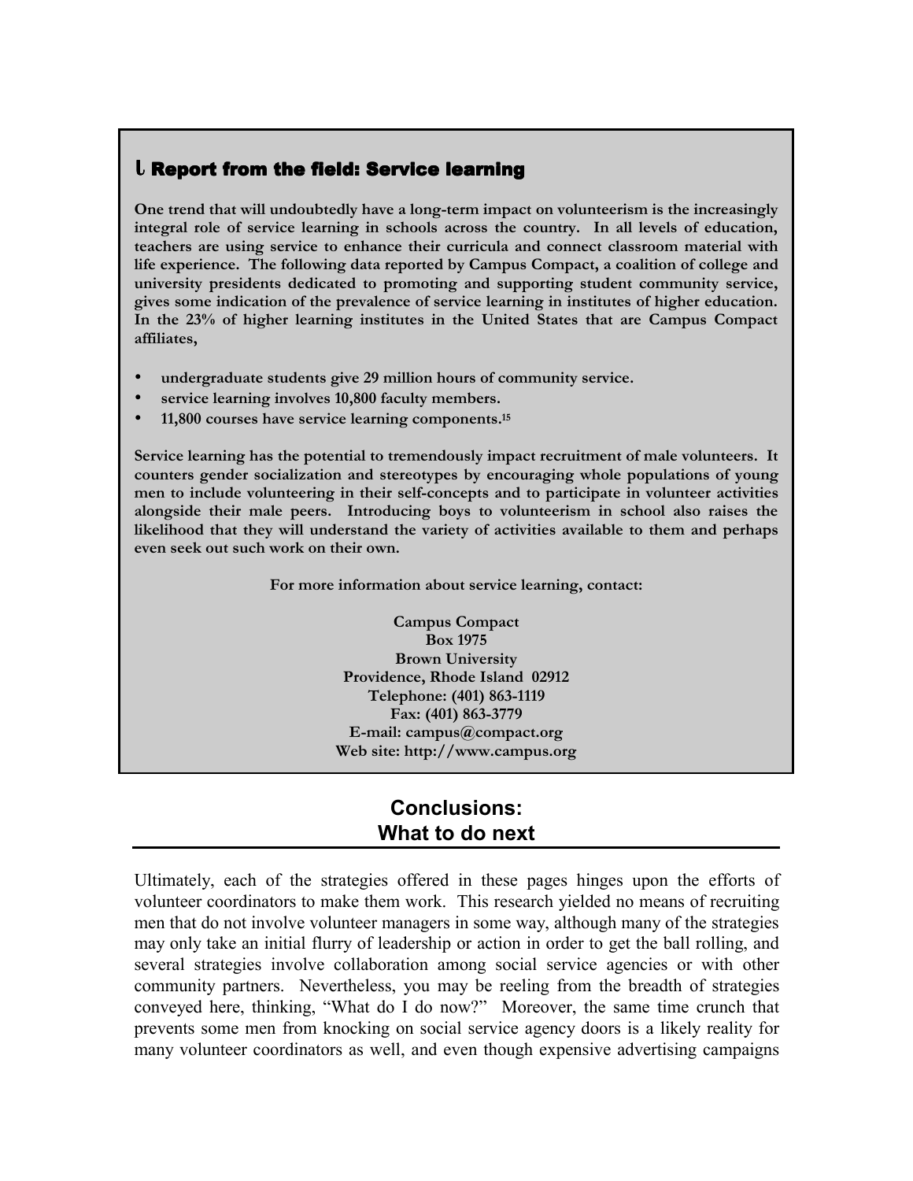### ℓ Report from the field: Service learning

**One trend that will undoubtedly have a long-term impact on volunteerism is the increasingly integral role of service learning in schools across the country. In all levels of education, teachers are using service to enhance their curricula and connect classroom material with life experience. The following data reported by Campus Compact, a coalition of college and university presidents dedicated to promoting and supporting student community service, gives some indication of the prevalence of service learning in institutes of higher education. In the 23% of higher learning institutes in the United States that are Campus Compact affiliates,**

- **undergraduate students give 29 million hours of community service.**
- **service learning involves 10,800 faculty members.**
- **11,800 courses have service learning components.[15]**

**Service learning has the potential to tremendously impact recruitment of male volunteers. It counters gender socialization and stereotypes by encouraging whole populations of young men to include volunteering in their self-concepts and to participate in volunteer activities alongside their male peers. Introducing boys to volunteerism in school also raises the likelihood that they will understand the variety of activities available to them and perhaps even seek out such work on their own.**

**For more information about service learning, contact:**

**Campus Compact**
**Box 1975**
**Brown University**
**Providence, Rhode Island 02912**
**Telephone: (401) 863-1119**
**Fax: (401) 863-3779**
**E-mail: campus@compact.org**
**Web site: http://www.campus.org**

## Conclusions: What to do next

Ultimately, each of the strategies offered in these pages hinges upon the efforts of volunteer coordinators to make them work. This research yielded no means of recruiting men that do not involve volunteer managers in some way, although many of the strategies may only take an initial flurry of leadership or action in order to get the ball rolling, and several strategies involve collaboration among social service agencies or with other community partners. Nevertheless, you may be reeling from the breadth of strategies conveyed here, thinking, "What do I do now?" Moreover, the same time crunch that prevents some men from knocking on social service agency doors is a likely reality for many volunteer coordinators as well, and even though expensive advertising campaigns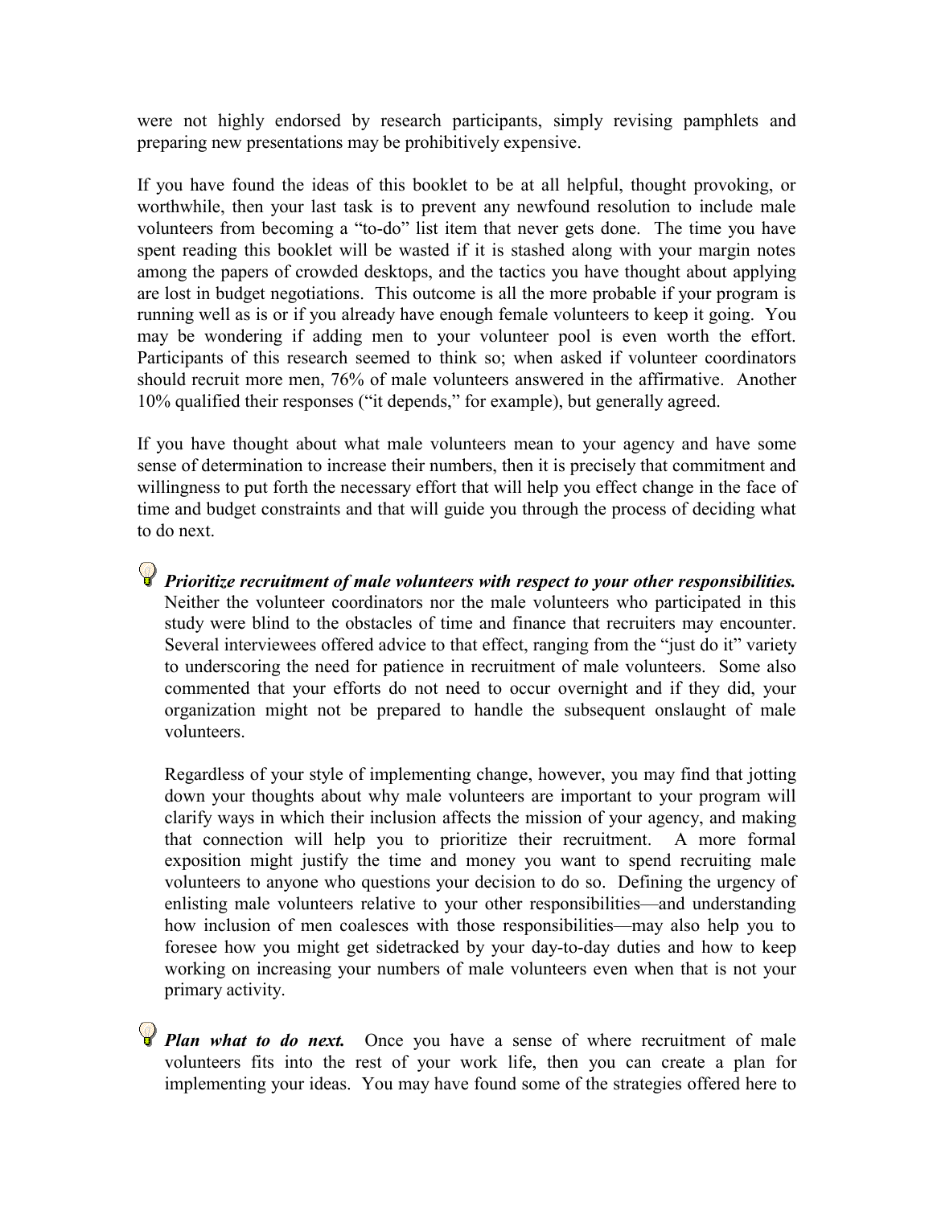were not highly endorsed by research participants, simply revising pamphlets and preparing new presentations may be prohibitively expensive.

If you have found the ideas of this booklet to be at all helpful, thought provoking, or worthwhile, then your last task is to prevent any newfound resolution to include male volunteers from becoming a "to-do" list item that never gets done. The time you have spent reading this booklet will be wasted if it is stashed along with your margin notes among the papers of crowded desktops, and the tactics you have thought about applying are lost in budget negotiations. This outcome is all the more probable if your program is running well as is or if you already have enough female volunteers to keep it going. You may be wondering if adding men to your volunteer pool is even worth the effort. Participants of this research seemed to think so; when asked if volunteer coordinators should recruit more men, 76% of male volunteers answered in the affirmative. Another 10% qualified their responses ("it depends," for example), but generally agreed.

If you have thought about what male volunteers mean to your agency and have some sense of determination to increase their numbers, then it is precisely that commitment and willingness to put forth the necessary effort that will help you effect change in the face of time and budget constraints and that will guide you through the process of deciding what to do next.

- ***Prioritize recruitment of male volunteers with respect to your other responsibilities.*** Neither the volunteer coordinators nor the male volunteers who participated in this study were blind to the obstacles of time and finance that recruiters may encounter. Several interviewees offered advice to that effect, ranging from the "just do it" variety to underscoring the need for patience in recruitment of male volunteers. Some also commented that your efforts do not need to occur overnight and if they did, your organization might not be prepared to handle the subsequent onslaught of male volunteers.

  Regardless of your style of implementing change, however, you may find that jotting down your thoughts about why male volunteers are important to your program will clarify ways in which their inclusion affects the mission of your agency, and making that connection will help you to prioritize their recruitment. A more formal exposition might justify the time and money you want to spend recruiting male volunteers to anyone who questions your decision to do so. Defining the urgency of enlisting male volunteers relative to your other responsibilities—and understanding how inclusion of men coalesces with those responsibilities—may also help you to foresee how you might get sidetracked by your day-to-day duties and how to keep working on increasing your numbers of male volunteers even when that is not your primary activity.

- ***Plan what to do next.*** Once you have a sense of where recruitment of male volunteers fits into the rest of your work life, then you can create a plan for implementing your ideas. You may have found some of the strategies offered here to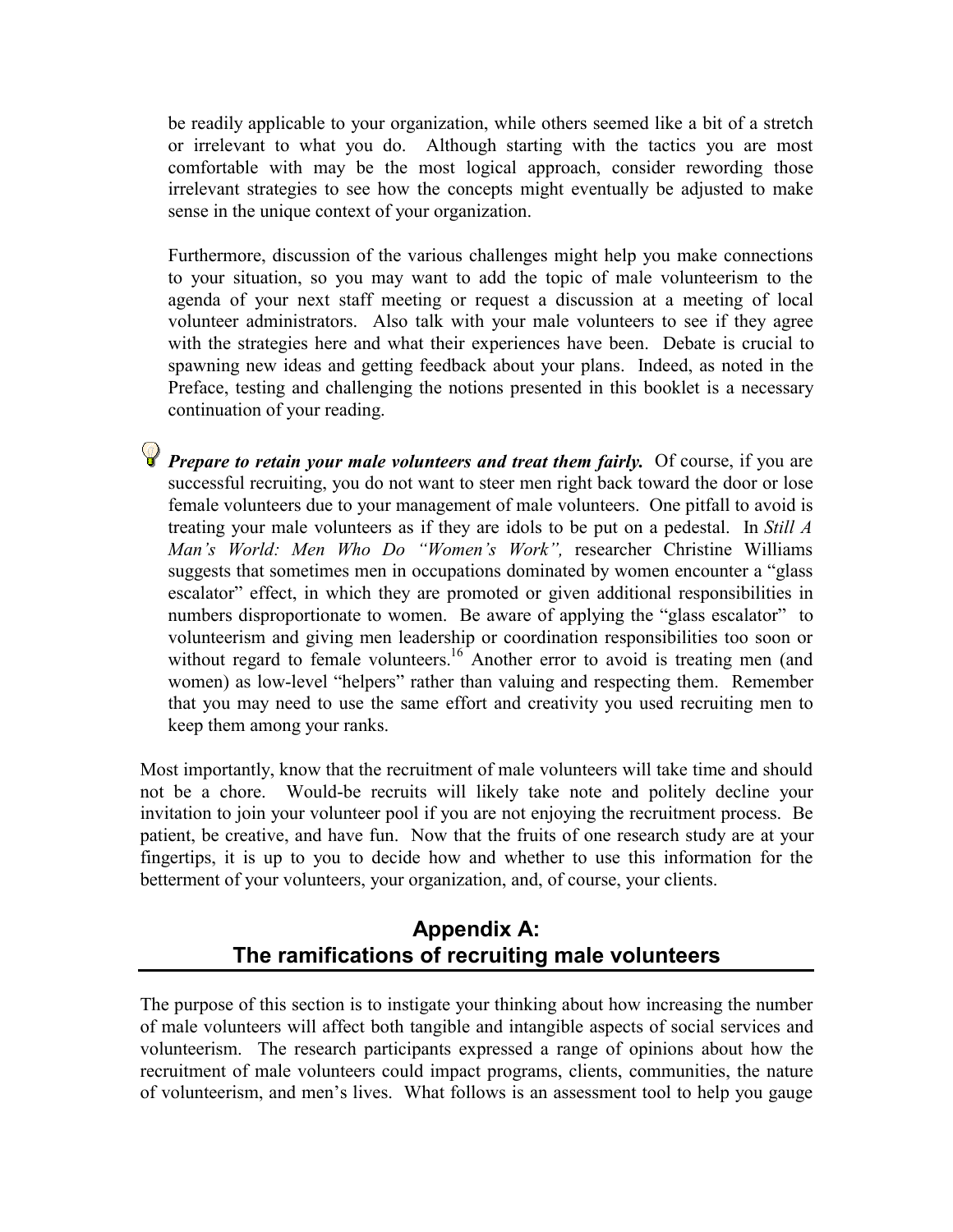be readily applicable to your organization, while others seemed like a bit of a stretch or irrelevant to what you do. Although starting with the tactics you are most comfortable with may be the most logical approach, consider rewording those irrelevant strategies to see how the concepts might eventually be adjusted to make sense in the unique context of your organization.

Furthermore, discussion of the various challenges might help you make connections to your situation, so you may want to add the topic of male volunteerism to the agenda of your next staff meeting or request a discussion at a meeting of local volunteer administrators. Also talk with your male volunteers to see if they agree with the strategies here and what their experiences have been. Debate is crucial to spawning new ideas and getting feedback about your plans. Indeed, as noted in the Preface, testing and challenging the notions presented in this booklet is a necessary continuation of your reading.

***Prepare to retain your male volunteers and treat them fairly.*** Of course, if you are successful recruiting, you do not want to steer men right back toward the door or lose female volunteers due to your management of male volunteers. One pitfall to avoid is treating your male volunteers as if they are idols to be put on a pedestal. In *Still A Man's World: Men Who Do "Women's Work",* researcher Christine Williams suggests that sometimes men in occupations dominated by women encounter a "glass escalator" effect, in which they are promoted or given additional responsibilities in numbers disproportionate to women. Be aware of applying the "glass escalator" to volunteerism and giving men leadership or coordination responsibilities too soon or without regard to female volunteers.[16] Another error to avoid is treating men (and women) as low-level "helpers" rather than valuing and respecting them. Remember that you may need to use the same effort and creativity you used recruiting men to keep them among your ranks.

Most importantly, know that the recruitment of male volunteers will take time and should not be a chore. Would-be recruits will likely take note and politely decline your invitation to join your volunteer pool if you are not enjoying the recruitment process. Be patient, be creative, and have fun. Now that the fruits of one research study are at your fingertips, it is up to you to decide how and whether to use this information for the betterment of your volunteers, your organization, and, of course, your clients.

## Appendix A: The ramifications of recruiting male volunteers

The purpose of this section is to instigate your thinking about how increasing the number of male volunteers will affect both tangible and intangible aspects of social services and volunteerism. The research participants expressed a range of opinions about how the recruitment of male volunteers could impact programs, clients, communities, the nature of volunteerism, and men's lives. What follows is an assessment tool to help you gauge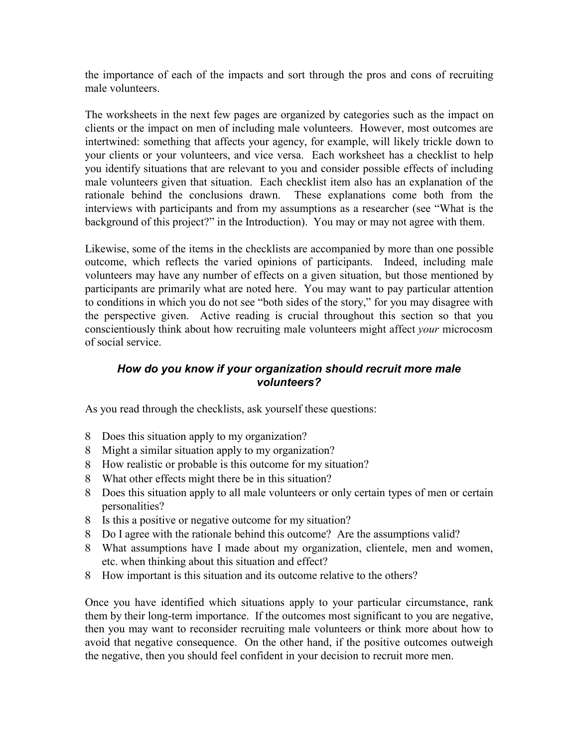the importance of each of the impacts and sort through the pros and cons of recruiting male volunteers.

The worksheets in the next few pages are organized by categories such as the impact on clients or the impact on men of including male volunteers. However, most outcomes are intertwined: something that affects your agency, for example, will likely trickle down to your clients or your volunteers, and vice versa. Each worksheet has a checklist to help you identify situations that are relevant to you and consider possible effects of including male volunteers given that situation. Each checklist item also has an explanation of the rationale behind the conclusions drawn. These explanations come both from the interviews with participants and from my assumptions as a researcher (see "What is the background of this project?" in the Introduction). You may or may not agree with them.

Likewise, some of the items in the checklists are accompanied by more than one possible outcome, which reflects the varied opinions of participants. Indeed, including male volunteers may have any number of effects on a given situation, but those mentioned by participants are primarily what are noted here. You may want to pay particular attention to conditions in which you do not see "both sides of the story," for you may disagree with the perspective given. Active reading is crucial throughout this section so that you conscientiously think about how recruiting male volunteers might affect *your* microcosm of social service.

### *How do you know if your organization should recruit more male volunteers?*

As you read through the checklists, ask yourself these questions:

- Does this situation apply to my organization?
- Might a similar situation apply to my organization?
- How realistic or probable is this outcome for my situation?
- What other effects might there be in this situation?
- Does this situation apply to all male volunteers or only certain types of men or certain personalities?
- Is this a positive or negative outcome for my situation?
- Do I agree with the rationale behind this outcome? Are the assumptions valid?
- What assumptions have I made about my organization, clientele, men and women, etc. when thinking about this situation and effect?
- How important is this situation and its outcome relative to the others?

Once you have identified which situations apply to your particular circumstance, rank them by their long-term importance. If the outcomes most significant to you are negative, then you may want to reconsider recruiting male volunteers or think more about how to avoid that negative consequence. On the other hand, if the positive outcomes outweigh the negative, then you should feel confident in your decision to recruit more men.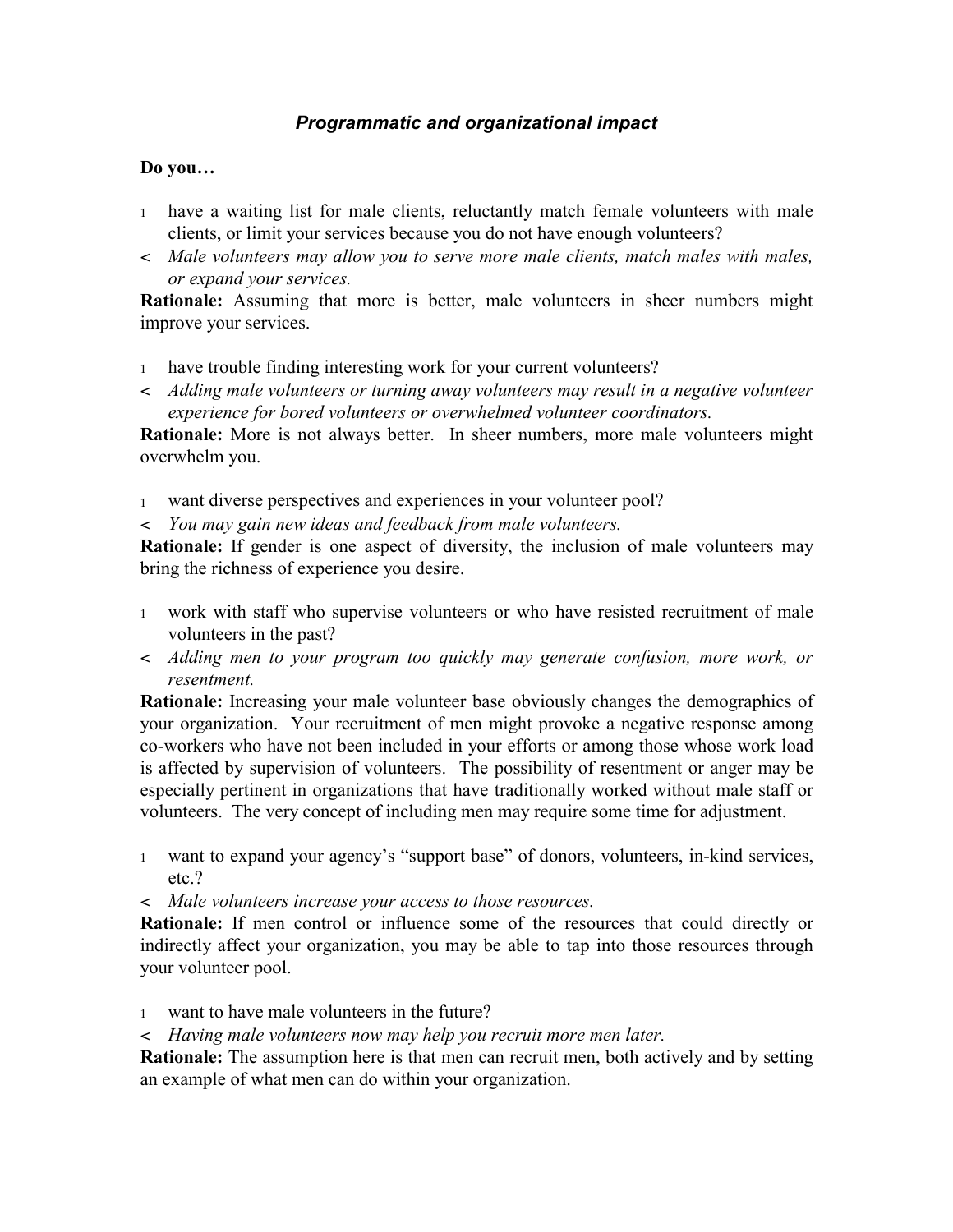### *Programmatic and organizational impact*

**Do you…**

- have a waiting list for male clients, reluctantly match female volunteers with male clients, or limit your services because you do not have enough volunteers?
  - *Male volunteers may allow you to serve more male clients, match males with males, or expand your services.*

**Rationale:** Assuming that more is better, male volunteers in sheer numbers might improve your services.

- have trouble finding interesting work for your current volunteers?
  - *Adding male volunteers or turning away volunteers may result in a negative volunteer experience for bored volunteers or overwhelmed volunteer coordinators.*

**Rationale:** More is not always better. In sheer numbers, more male volunteers might overwhelm you.

- want diverse perspectives and experiences in your volunteer pool?
  - *You may gain new ideas and feedback from male volunteers.*

**Rationale:** If gender is one aspect of diversity, the inclusion of male volunteers may bring the richness of experience you desire.

- work with staff who supervise volunteers or who have resisted recruitment of male volunteers in the past?
  - *Adding men to your program too quickly may generate confusion, more work, or resentment.*

**Rationale:** Increasing your male volunteer base obviously changes the demographics of your organization. Your recruitment of men might provoke a negative response among co-workers who have not been included in your efforts or among those whose work load is affected by supervision of volunteers. The possibility of resentment or anger may be especially pertinent in organizations that have traditionally worked without male staff or volunteers. The very concept of including men may require some time for adjustment.

- want to expand your agency's "support base" of donors, volunteers, in-kind services, etc.?
  - *Male volunteers increase your access to those resources.*

**Rationale:** If men control or influence some of the resources that could directly or indirectly affect your organization, you may be able to tap into those resources through your volunteer pool.

- want to have male volunteers in the future?
  - *Having male volunteers now may help you recruit more men later.*

**Rationale:** The assumption here is that men can recruit men, both actively and by setting an example of what men can do within your organization.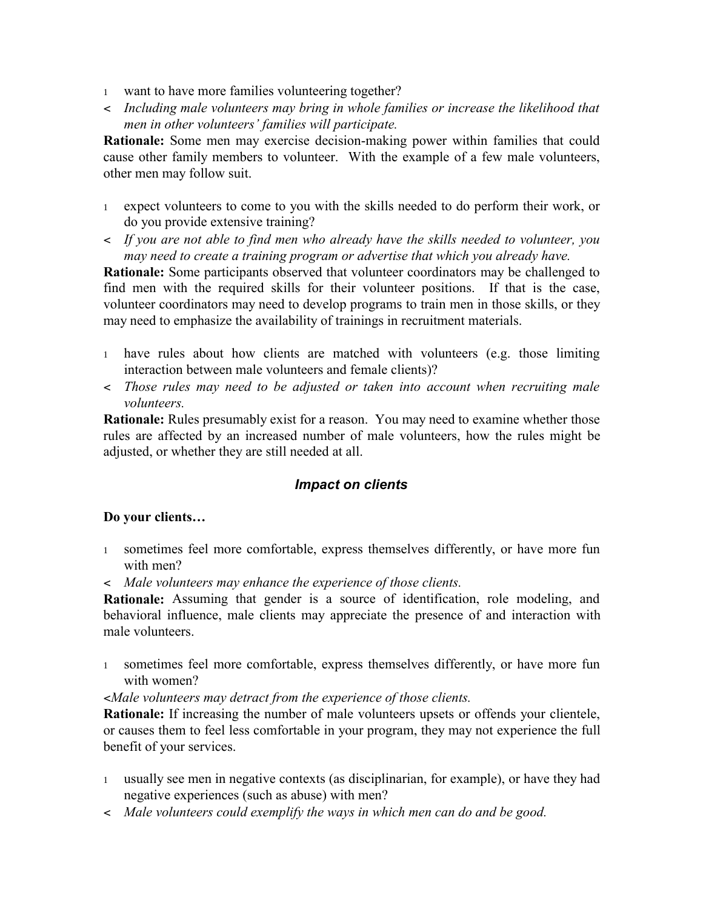- want to have more families volunteering together?
  - *Including male volunteers may bring in whole families or increase the likelihood that men in other volunteers' families will participate.*

**Rationale:** Some men may exercise decision-making power within families that could cause other family members to volunteer. With the example of a few male volunteers, other men may follow suit.

- expect volunteers to come to you with the skills needed to do perform their work, or do you provide extensive training?
  - *If you are not able to find men who already have the skills needed to volunteer, you may need to create a training program or advertise that which you already have.*

**Rationale:** Some participants observed that volunteer coordinators may be challenged to find men with the required skills for their volunteer positions. If that is the case, volunteer coordinators may need to develop programs to train men in those skills, or they may need to emphasize the availability of trainings in recruitment materials.

- have rules about how clients are matched with volunteers (e.g. those limiting interaction between male volunteers and female clients)?
  - *Those rules may need to be adjusted or taken into account when recruiting male volunteers.*

**Rationale:** Rules presumably exist for a reason. You may need to examine whether those rules are affected by an increased number of male volunteers, how the rules might be adjusted, or whether they are still needed at all.

### *Impact on clients*

**Do your clients…**

- sometimes feel more comfortable, express themselves differently, or have more fun with men?
  - *Male volunteers may enhance the experience of those clients.*

**Rationale:** Assuming that gender is a source of identification, role modeling, and behavioral influence, male clients may appreciate the presence of and interaction with male volunteers.

- sometimes feel more comfortable, express themselves differently, or have more fun with women?
  - *Male volunteers may detract from the experience of those clients.*

**Rationale:** If increasing the number of male volunteers upsets or offends your clientele, or causes them to feel less comfortable in your program, they may not experience the full benefit of your services.

- usually see men in negative contexts (as disciplinarian, for example), or have they had negative experiences (such as abuse) with men?
  - *Male volunteers could exemplify the ways in which men can do and be good.*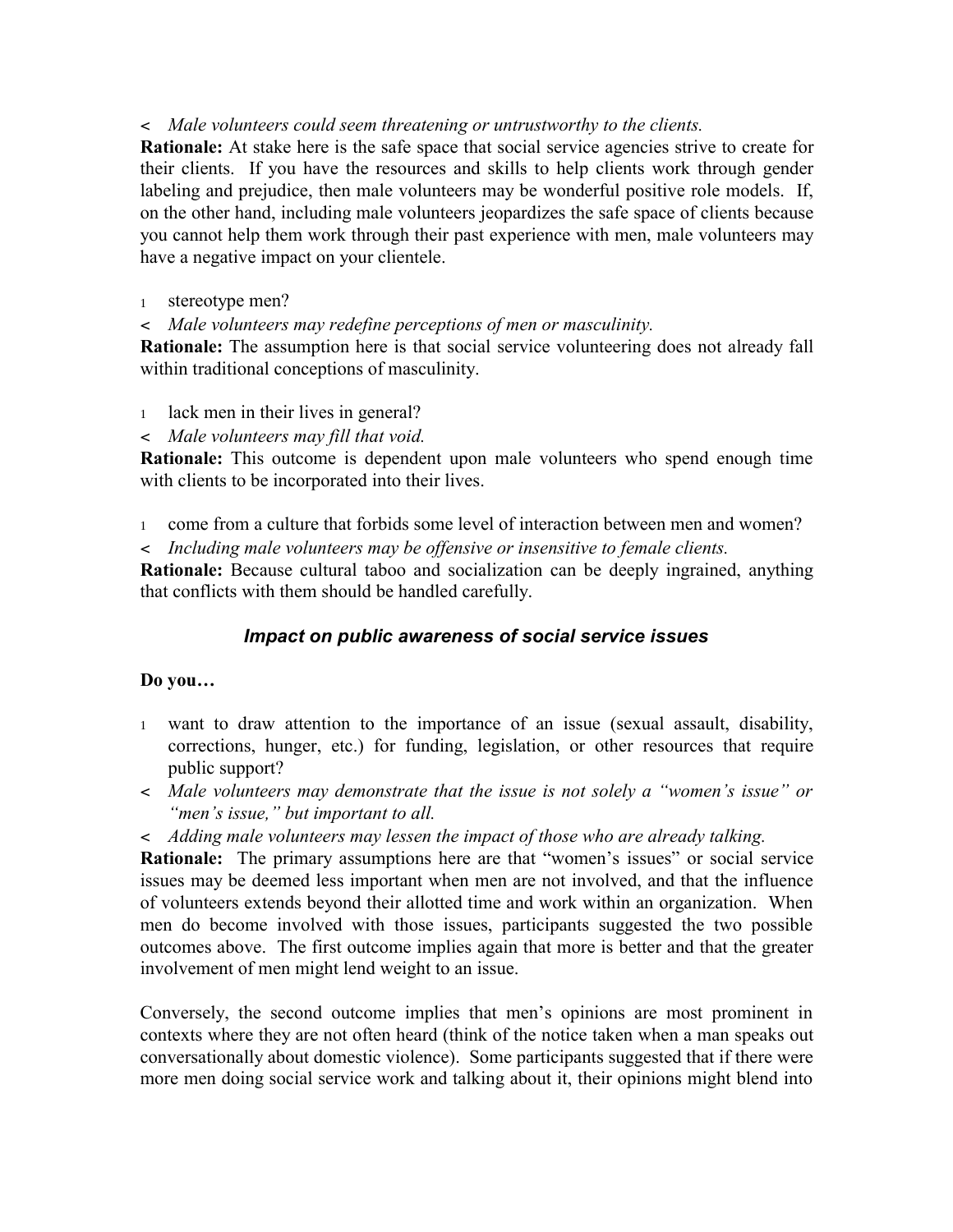< *Male volunteers could seem threatening or untrustworthy to the clients.*

**Rationale:** At stake here is the safe space that social service agencies strive to create for their clients. If you have the resources and skills to help clients work through gender labeling and prejudice, then male volunteers may be wonderful positive role models. If, on the other hand, including male volunteers jeopardizes the safe space of clients because you cannot help them work through their past experience with men, male volunteers may have a negative impact on your clientele.

- stereotype men?

< *Male volunteers may redefine perceptions of men or masculinity.*

**Rationale:** The assumption here is that social service volunteering does not already fall within traditional conceptions of masculinity.

- lack men in their lives in general?

< *Male volunteers may fill that void.*

**Rationale:** This outcome is dependent upon male volunteers who spend enough time with clients to be incorporated into their lives.

- come from a culture that forbids some level of interaction between men and women?

< *Including male volunteers may be offensive or insensitive to female clients.*

**Rationale:** Because cultural taboo and socialization can be deeply ingrained, anything that conflicts with them should be handled carefully.

### *Impact on public awareness of social service issues*

**Do you…**

- want to draw attention to the importance of an issue (sexual assault, disability, corrections, hunger, etc.) for funding, legislation, or other resources that require public support?

< *Male volunteers may demonstrate that the issue is not solely a "women's issue" or "men's issue," but important to all.*

< *Adding male volunteers may lessen the impact of those who are already talking.*

**Rationale:** The primary assumptions here are that "women's issues" or social service issues may be deemed less important when men are not involved, and that the influence of volunteers extends beyond their allotted time and work within an organization. When men do become involved with those issues, participants suggested the two possible outcomes above. The first outcome implies again that more is better and that the greater involvement of men might lend weight to an issue.

Conversely, the second outcome implies that men's opinions are most prominent in contexts where they are not often heard (think of the notice taken when a man speaks out conversationally about domestic violence). Some participants suggested that if there were more men doing social service work and talking about it, their opinions might blend into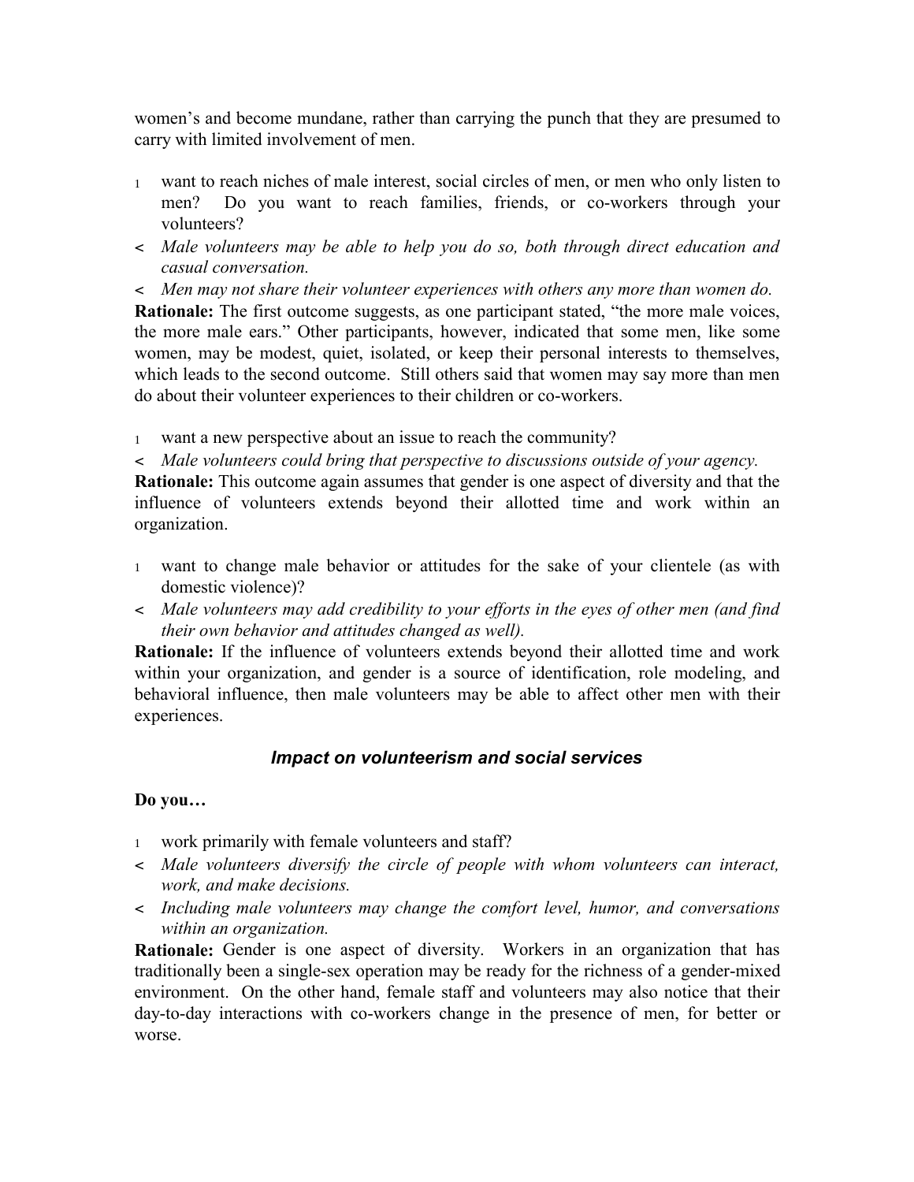women's and become mundane, rather than carrying the punch that they are presumed to carry with limited involvement of men.

- want to reach niches of male interest, social circles of men, or men who only listen to men? Do you want to reach families, friends, or co-workers through your volunteers?
- *Male volunteers may be able to help you do so, both through direct education and casual conversation.*
- *Men may not share their volunteer experiences with others any more than women do.*

**Rationale:** The first outcome suggests, as one participant stated, "the more male voices, the more male ears." Other participants, however, indicated that some men, like some women, may be modest, quiet, isolated, or keep their personal interests to themselves, which leads to the second outcome. Still others said that women may say more than men do about their volunteer experiences to their children or co-workers.

- want a new perspective about an issue to reach the community?
- *Male volunteers could bring that perspective to discussions outside of your agency.*

**Rationale:** This outcome again assumes that gender is one aspect of diversity and that the influence of volunteers extends beyond their allotted time and work within an organization.

- want to change male behavior or attitudes for the sake of your clientele (as with domestic violence)?
- *Male volunteers may add credibility to your efforts in the eyes of other men (and find their own behavior and attitudes changed as well).*

**Rationale:** If the influence of volunteers extends beyond their allotted time and work within your organization, and gender is a source of identification, role modeling, and behavioral influence, then male volunteers may be able to affect other men with their experiences.

### *Impact on volunteerism and social services*

**Do you…**

- work primarily with female volunteers and staff?
- *Male volunteers diversify the circle of people with whom volunteers can interact, work, and make decisions.*
- *Including male volunteers may change the comfort level, humor, and conversations within an organization.*

**Rationale:** Gender is one aspect of diversity. Workers in an organization that has traditionally been a single-sex operation may be ready for the richness of a gender-mixed environment. On the other hand, female staff and volunteers may also notice that their day-to-day interactions with co-workers change in the presence of men, for better or worse.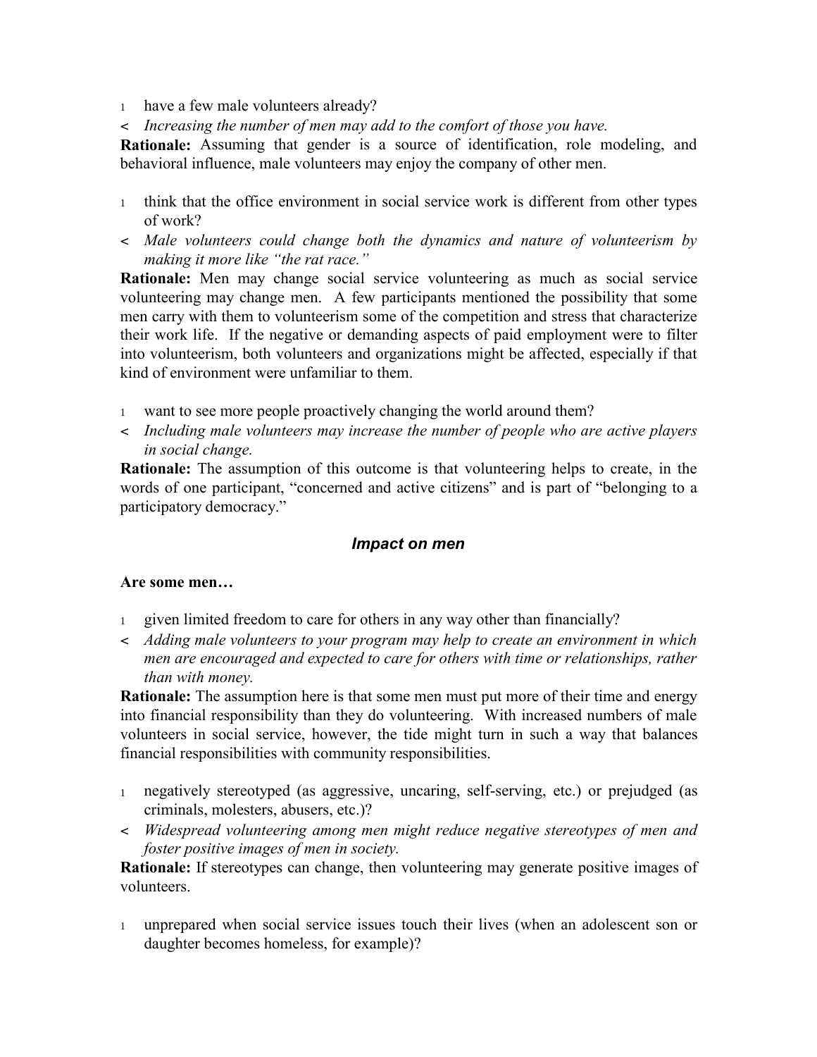- have a few male volunteers already?
  - *Increasing the number of men may add to the comfort of those you have.*

**Rationale:** Assuming that gender is a source of identification, role modeling, and behavioral influence, male volunteers may enjoy the company of other men.

- think that the office environment in social service work is different from other types of work?
  - *Male volunteers could change both the dynamics and nature of volunteerism by making it more like "the rat race."*

**Rationale:** Men may change social service volunteering as much as social service volunteering may change men. A few participants mentioned the possibility that some men carry with them to volunteerism some of the competition and stress that characterize their work life. If the negative or demanding aspects of paid employment were to filter into volunteerism, both volunteers and organizations might be affected, especially if that kind of environment were unfamiliar to them.

- want to see more people proactively changing the world around them?
  - *Including male volunteers may increase the number of people who are active players in social change.*

**Rationale:** The assumption of this outcome is that volunteering helps to create, in the words of one participant, "concerned and active citizens" and is part of "belonging to a participatory democracy."

### *Impact on men*

**Are some men…**

- given limited freedom to care for others in any way other than financially?
  - *Adding male volunteers to your program may help to create an environment in which men are encouraged and expected to care for others with time or relationships, rather than with money.*

**Rationale:** The assumption here is that some men must put more of their time and energy into financial responsibility than they do volunteering. With increased numbers of male volunteers in social service, however, the tide might turn in such a way that balances financial responsibilities with community responsibilities.

- negatively stereotyped (as aggressive, uncaring, self-serving, etc.) or prejudged (as criminals, molesters, abusers, etc.)?
  - *Widespread volunteering among men might reduce negative stereotypes of men and foster positive images of men in society.*

**Rationale:** If stereotypes can change, then volunteering may generate positive images of volunteers.

- unprepared when social service issues touch their lives (when an adolescent son or daughter becomes homeless, for example)?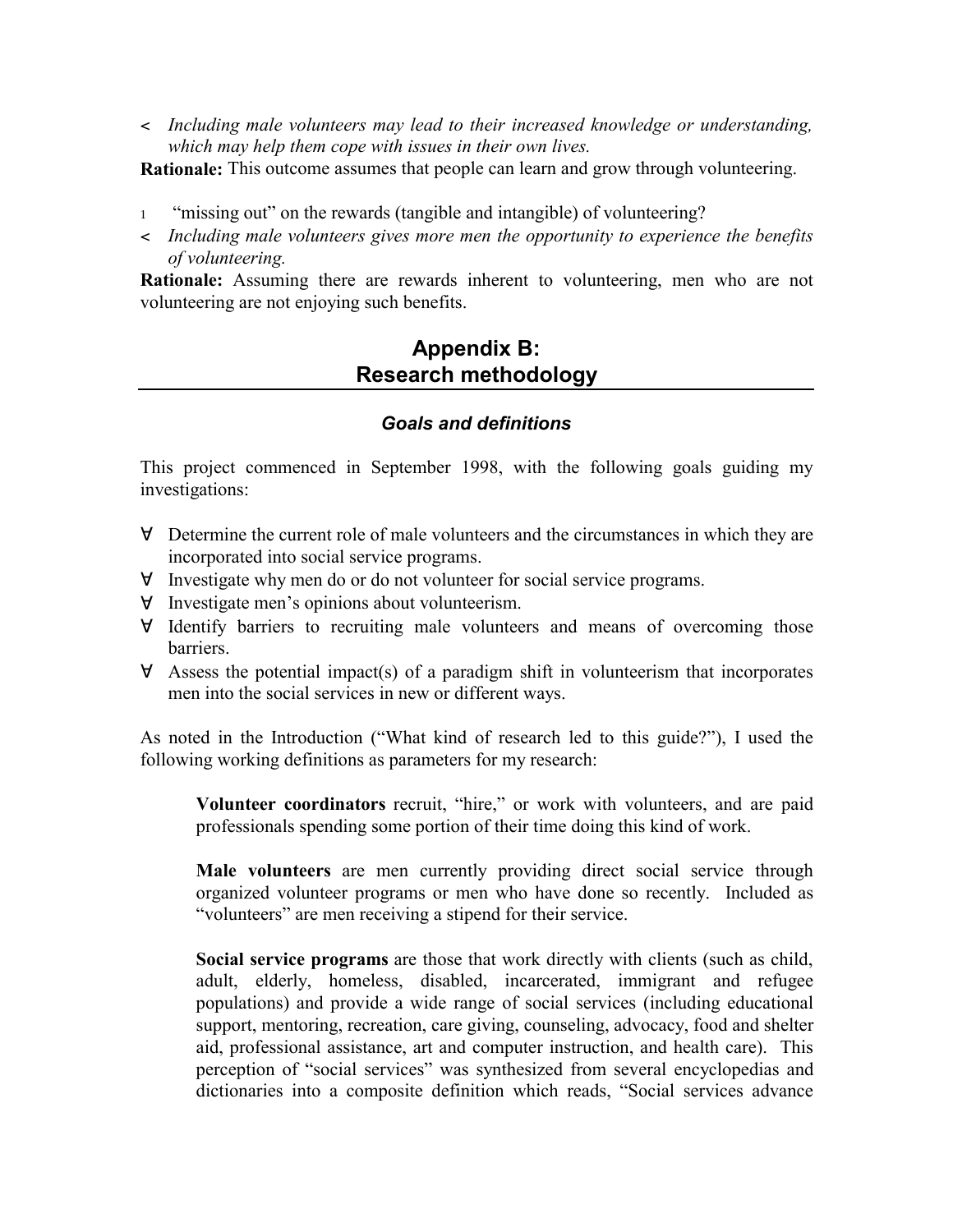- *Including male volunteers may lead to their increased knowledge or understanding, which may help them cope with issues in their own lives.*

**Rationale:** This outcome assumes that people can learn and grow through volunteering.

1 "missing out" on the rewards (tangible and intangible) of volunteering?

- *Including male volunteers gives more men the opportunity to experience the benefits of volunteering.*

**Rationale:** Assuming there are rewards inherent to volunteering, men who are not volunteering are not enjoying such benefits.

## Appendix B: Research methodology

### *Goals and definitions*

This project commenced in September 1998, with the following goals guiding my investigations:

- Determine the current role of male volunteers and the circumstances in which they are incorporated into social service programs.
- Investigate why men do or do not volunteer for social service programs.
- Investigate men's opinions about volunteerism.
- Identify barriers to recruiting male volunteers and means of overcoming those barriers.
- Assess the potential impact(s) of a paradigm shift in volunteerism that incorporates men into the social services in new or different ways.

As noted in the Introduction ("What kind of research led to this guide?"), I used the following working definitions as parameters for my research:

> **Volunteer coordinators** recruit, "hire," or work with volunteers, and are paid professionals spending some portion of their time doing this kind of work.
>
> **Male volunteers** are men currently providing direct social service through organized volunteer programs or men who have done so recently. Included as "volunteers" are men receiving a stipend for their service.
>
> **Social service programs** are those that work directly with clients (such as child, adult, elderly, homeless, disabled, incarcerated, immigrant and refugee populations) and provide a wide range of social services (including educational support, mentoring, recreation, care giving, counseling, advocacy, food and shelter aid, professional assistance, art and computer instruction, and health care). This perception of "social services" was synthesized from several encyclopedias and dictionaries into a composite definition which reads, "Social services advance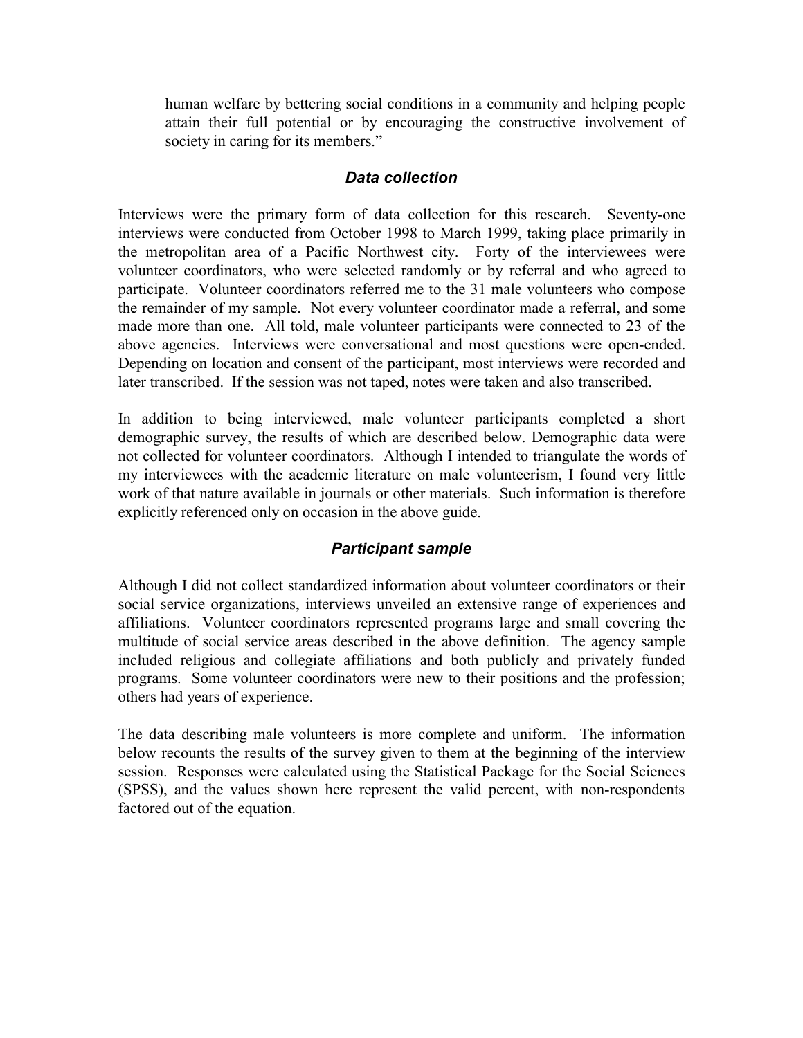human welfare by bettering social conditions in a community and helping people attain their full potential or by encouraging the constructive involvement of society in caring for its members."

### *Data collection*

Interviews were the primary form of data collection for this research. Seventy-one interviews were conducted from October 1998 to March 1999, taking place primarily in the metropolitan area of a Pacific Northwest city. Forty of the interviewees were volunteer coordinators, who were selected randomly or by referral and who agreed to participate. Volunteer coordinators referred me to the 31 male volunteers who compose the remainder of my sample. Not every volunteer coordinator made a referral, and some made more than one. All told, male volunteer participants were connected to 23 of the above agencies. Interviews were conversational and most questions were open-ended. Depending on location and consent of the participant, most interviews were recorded and later transcribed. If the session was not taped, notes were taken and also transcribed.

In addition to being interviewed, male volunteer participants completed a short demographic survey, the results of which are described below. Demographic data were not collected for volunteer coordinators. Although I intended to triangulate the words of my interviewees with the academic literature on male volunteerism, I found very little work of that nature available in journals or other materials. Such information is therefore explicitly referenced only on occasion in the above guide.

### *Participant sample*

Although I did not collect standardized information about volunteer coordinators or their social service organizations, interviews unveiled an extensive range of experiences and affiliations. Volunteer coordinators represented programs large and small covering the multitude of social service areas described in the above definition. The agency sample included religious and collegiate affiliations and both publicly and privately funded programs. Some volunteer coordinators were new to their positions and the profession; others had years of experience.

The data describing male volunteers is more complete and uniform. The information below recounts the results of the survey given to them at the beginning of the interview session. Responses were calculated using the Statistical Package for the Social Sciences (SPSS), and the values shown here represent the valid percent, with non-respondents factored out of the equation.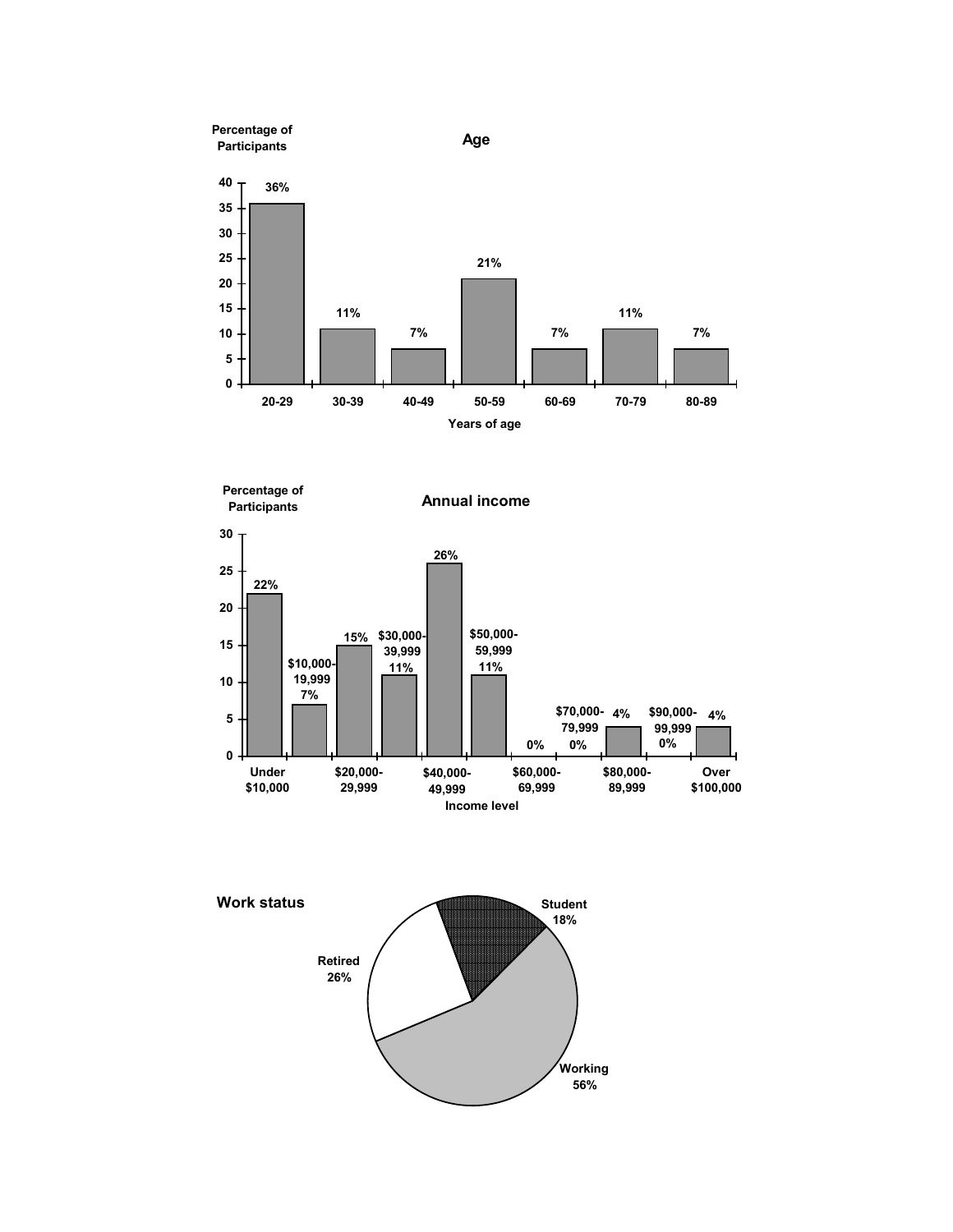## Age

| Years of age | Percentage of Participants |
|---|---|
| 20-29 | 36% |
| 30-39 | 11% |
| 40-49 | 7% |
| 50-59 | 21% |
| 60-69 | 7% |
| 70-79 | 11% |
| 80-89 | 7% |

## Annual income

| Income level | Percentage of Participants |
|---|---|
| Under $10,000 | 22% |
| $10,000-19,999 | 7% |
| $20,000-29,999 | 15% |
| $30,000-39,999 | 11% |
| $40,000-49,999 | 26% |
| $50,000-59,999 | 11% |
| $60,000-69,999 | 0% |
| $70,000-79,999 | 0% |
| $80,000-89,999 | 4% |
| $90,000-99,999 | 0% |
| Over $100,000 | 4% |

## Work status

| Work status | Percentage |
|---|---|
| Student | 18% |
| Working | 56% |
| Retired | 26% |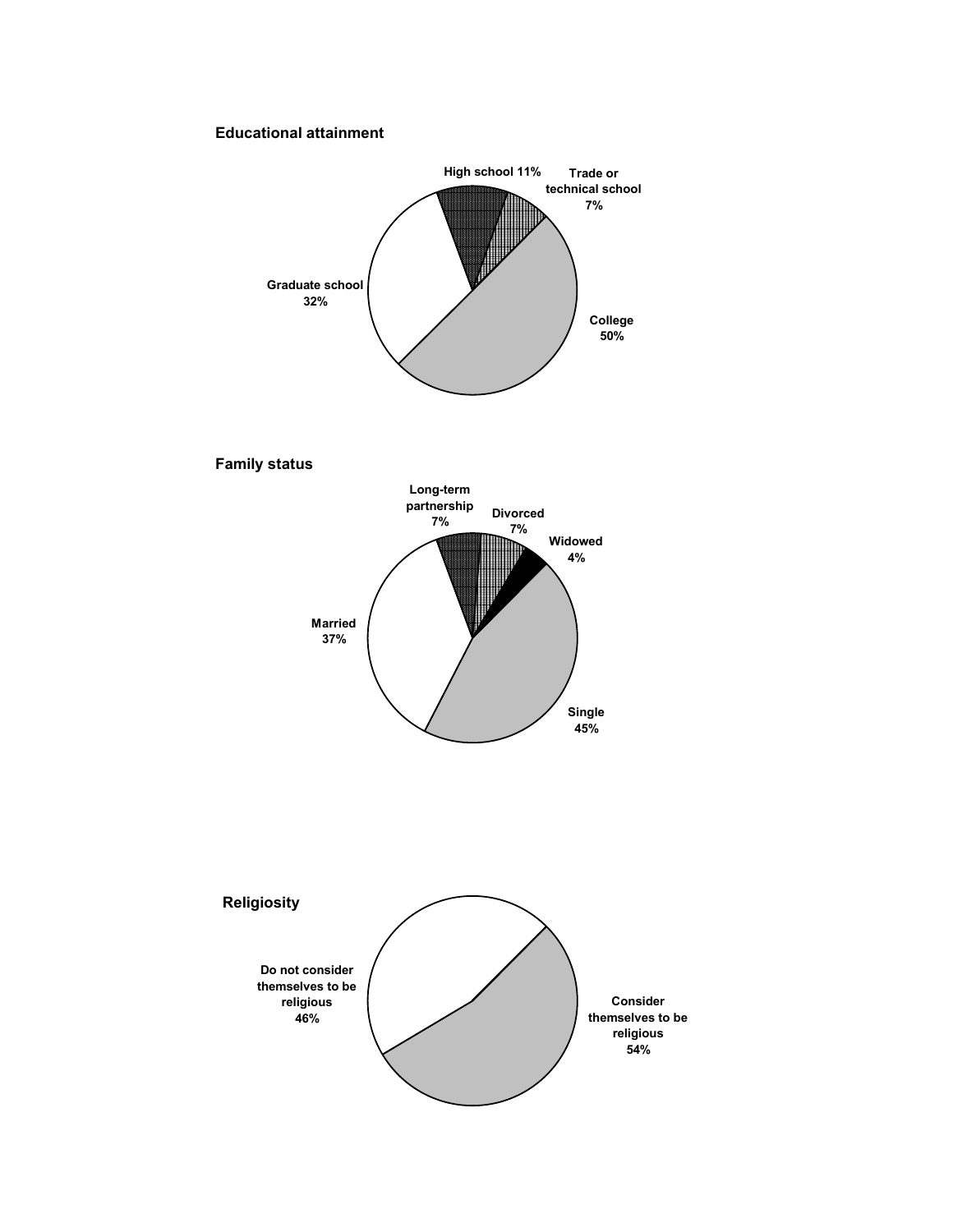**Educational attainment**

High school 11%

Trade or technical school 7%

College 50%

Graduate school 32%

**Family status**

Long-term partnership 7%

Divorced 7%

Widowed 4%

Single 45%

Married 37%

**Religiosity**

Do not consider themselves to be religious 46%

Consider themselves to be religious 54%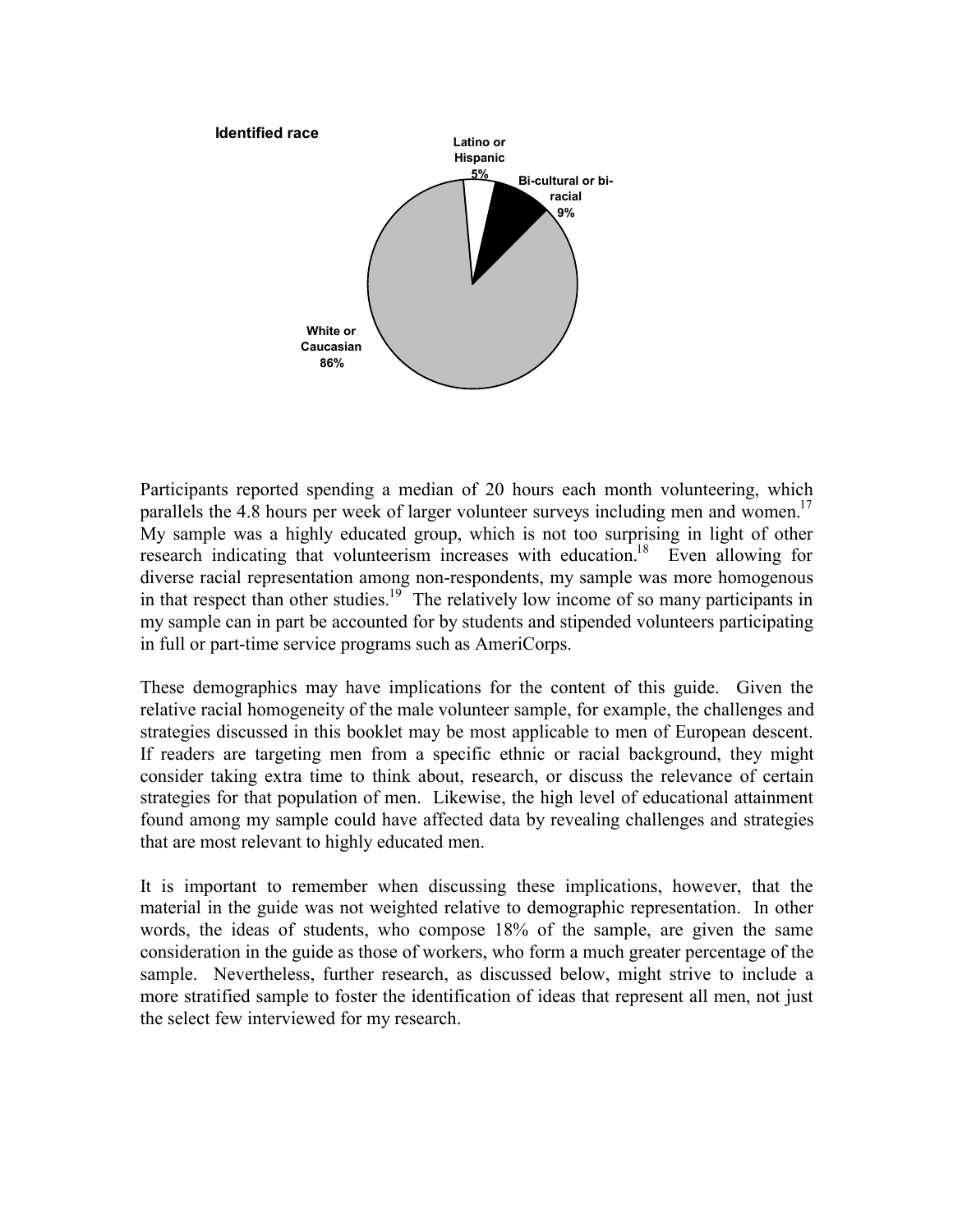**Identified race**

- Latino or Hispanic 5%
- Bi-cultural or bi-racial 9%
- White or Caucasian 86%

Participants reported spending a median of 20 hours each month volunteering, which parallels the 4.8 hours per week of larger volunteer surveys including men and women.[17] My sample was a highly educated group, which is not too surprising in light of other research indicating that volunteerism increases with education.[18] Even allowing for diverse racial representation among non-respondents, my sample was more homogenous in that respect than other studies.[19] The relatively low income of so many participants in my sample can in part be accounted for by students and stipended volunteers participating in full or part-time service programs such as AmeriCorps.

These demographics may have implications for the content of this guide. Given the relative racial homogeneity of the male volunteer sample, for example, the challenges and strategies discussed in this booklet may be most applicable to men of European descent. If readers are targeting men from a specific ethnic or racial background, they might consider taking extra time to think about, research, or discuss the relevance of certain strategies for that population of men. Likewise, the high level of educational attainment found among my sample could have affected data by revealing challenges and strategies that are most relevant to highly educated men.

It is important to remember when discussing these implications, however, that the material in the guide was not weighted relative to demographic representation. In other words, the ideas of students, who compose 18% of the sample, are given the same consideration in the guide as those of workers, who form a much greater percentage of the sample. Nevertheless, further research, as discussed below, might strive to include a more stratified sample to foster the identification of ideas that represent all men, not just the select few interviewed for my research.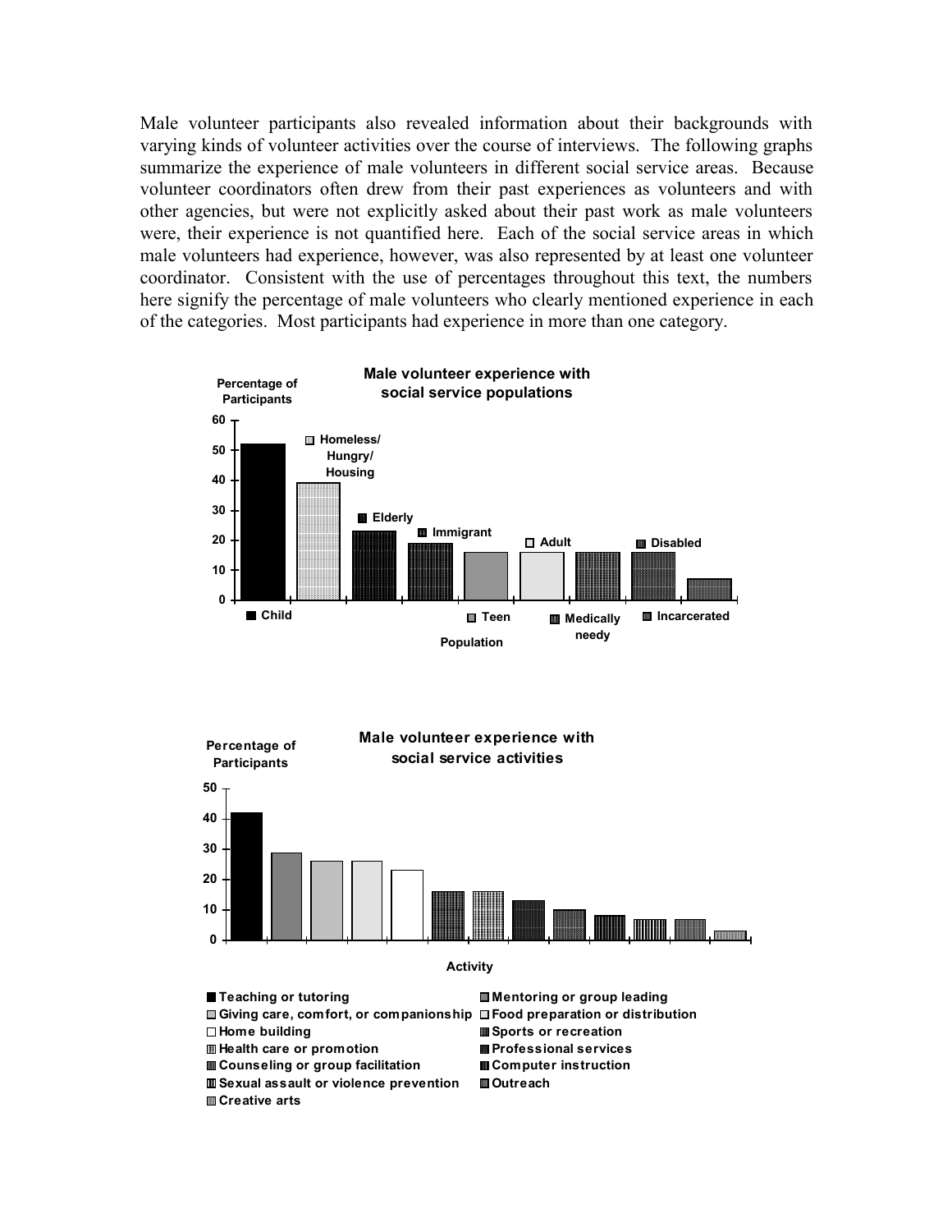Male volunteer participants also revealed information about their backgrounds with varying kinds of volunteer activities over the course of interviews. The following graphs summarize the experience of male volunteers in different social service areas. Because volunteer coordinators often drew from their past experiences as volunteers and with other agencies, but were not explicitly asked about their past work as male volunteers were, their experience is not quantified here. Each of the social service areas in which male volunteers had experience, however, was also represented by at least one volunteer coordinator. Consistent with the use of percentages throughout this text, the numbers here signify the percentage of male volunteers who clearly mentioned experience in each of the categories. Most participants had experience in more than one category.

**Male volunteer experience with social service populations**

Percentage of Participants

60, 50, 40, 30, 20, 10, 0

Child, Homeless/ Hungry/ Housing, Elderly, Immigrant, Teen, Adult, Medically needy, Disabled, Incarcerated

Population

**Male volunteer experience with social service activities**

Percentage of Participants

50, 40, 30, 20, 10, 0

Activity

- Teaching or tutoring
- Mentoring or group leading
- Giving care, comfort, or companionship
- Food preparation or distribution
- Home building
- Sports or recreation
- Health care or promotion
- Professional services
- Counseling or group facilitation
- Computer instruction
- Sexual assault or violence prevention
- Outreach
- Creative arts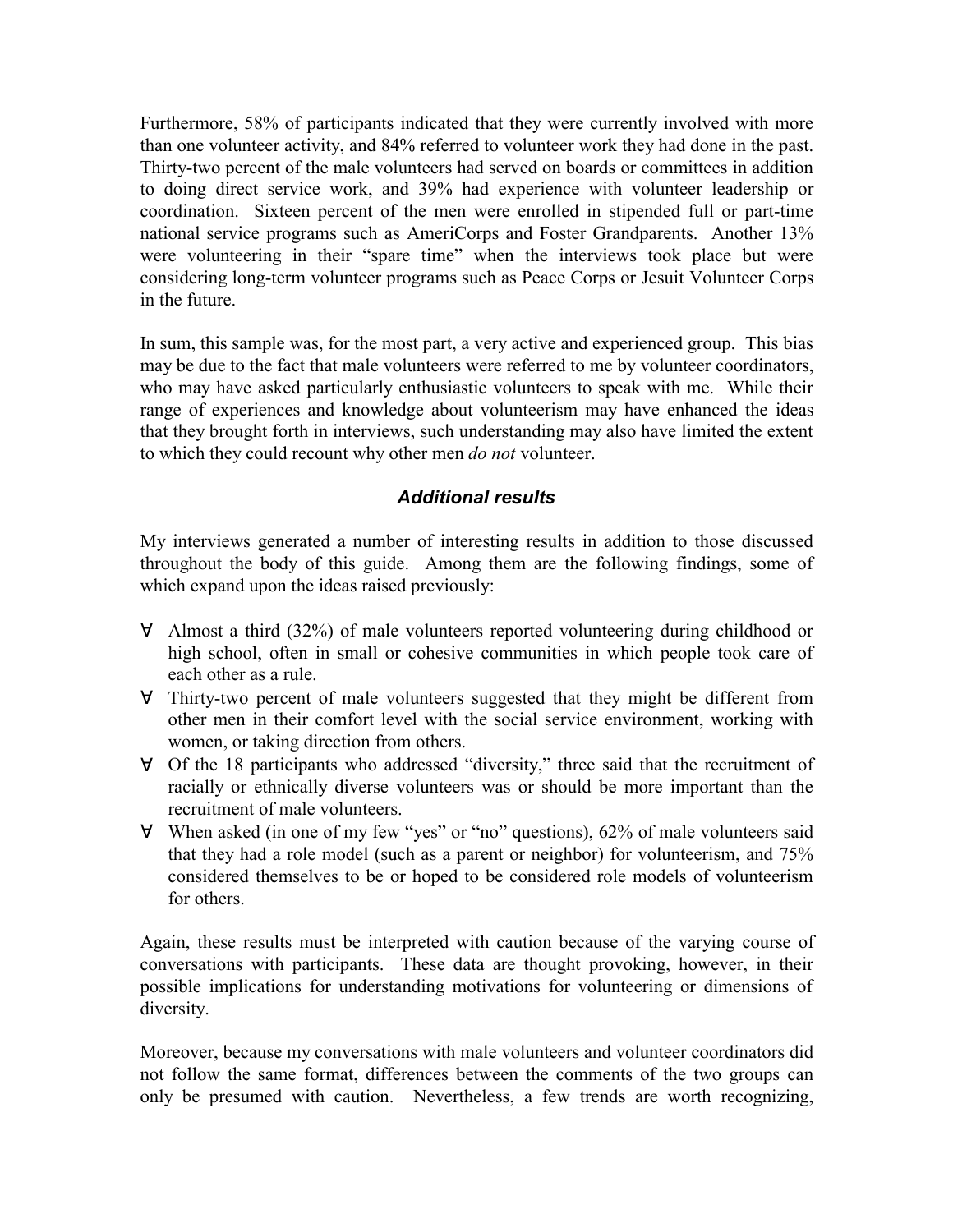Furthermore, 58% of participants indicated that they were currently involved with more than one volunteer activity, and 84% referred to volunteer work they had done in the past. Thirty-two percent of the male volunteers had served on boards or committees in addition to doing direct service work, and 39% had experience with volunteer leadership or coordination. Sixteen percent of the men were enrolled in stipended full or part-time national service programs such as AmeriCorps and Foster Grandparents. Another 13% were volunteering in their "spare time" when the interviews took place but were considering long-term volunteer programs such as Peace Corps or Jesuit Volunteer Corps in the future.

In sum, this sample was, for the most part, a very active and experienced group. This bias may be due to the fact that male volunteers were referred to me by volunteer coordinators, who may have asked particularly enthusiastic volunteers to speak with me. While their range of experiences and knowledge about volunteerism may have enhanced the ideas that they brought forth in interviews, such understanding may also have limited the extent to which they could recount why other men *do not* volunteer.

### *Additional results*

My interviews generated a number of interesting results in addition to those discussed throughout the body of this guide. Among them are the following findings, some of which expand upon the ideas raised previously:

- Almost a third (32%) of male volunteers reported volunteering during childhood or high school, often in small or cohesive communities in which people took care of each other as a rule.
- Thirty-two percent of male volunteers suggested that they might be different from other men in their comfort level with the social service environment, working with women, or taking direction from others.
- Of the 18 participants who addressed "diversity," three said that the recruitment of racially or ethnically diverse volunteers was or should be more important than the recruitment of male volunteers.
- When asked (in one of my few "yes" or "no" questions), 62% of male volunteers said that they had a role model (such as a parent or neighbor) for volunteerism, and 75% considered themselves to be or hoped to be considered role models of volunteerism for others.

Again, these results must be interpreted with caution because of the varying course of conversations with participants. These data are thought provoking, however, in their possible implications for understanding motivations for volunteering or dimensions of diversity.

Moreover, because my conversations with male volunteers and volunteer coordinators did not follow the same format, differences between the comments of the two groups can only be presumed with caution. Nevertheless, a few trends are worth recognizing,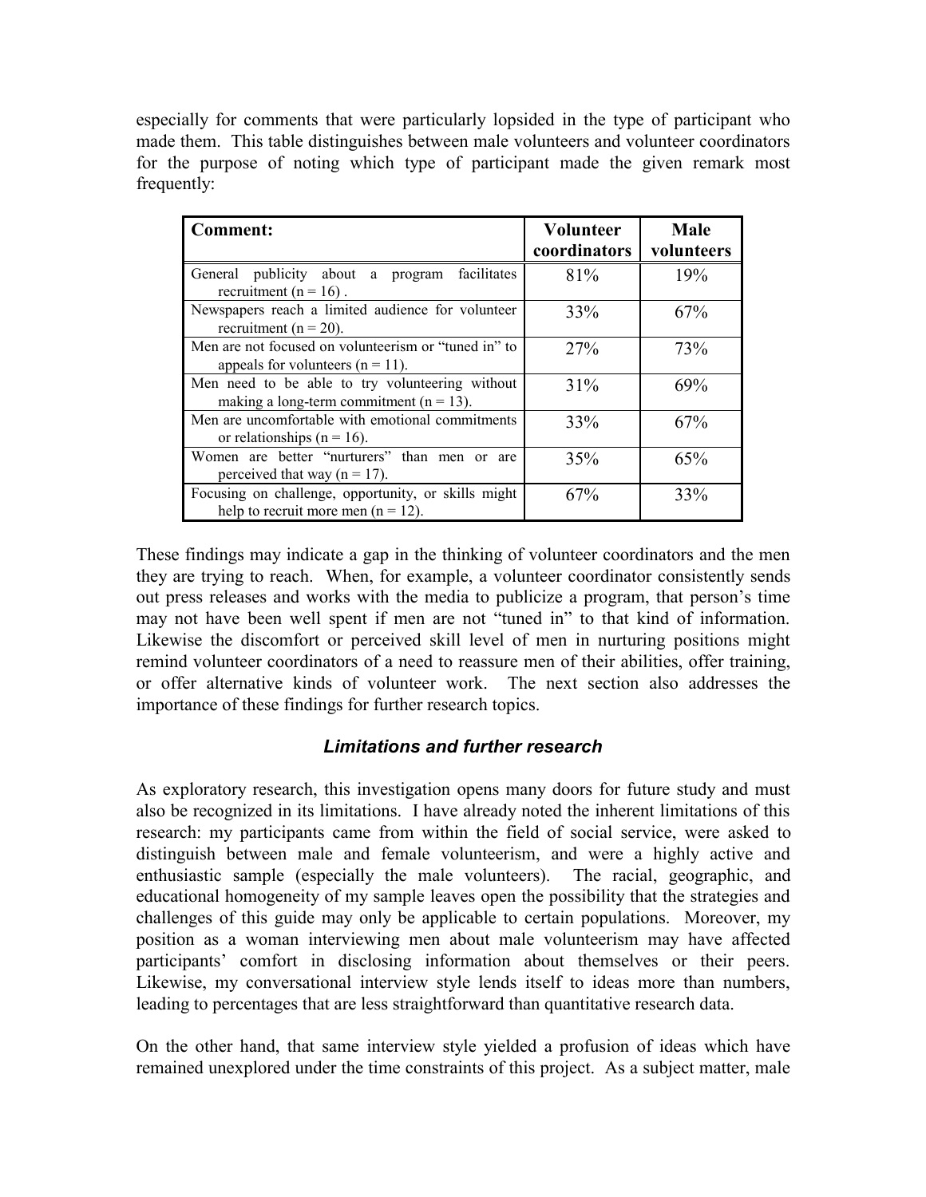especially for comments that were particularly lopsided in the type of participant who made them. This table distinguishes between male volunteers and volunteer coordinators for the purpose of noting which type of participant made the given remark most frequently:

| Comment: | Volunteer coordinators | Male volunteers |
|---|---|---|
| General publicity about a program facilitates recruitment (n = 16) . | 81% | 19% |
| Newspapers reach a limited audience for volunteer recruitment (n = 20). | 33% | 67% |
| Men are not focused on volunteerism or "tuned in" to appeals for volunteers (n = 11). | 27% | 73% |
| Men need to be able to try volunteering without making a long-term commitment (n = 13). | 31% | 69% |
| Men are uncomfortable with emotional commitments or relationships (n = 16). | 33% | 67% |
| Women are better "nurturers" than men or are perceived that way (n = 17). | 35% | 65% |
| Focusing on challenge, opportunity, or skills might help to recruit more men (n = 12). | 67% | 33% |

These findings may indicate a gap in the thinking of volunteer coordinators and the men they are trying to reach. When, for example, a volunteer coordinator consistently sends out press releases and works with the media to publicize a program, that person's time may not have been well spent if men are not "tuned in" to that kind of information. Likewise the discomfort or perceived skill level of men in nurturing positions might remind volunteer coordinators of a need to reassure men of their abilities, offer training, or offer alternative kinds of volunteer work. The next section also addresses the importance of these findings for further research topics.

### *Limitations and further research*

As exploratory research, this investigation opens many doors for future study and must also be recognized in its limitations. I have already noted the inherent limitations of this research: my participants came from within the field of social service, were asked to distinguish between male and female volunteerism, and were a highly active and enthusiastic sample (especially the male volunteers). The racial, geographic, and educational homogeneity of my sample leaves open the possibility that the strategies and challenges of this guide may only be applicable to certain populations. Moreover, my position as a woman interviewing men about male volunteerism may have affected participants' comfort in disclosing information about themselves or their peers. Likewise, my conversational interview style lends itself to ideas more than numbers, leading to percentages that are less straightforward than quantitative research data.

On the other hand, that same interview style yielded a profusion of ideas which have remained unexplored under the time constraints of this project. As a subject matter, male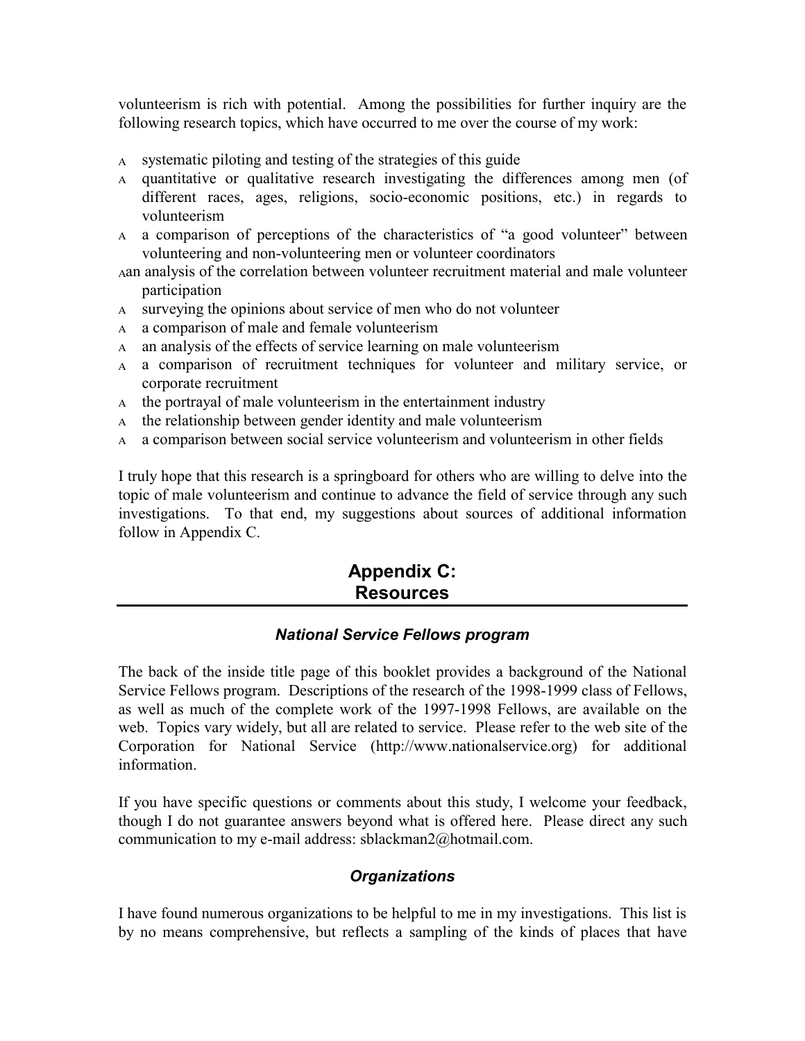volunteerism is rich with potential. Among the possibilities for further inquiry are the following research topics, which have occurred to me over the course of my work:

- systematic piloting and testing of the strategies of this guide
- quantitative or qualitative research investigating the differences among men (of different races, ages, religions, socio-economic positions, etc.) in regards to volunteerism
- a comparison of perceptions of the characteristics of "a good volunteer" between volunteering and non-volunteering men or volunteer coordinators
- an analysis of the correlation between volunteer recruitment material and male volunteer participation
- surveying the opinions about service of men who do not volunteer
- a comparison of male and female volunteerism
- an analysis of the effects of service learning on male volunteerism
- a comparison of recruitment techniques for volunteer and military service, or corporate recruitment
- the portrayal of male volunteerism in the entertainment industry
- the relationship between gender identity and male volunteerism
- a comparison between social service volunteerism and volunteerism in other fields

I truly hope that this research is a springboard for others who are willing to delve into the topic of male volunteerism and continue to advance the field of service through any such investigations. To that end, my suggestions about sources of additional information follow in Appendix C.

# Appendix C: Resources

### *National Service Fellows program*

The back of the inside title page of this booklet provides a background of the National Service Fellows program. Descriptions of the research of the 1998-1999 class of Fellows, as well as much of the complete work of the 1997-1998 Fellows, are available on the web. Topics vary widely, but all are related to service. Please refer to the web site of the Corporation for National Service (http://www.nationalservice.org) for additional information.

If you have specific questions or comments about this study, I welcome your feedback, though I do not guarantee answers beyond what is offered here. Please direct any such communication to my e-mail address: sblackman2@hotmail.com.

### *Organizations*

I have found numerous organizations to be helpful to me in my investigations. This list is by no means comprehensive, but reflects a sampling of the kinds of places that have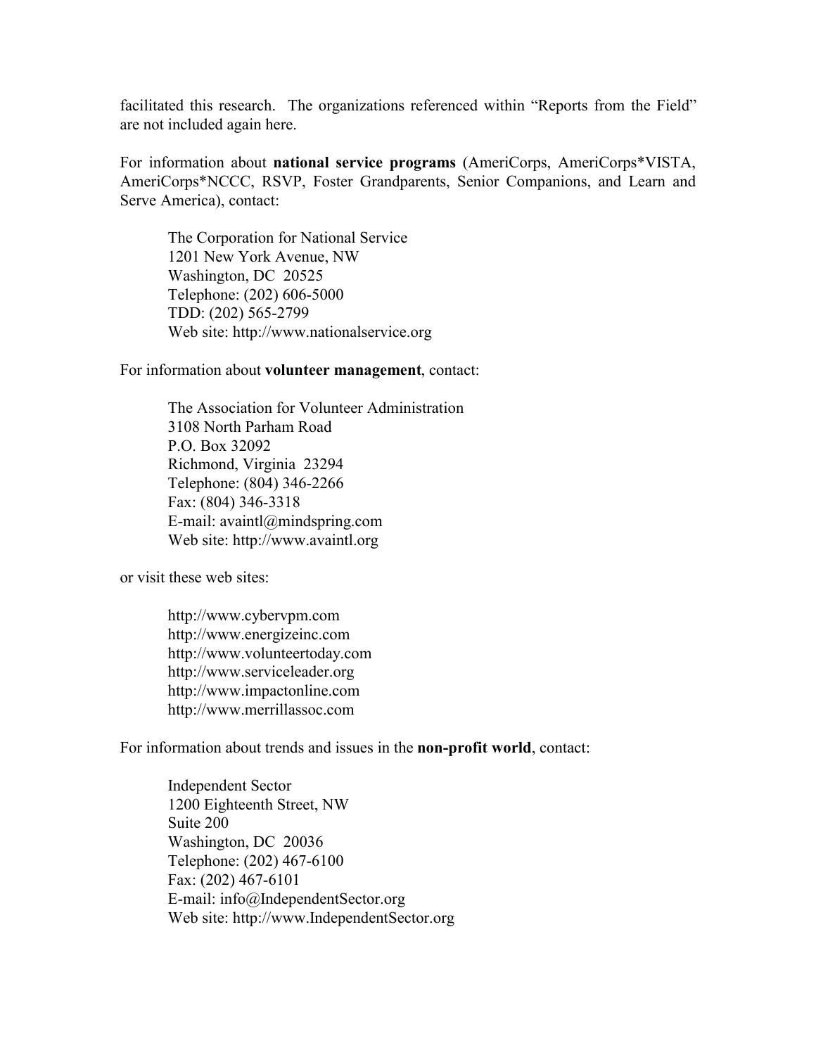facilitated this research. The organizations referenced within "Reports from the Field" are not included again here.

For information about **national service programs** (AmeriCorps, AmeriCorps*VISTA, AmeriCorps*NCCC, RSVP, Foster Grandparents, Senior Companions, and Learn and Serve America), contact:

> The Corporation for National Service
> 1201 New York Avenue, NW
> Washington, DC 20525
> Telephone: (202) 606-5000
> TDD: (202) 565-2799
> Web site: http://www.nationalservice.org

For information about **volunteer management**, contact:

> The Association for Volunteer Administration
> 3108 North Parham Road
> P.O. Box 32092
> Richmond, Virginia 23294
> Telephone: (804) 346-2266
> Fax: (804) 346-3318
> E-mail: avaintl@mindspring.com
> Web site: http://www.avaintl.org

or visit these web sites:

> http://www.cybervpm.com
> http://www.energizeinc.com
> http://www.volunteertoday.com
> http://www.serviceleader.org
> http://www.impactonline.com
> http://www.merrillassoc.com

For information about trends and issues in the **non-profit world**, contact:

> Independent Sector
> 1200 Eighteenth Street, NW
> Suite 200
> Washington, DC 20036
> Telephone: (202) 467-6100
> Fax: (202) 467-6101
> E-mail: info@IndependentSector.org
> Web site: http://www.IndependentSector.org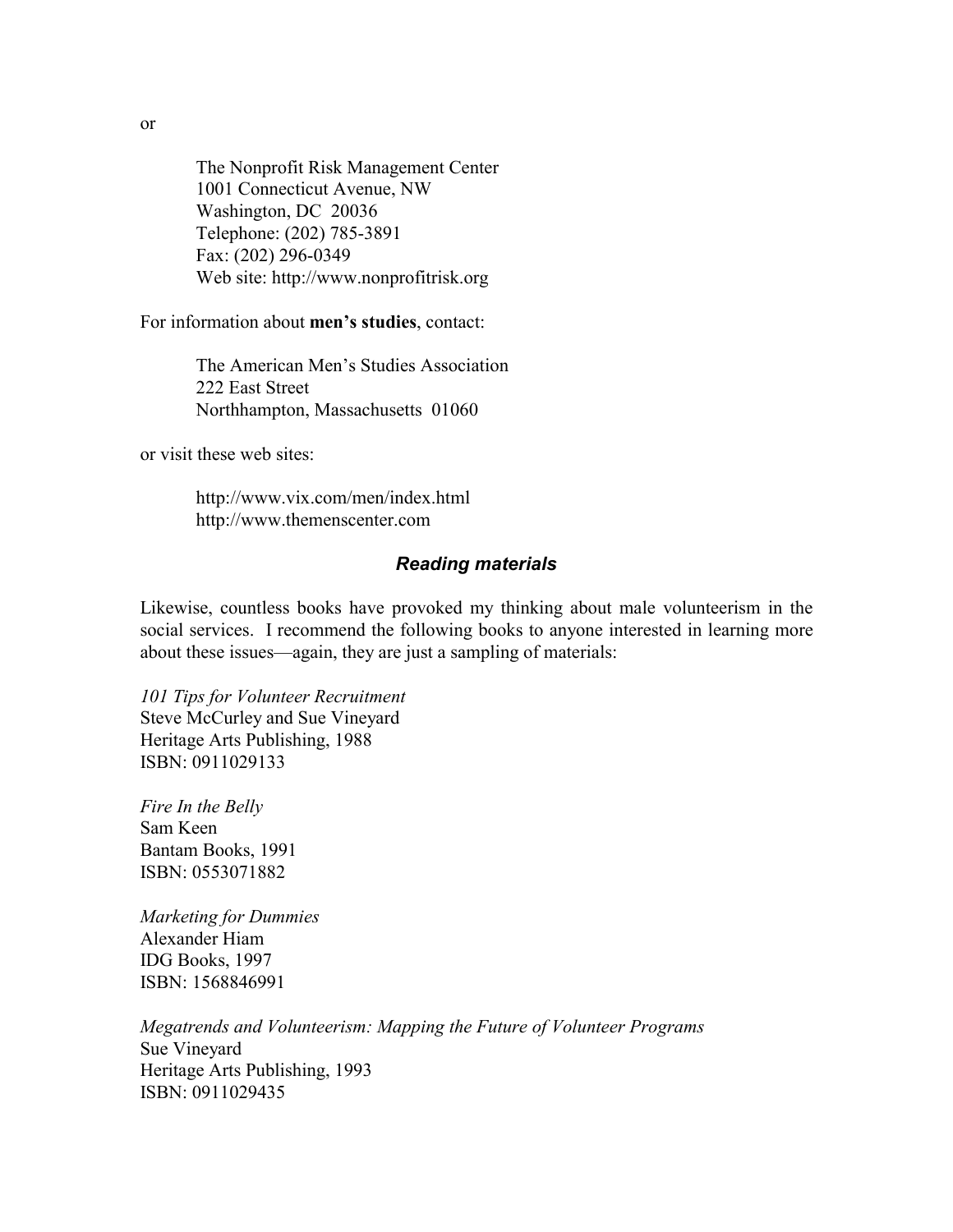or

The Nonprofit Risk Management Center
1001 Connecticut Avenue, NW
Washington, DC 20036
Telephone: (202) 785-3891
Fax: (202) 296-0349
Web site: http://www.nonprofitrisk.org

For information about **men's studies**, contact:

The American Men's Studies Association
222 East Street
Northhampton, Massachusetts 01060

or visit these web sites:

http://www.vix.com/men/index.html
http://www.themenscenter.com

### *Reading materials*

Likewise, countless books have provoked my thinking about male volunteerism in the social services. I recommend the following books to anyone interested in learning more about these issues—again, they are just a sampling of materials:

*101 Tips for Volunteer Recruitment*
Steve McCurley and Sue Vineyard
Heritage Arts Publishing, 1988
ISBN: 0911029133

*Fire In the Belly*
Sam Keen
Bantam Books, 1991
ISBN: 0553071882

*Marketing for Dummies*
Alexander Hiam
IDG Books, 1997
ISBN: 1568846991

*Megatrends and Volunteerism: Mapping the Future of Volunteer Programs*
Sue Vineyard
Heritage Arts Publishing, 1993
ISBN: 0911029435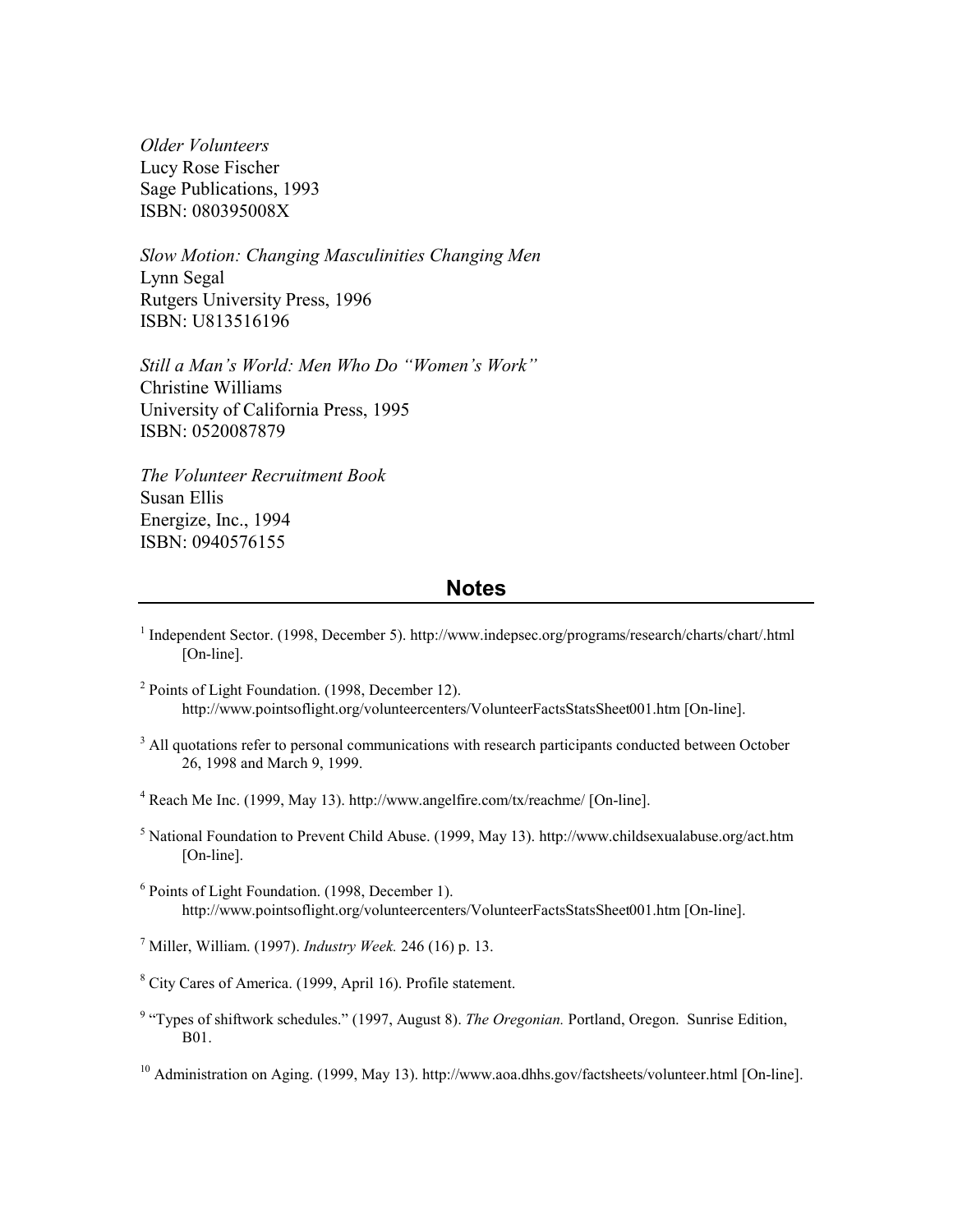*Older Volunteers*
Lucy Rose Fischer
Sage Publications, 1993
ISBN: 080395008X

*Slow Motion: Changing Masculinities Changing Men*
Lynn Segal
Rutgers University Press, 1996
ISBN: U813516196

*Still a Man's World: Men Who Do "Women's Work"*
Christine Williams
University of California Press, 1995
ISBN: 0520087879

*The Volunteer Recruitment Book*
Susan Ellis
Energize, Inc., 1994
ISBN: 0940576155

## Notes

[1] Independent Sector. (1998, December 5). http://www.indepsec.org/programs/research/charts/chart/.html [On-line].

[2] Points of Light Foundation. (1998, December 12). http://www.pointsoflight.org/volunteercenters/VolunteerFactsStatsSheet001.htm [On-line].

[3] All quotations refer to personal communications with research participants conducted between October 26, 1998 and March 9, 1999.

[4] Reach Me Inc. (1999, May 13). http://www.angelfire.com/tx/reachme/ [On-line].

[5] National Foundation to Prevent Child Abuse. (1999, May 13). http://www.childsexualabuse.org/act.htm [On-line].

[6] Points of Light Foundation. (1998, December 1). http://www.pointsoflight.org/volunteercenters/VolunteerFactsStatsSheet001.htm [On-line].

[7] Miller, William. (1997). *Industry Week.* 246 (16) p. 13.

[8] City Cares of America. (1999, April 16). Profile statement.

[9] "Types of shiftwork schedules." (1997, August 8). *The Oregonian.* Portland, Oregon. Sunrise Edition, B01.

[10] Administration on Aging. (1999, May 13). http://www.aoa.dhhs.gov/factsheets/volunteer.html [On-line].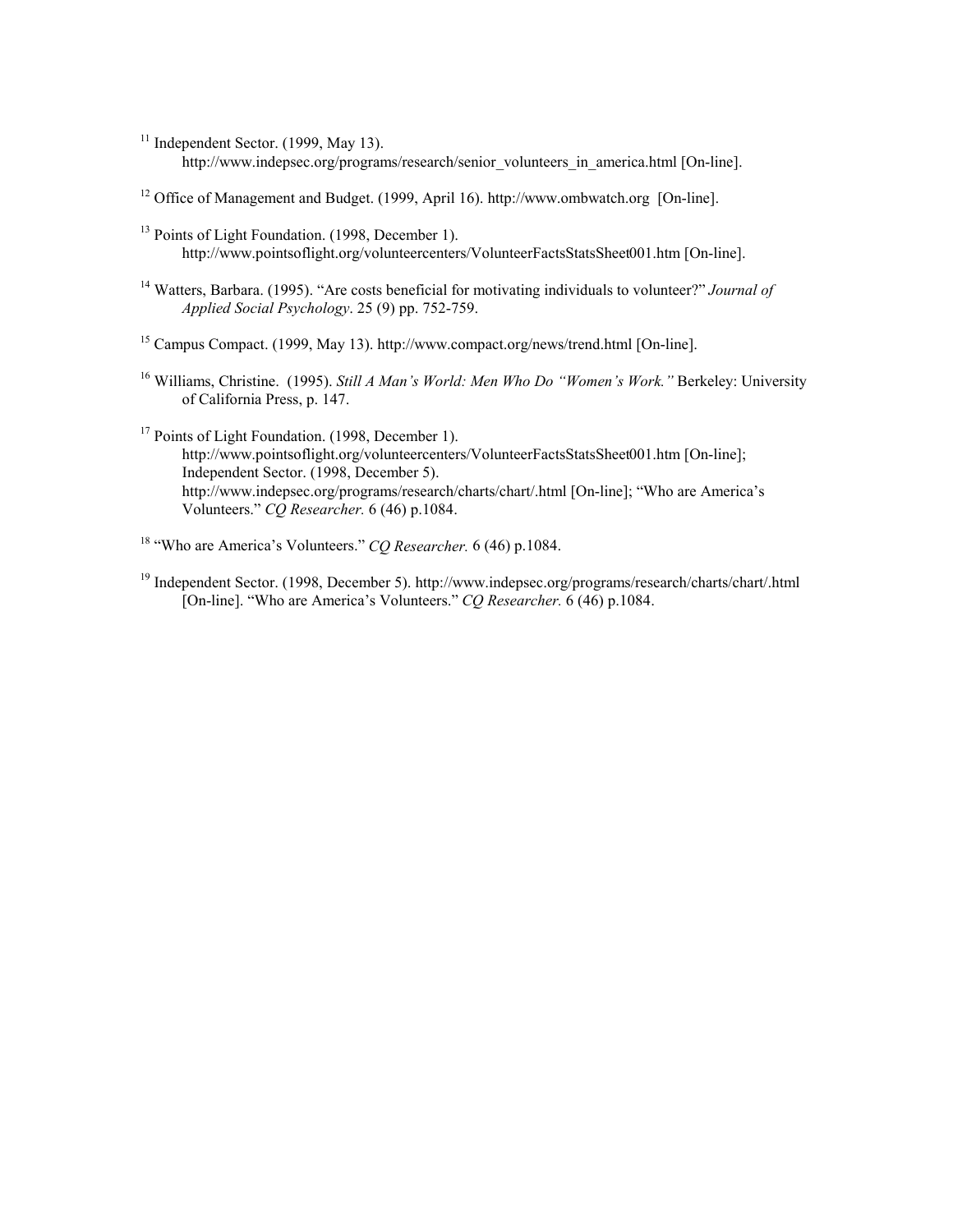[11] Independent Sector. (1999, May 13). http://www.indepsec.org/programs/research/senior_volunteers_in_america.html [On-line].

[12] Office of Management and Budget. (1999, April 16). http://www.ombwatch.org [On-line].

[13] Points of Light Foundation. (1998, December 1). http://www.pointsoflight.org/volunteercenters/VolunteerFactsStatsSheet001.htm [On-line].

[14] Watters, Barbara. (1995). "Are costs beneficial for motivating individuals to volunteer?" *Journal of Applied Social Psychology*. 25 (9) pp. 752-759.

[15] Campus Compact. (1999, May 13). http://www.compact.org/news/trend.html [On-line].

[16] Williams, Christine. (1995). *Still A Man's World: Men Who Do "Women's Work."* Berkeley: University of California Press, p. 147.

[17] Points of Light Foundation. (1998, December 1). http://www.pointsoflight.org/volunteercenters/VolunteerFactsStatsSheet001.htm [On-line]; Independent Sector. (1998, December 5). http://www.indepsec.org/programs/research/charts/chart/.html [On-line]; "Who are America's Volunteers." *CQ Researcher.* 6 (46) p.1084.

[18] "Who are America's Volunteers." *CQ Researcher.* 6 (46) p.1084.

[19] Independent Sector. (1998, December 5). http://www.indepsec.org/programs/research/charts/chart/.html [On-line]. "Who are America's Volunteers." *CQ Researcher.* 6 (46) p.1084.